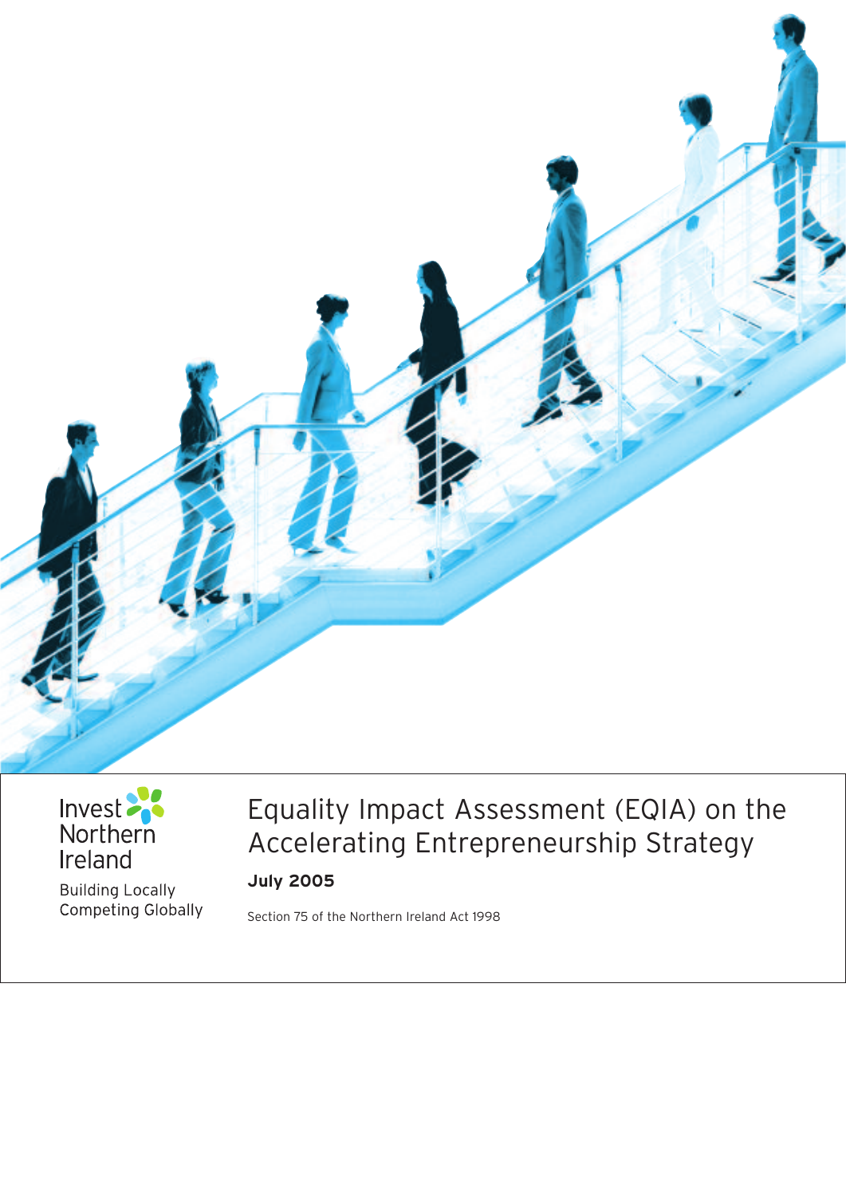Invest Northern Ireland

Building Locally
Competing Globally

# Equality Impact Assessment (EQIA) on the Accelerating Entrepreneurship Strategy

**July 2005**

Section 75 of the Northern Ireland Act 1998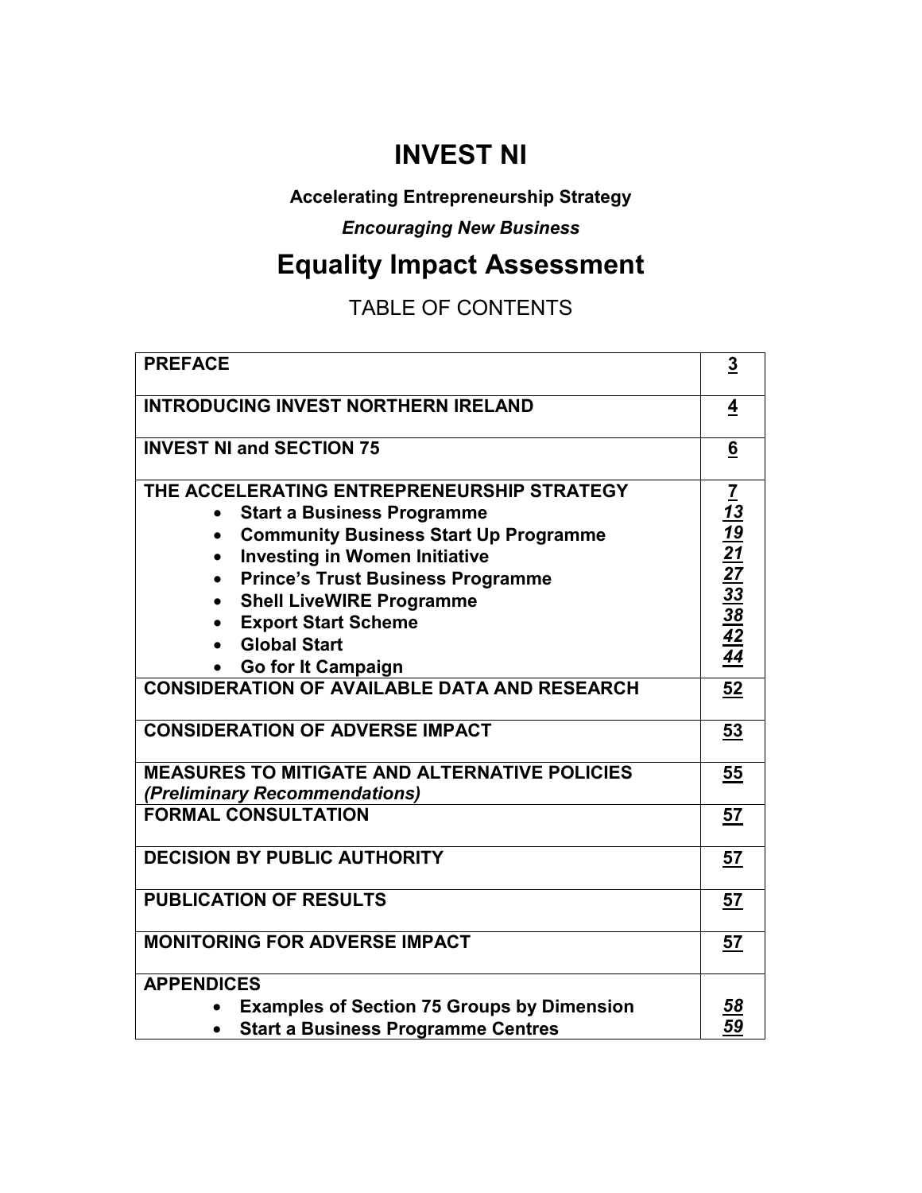# INVEST NI

**Accelerating Entrepreneurship Strategy**

***Encouraging New Business***

# Equality Impact Assessment

## TABLE OF CONTENTS

| | |
|---|---|
| **PREFACE** | **3** |
| **INTRODUCING INVEST NORTHERN IRELAND** | **4** |
| **INVEST NI and SECTION 75** | **6** |
| **THE ACCELERATING ENTREPRENEURSHIP STRATEGY**<br>• **Start a Business Programme**<br>• **Community Business Start Up Programme**<br>• **Investing in Women Initiative**<br>• **Prince's Trust Business Programme**<br>• **Shell LiveWIRE Programme**<br>• **Export Start Scheme**<br>• **Global Start**<br>• **Go for It Campaign** | **7**<br>***13***<br>***19***<br>***21***<br>***27***<br>***33***<br>***38***<br>***42***<br>***44*** |
| **CONSIDERATION OF AVAILABLE DATA AND RESEARCH** | **52** |
| **CONSIDERATION OF ADVERSE IMPACT** | **53** |
| **MEASURES TO MITIGATE AND ALTERNATIVE POLICIES**<br>***(Preliminary Recommendations)*** | **55** |
| **FORMAL CONSULTATION** | **57** |
| **DECISION BY PUBLIC AUTHORITY** | **57** |
| **PUBLICATION OF RESULTS** | **57** |
| **MONITORING FOR ADVERSE IMPACT** | **57** |
| **APPENDICES**<br>• **Examples of Section 75 Groups by Dimension**<br>• **Start a Business Programme Centres** | <br>***58***<br>***59*** |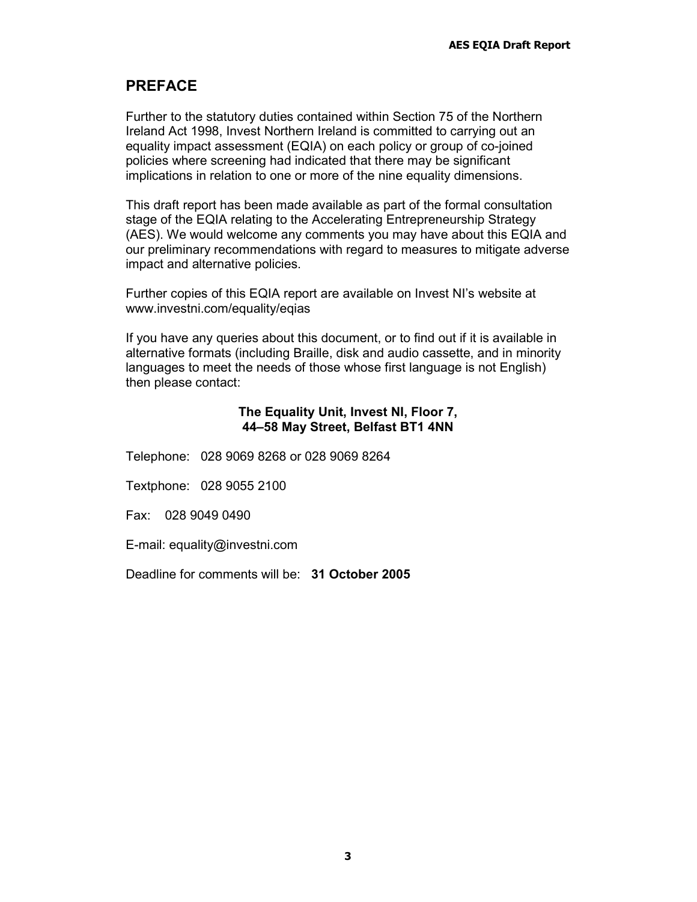## PREFACE

Further to the statutory duties contained within Section 75 of the Northern Ireland Act 1998, Invest Northern Ireland is committed to carrying out an equality impact assessment (EQIA) on each policy or group of co-joined policies where screening had indicated that there may be significant implications in relation to one or more of the nine equality dimensions.

This draft report has been made available as part of the formal consultation stage of the EQIA relating to the Accelerating Entrepreneurship Strategy (AES). We would welcome any comments you may have about this EQIA and our preliminary recommendations with regard to measures to mitigate adverse impact and alternative policies.

Further copies of this EQIA report are available on Invest NI's website at www.investni.com/equality/eqias

If you have any queries about this document, or to find out if it is available in alternative formats (including Braille, disk and audio cassette, and in minority languages to meet the needs of those whose first language is not English) then please contact:

**The Equality Unit, Invest NI, Floor 7,**
**44–58 May Street, Belfast BT1 4NN**

Telephone: 028 9069 8268 or 028 9069 8264

Textphone: 028 9055 2100

Fax: 028 9049 0490

E-mail: equality@investni.com

Deadline for comments will be: **31 October 2005**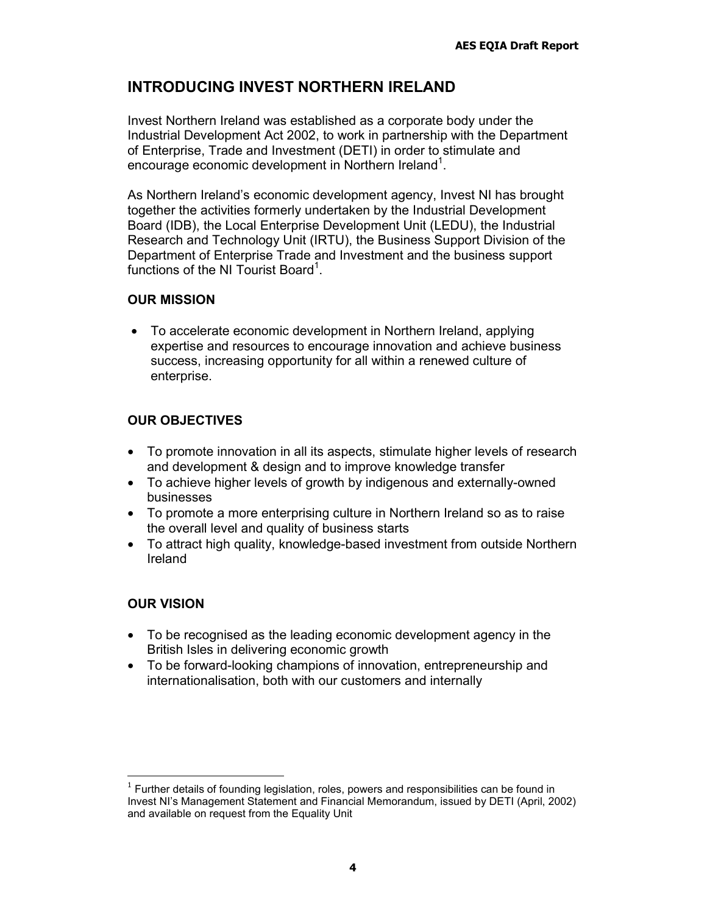## INTRODUCING INVEST NORTHERN IRELAND

Invest Northern Ireland was established as a corporate body under the Industrial Development Act 2002, to work in partnership with the Department of Enterprise, Trade and Investment (DETI) in order to stimulate and encourage economic development in Northern Ireland[1].

As Northern Ireland's economic development agency, Invest NI has brought together the activities formerly undertaken by the Industrial Development Board (IDB), the Local Enterprise Development Unit (LEDU), the Industrial Research and Technology Unit (IRTU), the Business Support Division of the Department of Enterprise Trade and Investment and the business support functions of the NI Tourist Board[1].

### OUR MISSION

- To accelerate economic development in Northern Ireland, applying expertise and resources to encourage innovation and achieve business success, increasing opportunity for all within a renewed culture of enterprise.

### OUR OBJECTIVES

- To promote innovation in all its aspects, stimulate higher levels of research and development & design and to improve knowledge transfer
- To achieve higher levels of growth by indigenous and externally-owned businesses
- To promote a more enterprising culture in Northern Ireland so as to raise the overall level and quality of business starts
- To attract high quality, knowledge-based investment from outside Northern Ireland

### OUR VISION

- To be recognised as the leading economic development agency in the British Isles in delivering economic growth
- To be forward-looking champions of innovation, entrepreneurship and internationalisation, both with our customers and internally

---

[1] Further details of founding legislation, roles, powers and responsibilities can be found in Invest NI's Management Statement and Financial Memorandum, issued by DETI (April, 2002) and available on request from the Equality Unit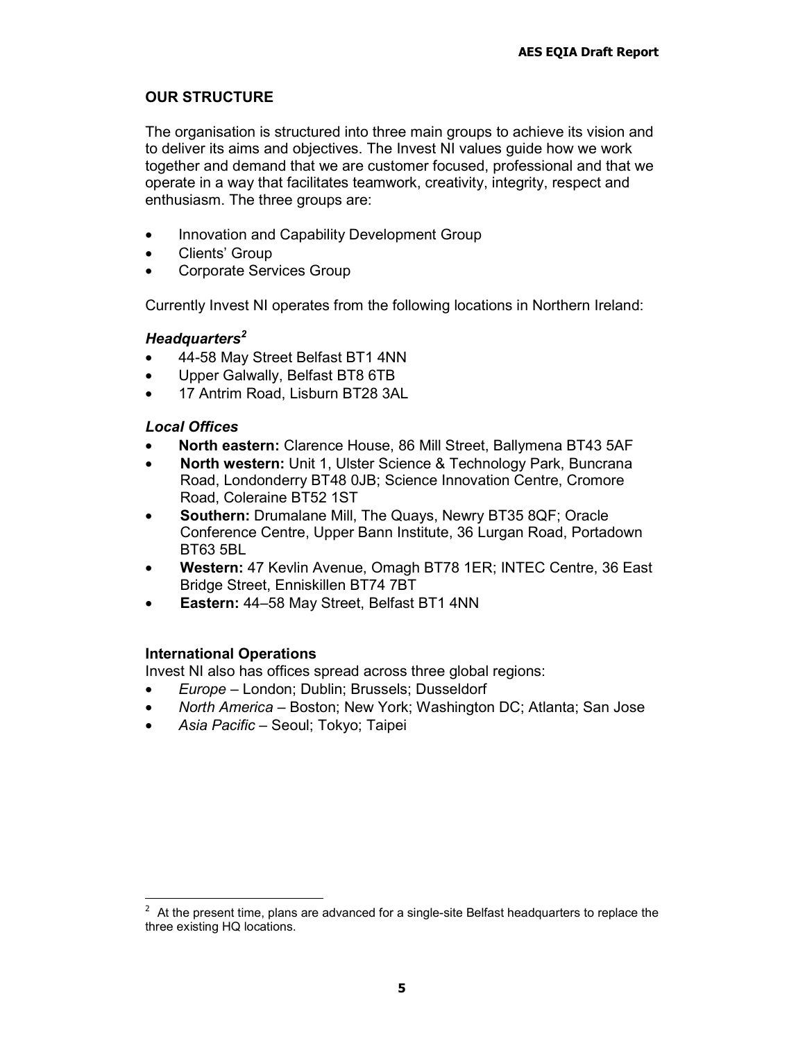## OUR STRUCTURE

The organisation is structured into three main groups to achieve its vision and to deliver its aims and objectives. The Invest NI values guide how we work together and demand that we are customer focused, professional and that we operate in a way that facilitates teamwork, creativity, integrity, respect and enthusiasm. The three groups are:

- Innovation and Capability Development Group
- Clients' Group
- Corporate Services Group

Currently Invest NI operates from the following locations in Northern Ireland:

### *Headquarters*[2]

- 44-58 May Street Belfast BT1 4NN
- Upper Galwally, Belfast BT8 6TB
- 17 Antrim Road, Lisburn BT28 3AL

### *Local Offices*

- **North eastern:** Clarence House, 86 Mill Street, Ballymena BT43 5AF
- **North western:** Unit 1, Ulster Science & Technology Park, Buncrana Road, Londonderry BT48 0JB; Science Innovation Centre, Cromore Road, Coleraine BT52 1ST
- **Southern:** Drumalane Mill, The Quays, Newry BT35 8QF; Oracle Conference Centre, Upper Bann Institute, 36 Lurgan Road, Portadown BT63 5BL
- **Western:** 47 Kevlin Avenue, Omagh BT78 1ER; INTEC Centre, 36 East Bridge Street, Enniskillen BT74 7BT
- **Eastern:** 44–58 May Street, Belfast BT1 4NN

### International Operations

Invest NI also has offices spread across three global regions:

- *Europe* – London; Dublin; Brussels; Dusseldorf
- *North America* – Boston; New York; Washington DC; Atlanta; San Jose
- *Asia Pacific* – Seoul; Tokyo; Taipei

---

[2] At the present time, plans are advanced for a single-site Belfast headquarters to replace the three existing HQ locations.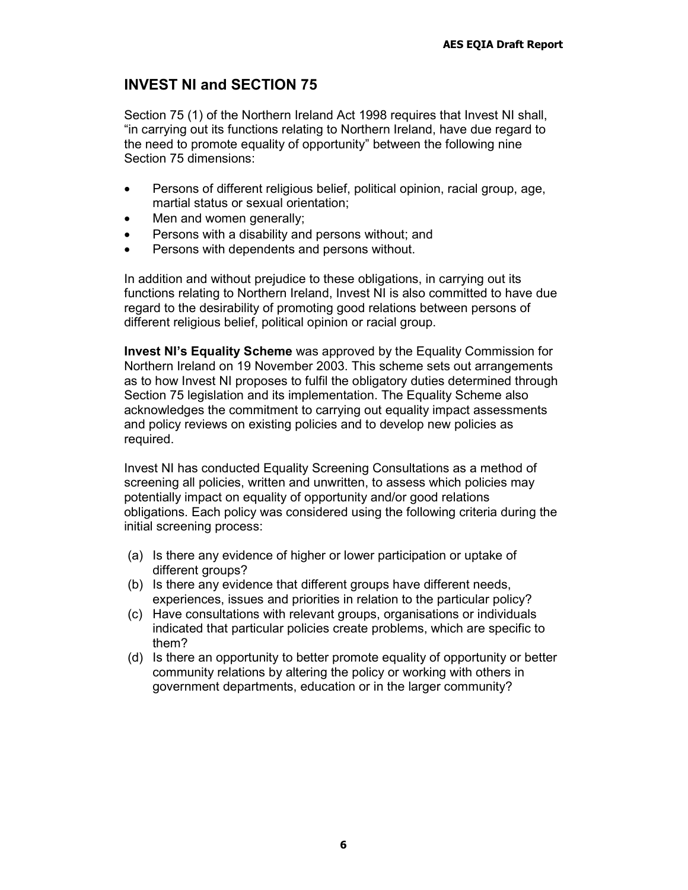## INVEST NI and SECTION 75

Section 75 (1) of the Northern Ireland Act 1998 requires that Invest NI shall, "in carrying out its functions relating to Northern Ireland, have due regard to the need to promote equality of opportunity" between the following nine Section 75 dimensions:

- Persons of different religious belief, political opinion, racial group, age, martial status or sexual orientation;
- Men and women generally;
- Persons with a disability and persons without; and
- Persons with dependents and persons without.

In addition and without prejudice to these obligations, in carrying out its functions relating to Northern Ireland, Invest NI is also committed to have due regard to the desirability of promoting good relations between persons of different religious belief, political opinion or racial group.

**Invest NI's Equality Scheme** was approved by the Equality Commission for Northern Ireland on 19 November 2003. This scheme sets out arrangements as to how Invest NI proposes to fulfil the obligatory duties determined through Section 75 legislation and its implementation. The Equality Scheme also acknowledges the commitment to carrying out equality impact assessments and policy reviews on existing policies and to develop new policies as required.

Invest NI has conducted Equality Screening Consultations as a method of screening all policies, written and unwritten, to assess which policies may potentially impact on equality of opportunity and/or good relations obligations. Each policy was considered using the following criteria during the initial screening process:

(a) Is there any evidence of higher or lower participation or uptake of different groups?
(b) Is there any evidence that different groups have different needs, experiences, issues and priorities in relation to the particular policy?
(c) Have consultations with relevant groups, organisations or individuals indicated that particular policies create problems, which are specific to them?
(d) Is there an opportunity to better promote equality of opportunity or better community relations by altering the policy or working with others in government departments, education or in the larger community?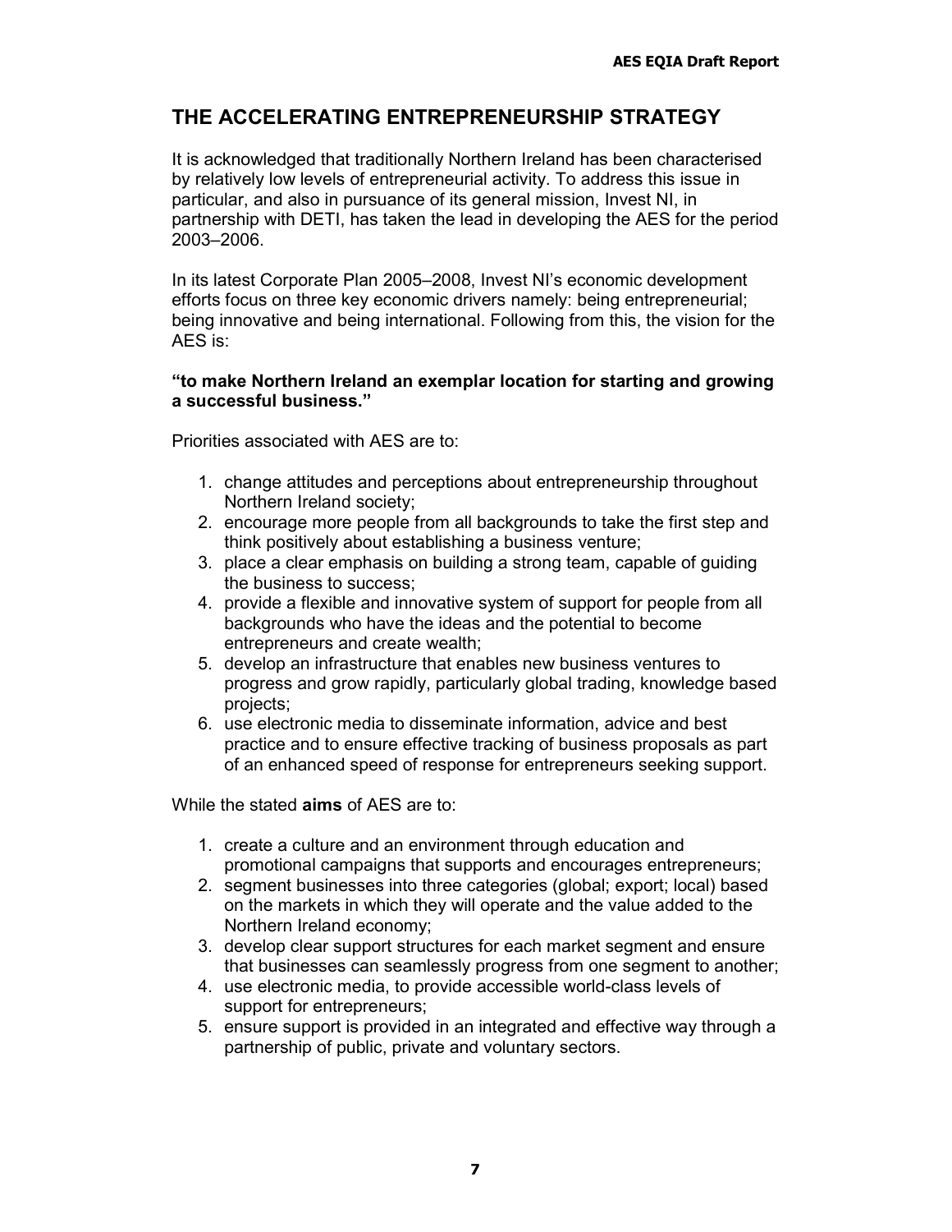## THE ACCELERATING ENTREPRENEURSHIP STRATEGY

It is acknowledged that traditionally Northern Ireland has been characterised by relatively low levels of entrepreneurial activity. To address this issue in particular, and also in pursuance of its general mission, Invest NI, in partnership with DETI, has taken the lead in developing the AES for the period 2003–2006.

In its latest Corporate Plan 2005–2008, Invest NI's economic development efforts focus on three key economic drivers namely: being entrepreneurial; being innovative and being international. Following from this, the vision for the AES is:

**"to make Northern Ireland an exemplar location for starting and growing a successful business."**

Priorities associated with AES are to:

1. change attitudes and perceptions about entrepreneurship throughout Northern Ireland society;
2. encourage more people from all backgrounds to take the first step and think positively about establishing a business venture;
3. place a clear emphasis on building a strong team, capable of guiding the business to success;
4. provide a flexible and innovative system of support for people from all backgrounds who have the ideas and the potential to become entrepreneurs and create wealth;
5. develop an infrastructure that enables new business ventures to progress and grow rapidly, particularly global trading, knowledge based projects;
6. use electronic media to disseminate information, advice and best practice and to ensure effective tracking of business proposals as part of an enhanced speed of response for entrepreneurs seeking support.

While the stated **aims** of AES are to:

1. create a culture and an environment through education and promotional campaigns that supports and encourages entrepreneurs;
2. segment businesses into three categories (global; export; local) based on the markets in which they will operate and the value added to the Northern Ireland economy;
3. develop clear support structures for each market segment and ensure that businesses can seamlessly progress from one segment to another;
4. use electronic media, to provide accessible world-class levels of support for entrepreneurs;
5. ensure support is provided in an integrated and effective way through a partnership of public, private and voluntary sectors.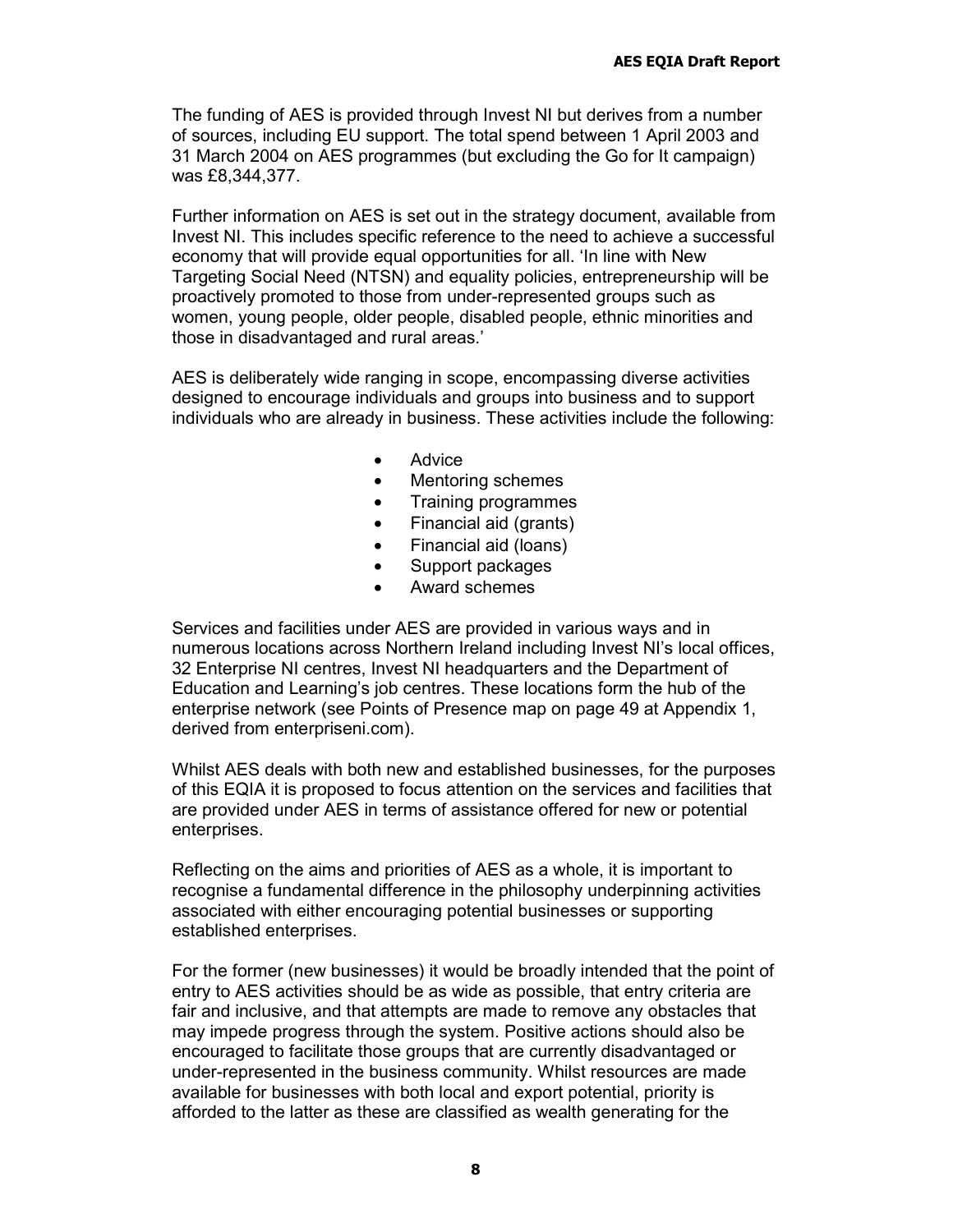The funding of AES is provided through Invest NI but derives from a number of sources, including EU support. The total spend between 1 April 2003 and 31 March 2004 on AES programmes (but excluding the Go for It campaign) was £8,344,377.

Further information on AES is set out in the strategy document, available from Invest NI. This includes specific reference to the need to achieve a successful economy that will provide equal opportunities for all. 'In line with New Targeting Social Need (NTSN) and equality policies, entrepreneurship will be proactively promoted to those from under-represented groups such as women, young people, older people, disabled people, ethnic minorities and those in disadvantaged and rural areas.'

AES is deliberately wide ranging in scope, encompassing diverse activities designed to encourage individuals and groups into business and to support individuals who are already in business. These activities include the following:

- Advice
- Mentoring schemes
- Training programmes
- Financial aid (grants)
- Financial aid (loans)
- Support packages
- Award schemes

Services and facilities under AES are provided in various ways and in numerous locations across Northern Ireland including Invest NI's local offices, 32 Enterprise NI centres, Invest NI headquarters and the Department of Education and Learning's job centres. These locations form the hub of the enterprise network (see Points of Presence map on page 49 at Appendix 1, derived from enterpriseni.com).

Whilst AES deals with both new and established businesses, for the purposes of this EQIA it is proposed to focus attention on the services and facilities that are provided under AES in terms of assistance offered for new or potential enterprises.

Reflecting on the aims and priorities of AES as a whole, it is important to recognise a fundamental difference in the philosophy underpinning activities associated with either encouraging potential businesses or supporting established enterprises.

For the former (new businesses) it would be broadly intended that the point of entry to AES activities should be as wide as possible, that entry criteria are fair and inclusive, and that attempts are made to remove any obstacles that may impede progress through the system. Positive actions should also be encouraged to facilitate those groups that are currently disadvantaged or under-represented in the business community. Whilst resources are made available for businesses with both local and export potential, priority is afforded to the latter as these are classified as wealth generating for the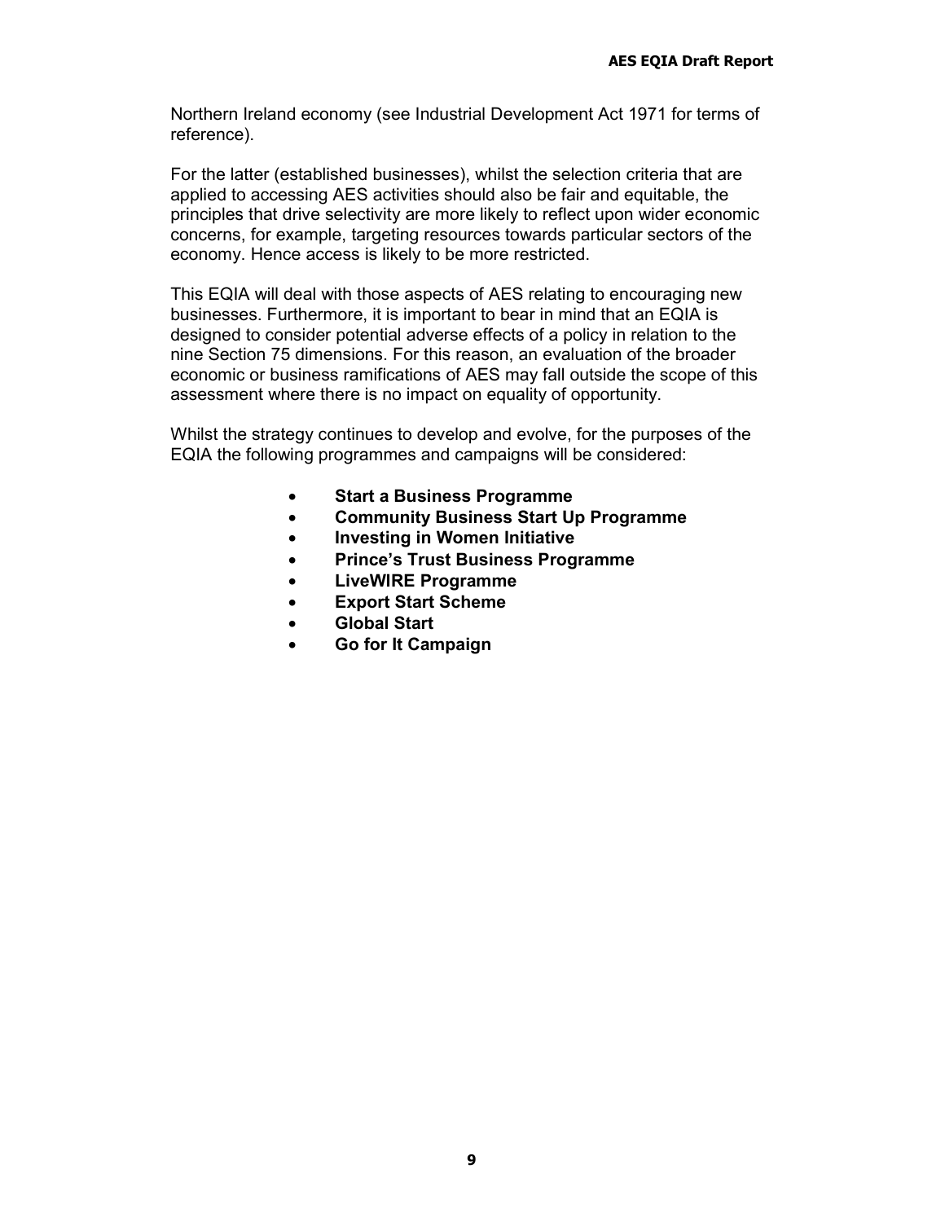Northern Ireland economy (see Industrial Development Act 1971 for terms of reference).

For the latter (established businesses), whilst the selection criteria that are applied to accessing AES activities should also be fair and equitable, the principles that drive selectivity are more likely to reflect upon wider economic concerns, for example, targeting resources towards particular sectors of the economy. Hence access is likely to be more restricted.

This EQIA will deal with those aspects of AES relating to encouraging new businesses. Furthermore, it is important to bear in mind that an EQIA is designed to consider potential adverse effects of a policy in relation to the nine Section 75 dimensions. For this reason, an evaluation of the broader economic or business ramifications of AES may fall outside the scope of this assessment where there is no impact on equality of opportunity.

Whilst the strategy continues to develop and evolve, for the purposes of the EQIA the following programmes and campaigns will be considered:

- **Start a Business Programme**
- **Community Business Start Up Programme**
- **Investing in Women Initiative**
- **Prince's Trust Business Programme**
- **LiveWIRE Programme**
- **Export Start Scheme**
- **Global Start**
- **Go for It Campaign**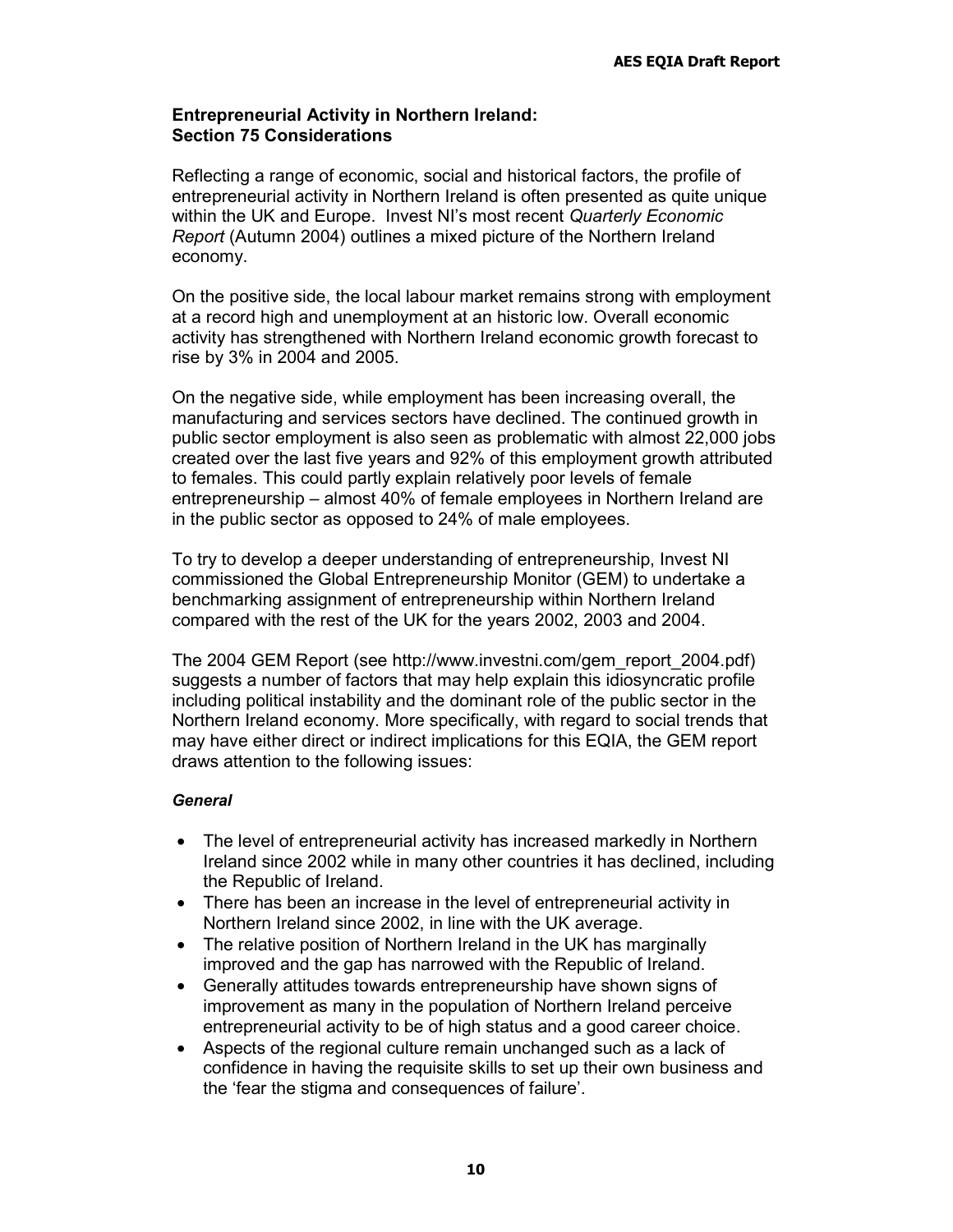**Entrepreneurial Activity in Northern Ireland: Section 75 Considerations**

Reflecting a range of economic, social and historical factors, the profile of entrepreneurial activity in Northern Ireland is often presented as quite unique within the UK and Europe. Invest NI's most recent *Quarterly Economic Report* (Autumn 2004) outlines a mixed picture of the Northern Ireland economy.

On the positive side, the local labour market remains strong with employment at a record high and unemployment at an historic low. Overall economic activity has strengthened with Northern Ireland economic growth forecast to rise by 3% in 2004 and 2005.

On the negative side, while employment has been increasing overall, the manufacturing and services sectors have declined. The continued growth in public sector employment is also seen as problematic with almost 22,000 jobs created over the last five years and 92% of this employment growth attributed to females. This could partly explain relatively poor levels of female entrepreneurship – almost 40% of female employees in Northern Ireland are in the public sector as opposed to 24% of male employees.

To try to develop a deeper understanding of entrepreneurship, Invest NI commissioned the Global Entrepreneurship Monitor (GEM) to undertake a benchmarking assignment of entrepreneurship within Northern Ireland compared with the rest of the UK for the years 2002, 2003 and 2004.

The 2004 GEM Report (see http://www.investni.com/gem_report_2004.pdf) suggests a number of factors that may help explain this idiosyncratic profile including political instability and the dominant role of the public sector in the Northern Ireland economy. More specifically, with regard to social trends that may have either direct or indirect implications for this EQIA, the GEM report draws attention to the following issues:

***General***

- The level of entrepreneurial activity has increased markedly in Northern Ireland since 2002 while in many other countries it has declined, including the Republic of Ireland.
- There has been an increase in the level of entrepreneurial activity in Northern Ireland since 2002, in line with the UK average.
- The relative position of Northern Ireland in the UK has marginally improved and the gap has narrowed with the Republic of Ireland.
- Generally attitudes towards entrepreneurship have shown signs of improvement as many in the population of Northern Ireland perceive entrepreneurial activity to be of high status and a good career choice.
- Aspects of the regional culture remain unchanged such as a lack of confidence in having the requisite skills to set up their own business and the 'fear the stigma and consequences of failure'.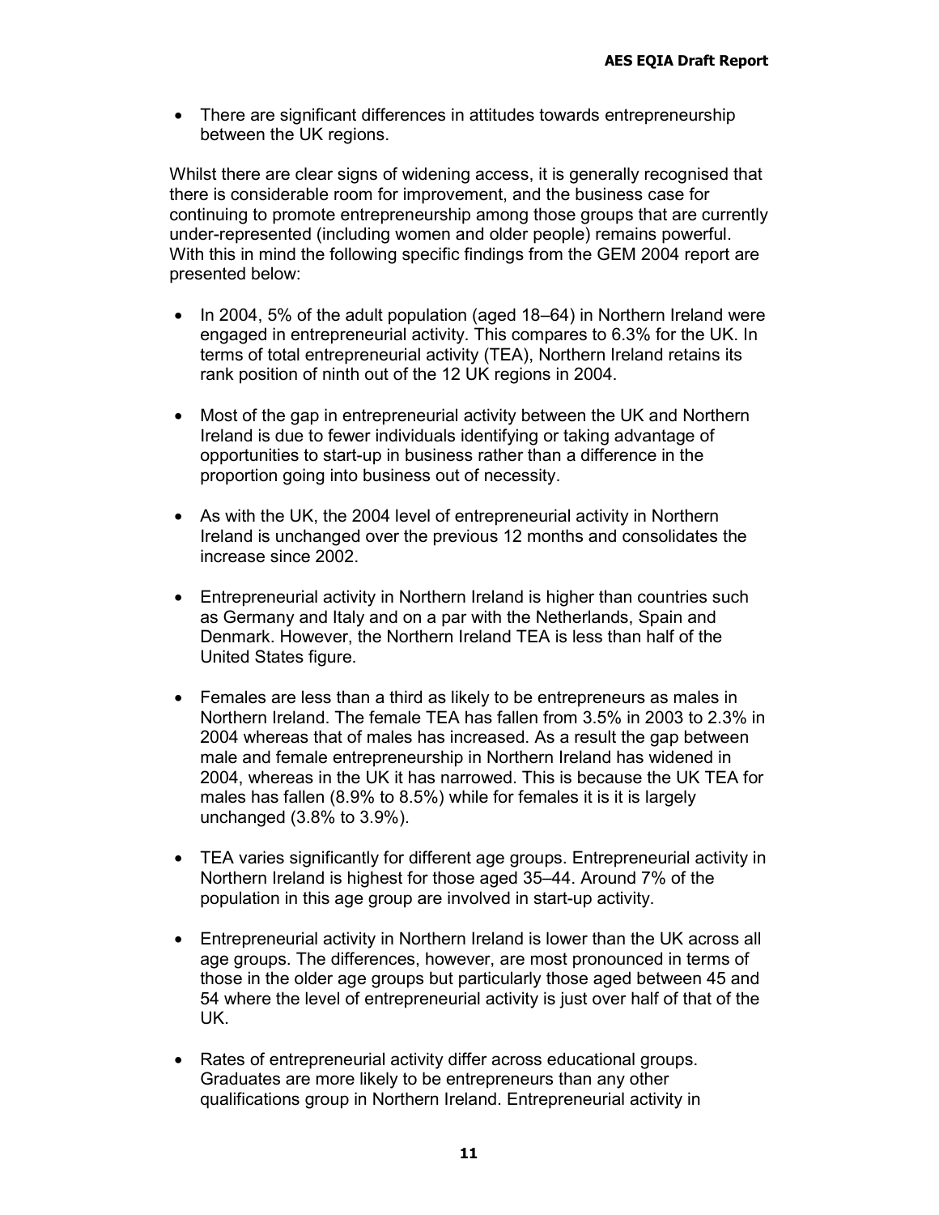- There are significant differences in attitudes towards entrepreneurship between the UK regions.

Whilst there are clear signs of widening access, it is generally recognised that there is considerable room for improvement, and the business case for continuing to promote entrepreneurship among those groups that are currently under-represented (including women and older people) remains powerful. With this in mind the following specific findings from the GEM 2004 report are presented below:

- In 2004, 5% of the adult population (aged 18–64) in Northern Ireland were engaged in entrepreneurial activity. This compares to 6.3% for the UK. In terms of total entrepreneurial activity (TEA), Northern Ireland retains its rank position of ninth out of the 12 UK regions in 2004.

- Most of the gap in entrepreneurial activity between the UK and Northern Ireland is due to fewer individuals identifying or taking advantage of opportunities to start-up in business rather than a difference in the proportion going into business out of necessity.

- As with the UK, the 2004 level of entrepreneurial activity in Northern Ireland is unchanged over the previous 12 months and consolidates the increase since 2002.

- Entrepreneurial activity in Northern Ireland is higher than countries such as Germany and Italy and on a par with the Netherlands, Spain and Denmark. However, the Northern Ireland TEA is less than half of the United States figure.

- Females are less than a third as likely to be entrepreneurs as males in Northern Ireland. The female TEA has fallen from 3.5% in 2003 to 2.3% in 2004 whereas that of males has increased. As a result the gap between male and female entrepreneurship in Northern Ireland has widened in 2004, whereas in the UK it has narrowed. This is because the UK TEA for males has fallen (8.9% to 8.5%) while for females it is it is largely unchanged (3.8% to 3.9%).

- TEA varies significantly for different age groups. Entrepreneurial activity in Northern Ireland is highest for those aged 35–44. Around 7% of the population in this age group are involved in start-up activity.

- Entrepreneurial activity in Northern Ireland is lower than the UK across all age groups. The differences, however, are most pronounced in terms of those in the older age groups but particularly those aged between 45 and 54 where the level of entrepreneurial activity is just over half of that of the UK.

- Rates of entrepreneurial activity differ across educational groups. Graduates are more likely to be entrepreneurs than any other qualifications group in Northern Ireland. Entrepreneurial activity in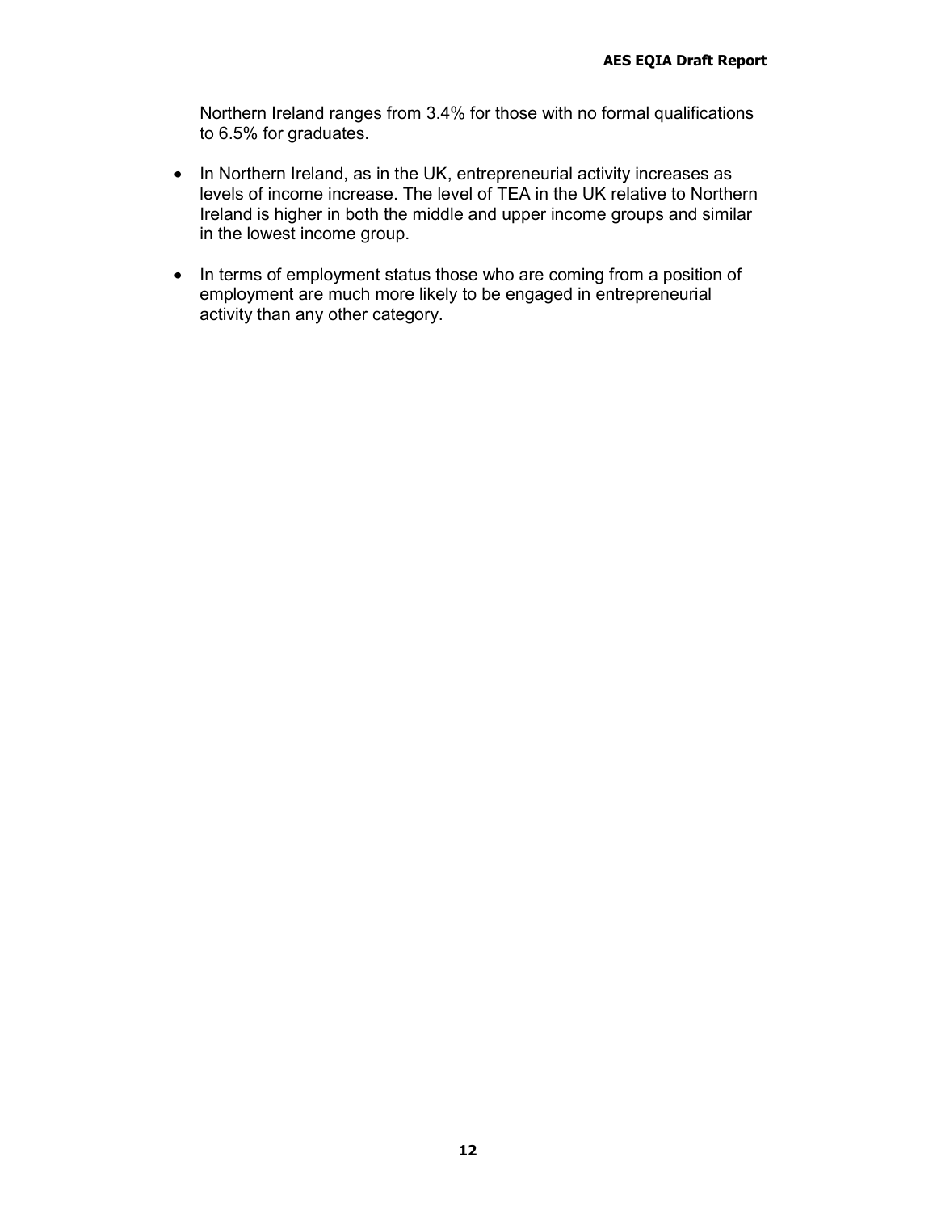Northern Ireland ranges from 3.4% for those with no formal qualifications to 6.5% for graduates.

- In Northern Ireland, as in the UK, entrepreneurial activity increases as levels of income increase. The level of TEA in the UK relative to Northern Ireland is higher in both the middle and upper income groups and similar in the lowest income group.

- In terms of employment status those who are coming from a position of employment are much more likely to be engaged in entrepreneurial activity than any other category.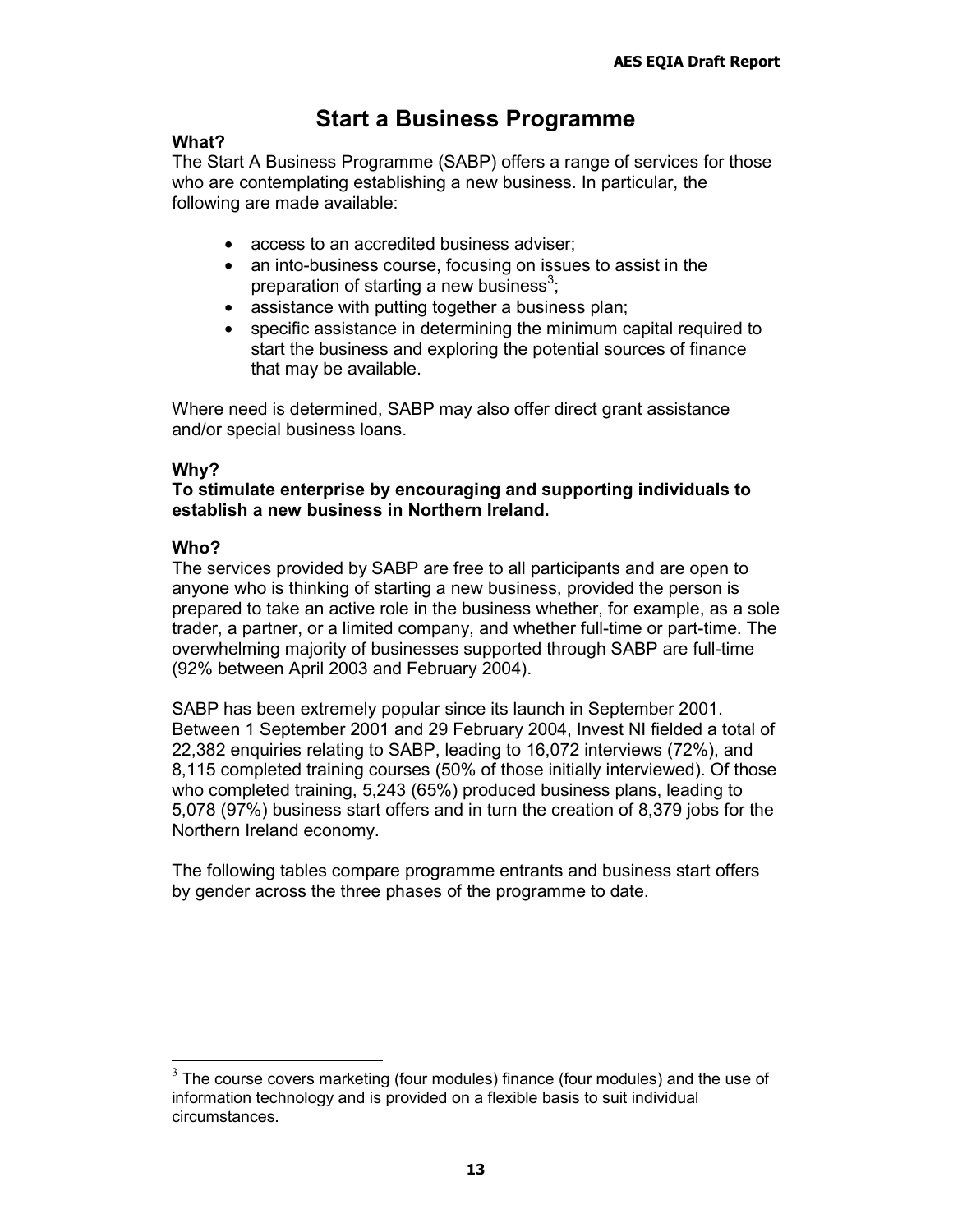# Start a Business Programme

**What?**

The Start A Business Programme (SABP) offers a range of services for those who are contemplating establishing a new business. In particular, the following are made available:

- access to an accredited business adviser;
- an into-business course, focusing on issues to assist in the preparation of starting a new business[3];
- assistance with putting together a business plan;
- specific assistance in determining the minimum capital required to start the business and exploring the potential sources of finance that may be available.

Where need is determined, SABP may also offer direct grant assistance and/or special business loans.

**Why?**

**To stimulate enterprise by encouraging and supporting individuals to establish a new business in Northern Ireland.**

**Who?**

The services provided by SABP are free to all participants and are open to anyone who is thinking of starting a new business, provided the person is prepared to take an active role in the business whether, for example, as a sole trader, a partner, or a limited company, and whether full-time or part-time. The overwhelming majority of businesses supported through SABP are full-time (92% between April 2003 and February 2004).

SABP has been extremely popular since its launch in September 2001. Between 1 September 2001 and 29 February 2004, Invest NI fielded a total of 22,382 enquiries relating to SABP, leading to 16,072 interviews (72%), and 8,115 completed training courses (50% of those initially interviewed). Of those who completed training, 5,243 (65%) produced business plans, leading to 5,078 (97%) business start offers and in turn the creation of 8,379 jobs for the Northern Ireland economy.

The following tables compare programme entrants and business start offers by gender across the three phases of the programme to date.

---

[3] The course covers marketing (four modules) finance (four modules) and the use of information technology and is provided on a flexible basis to suit individual circumstances.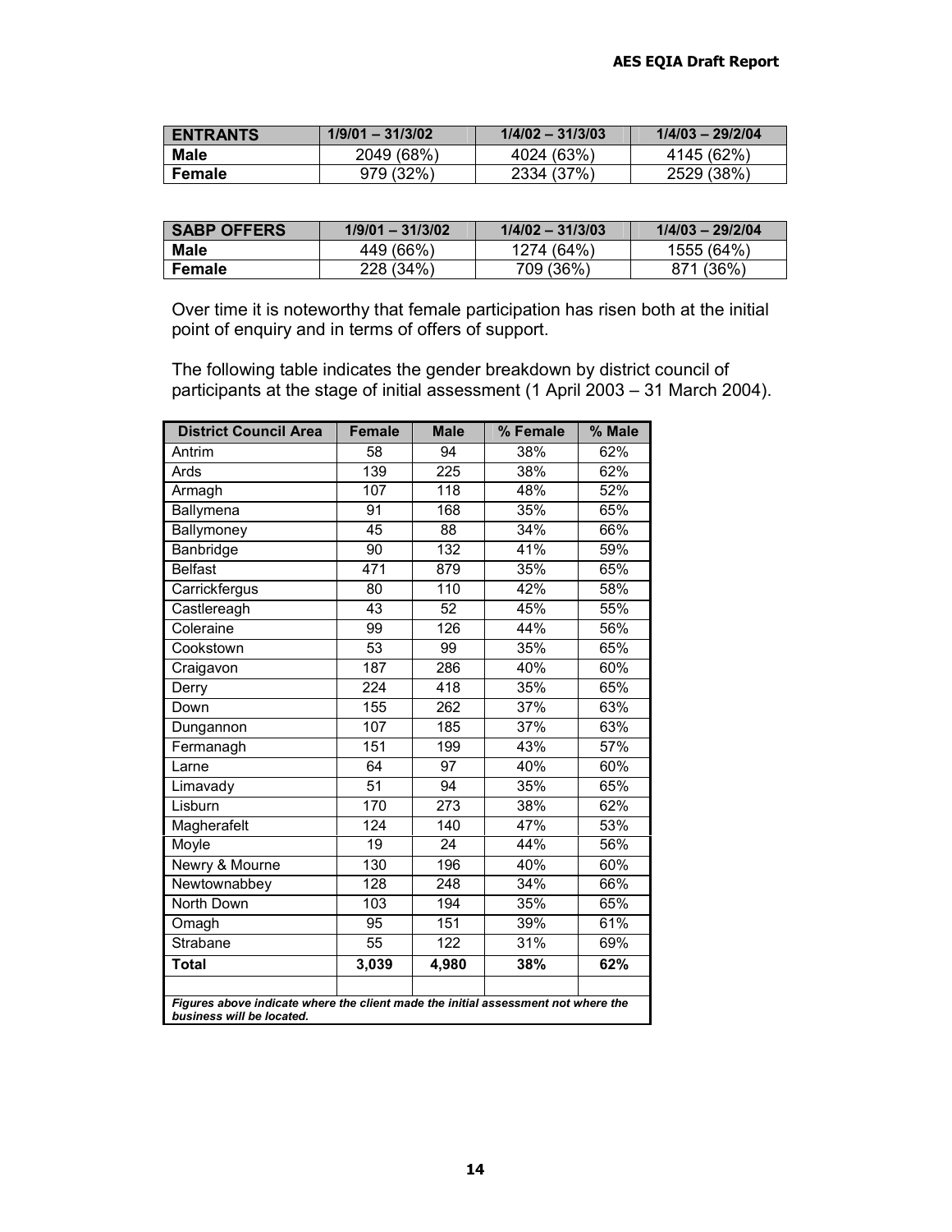| ENTRANTS | 1/9/01 – 31/3/02 | 1/4/02 – 31/3/03 | 1/4/03 – 29/2/04 |
|---|---|---|---|
| **Male** | 2049 (68%) | 4024 (63%) | 4145 (62%) |
| **Female** | 979 (32%) | 2334 (37%) | 2529 (38%) |

| SABP OFFERS | 1/9/01 – 31/3/02 | 1/4/02 – 31/3/03 | 1/4/03 – 29/2/04 |
|---|---|---|---|
| **Male** | 449 (66%) | 1274 (64%) | 1555 (64%) |
| **Female** | 228 (34%) | 709 (36%) | 871 (36%) |

Over time it is noteworthy that female participation has risen both at the initial point of enquiry and in terms of offers of support.

The following table indicates the gender breakdown by district council of participants at the stage of initial assessment (1 April 2003 – 31 March 2004).

| District Council Area | Female | Male | % Female | % Male |
|---|---|---|---|---|
| Antrim | 58 | 94 | 38% | 62% |
| Ards | 139 | 225 | 38% | 62% |
| Armagh | 107 | 118 | 48% | 52% |
| Ballymena | 91 | 168 | 35% | 65% |
| Ballymoney | 45 | 88 | 34% | 66% |
| Banbridge | 90 | 132 | 41% | 59% |
| Belfast | 471 | 879 | 35% | 65% |
| Carrickfergus | 80 | 110 | 42% | 58% |
| Castlereagh | 43 | 52 | 45% | 55% |
| Coleraine | 99 | 126 | 44% | 56% |
| Cookstown | 53 | 99 | 35% | 65% |
| Craigavon | 187 | 286 | 40% | 60% |
| Derry | 224 | 418 | 35% | 65% |
| Down | 155 | 262 | 37% | 63% |
| Dungannon | 107 | 185 | 37% | 63% |
| Fermanagh | 151 | 199 | 43% | 57% |
| Larne | 64 | 97 | 40% | 60% |
| Limavady | 51 | 94 | 35% | 65% |
| Lisburn | 170 | 273 | 38% | 62% |
| Magherafelt | 124 | 140 | 47% | 53% |
| Moyle | 19 | 24 | 44% | 56% |
| Newry & Mourne | 130 | 196 | 40% | 60% |
| Newtownabbey | 128 | 248 | 34% | 66% |
| North Down | 103 | 194 | 35% | 65% |
| Omagh | 95 | 151 | 39% | 61% |
| Strabane | 55 | 122 | 31% | 69% |
| **Total** | **3,039** | **4,980** | **38%** | **62%** |
| | | | | |
| ***Figures above indicate where the client made the initial assessment not where the business will be located.*** | | | | |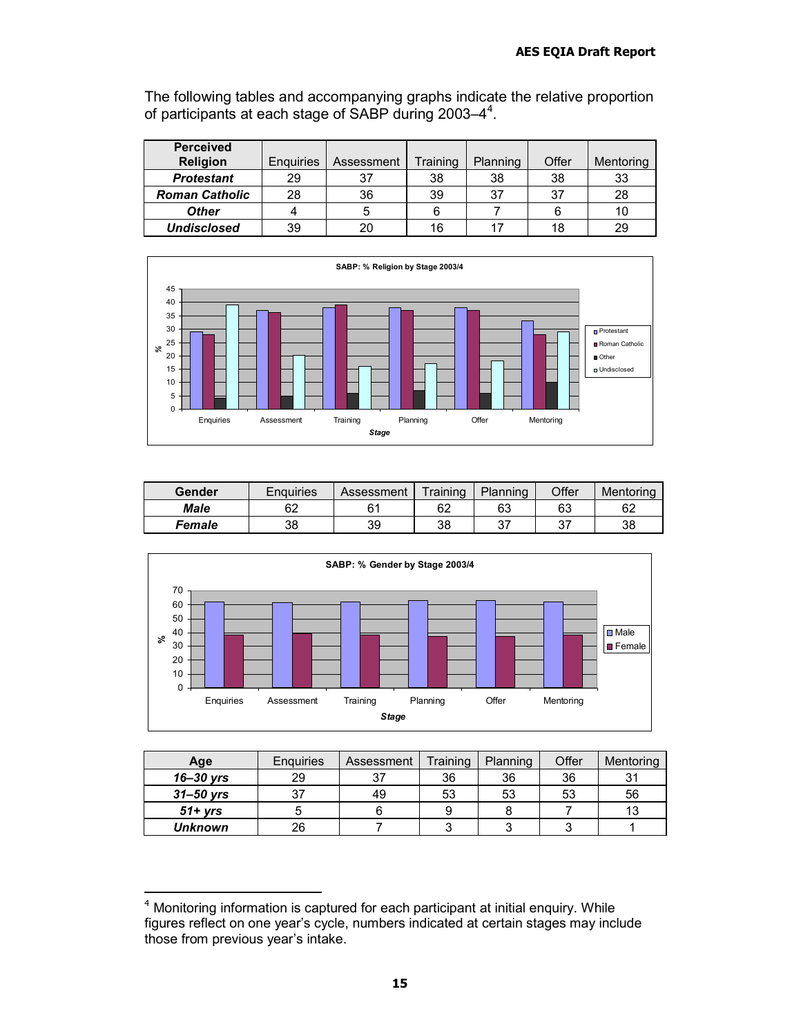The following tables and accompanying graphs indicate the relative proportion of participants at each stage of SABP during 2003–4[4].

| Perceived Religion | Enquiries | Assessment | Training | Planning | Offer | Mentoring |
|---|---|---|---|---|---|---|
| ***Protestant*** | 29 | 37 | 38 | 38 | 38 | 33 |
| ***Roman Catholic*** | 28 | 36 | 39 | 37 | 37 | 28 |
| ***Other*** | 4 | 5 | 6 | 7 | 6 | 10 |
| ***Undisclosed*** | 39 | 20 | 16 | 17 | 18 | 29 |

**SABP: % Religion by Stage 2003/4**

| Gender | Enquiries | Assessment | Training | Planning | Offer | Mentoring |
|---|---|---|---|---|---|---|
| ***Male*** | 62 | 61 | 62 | 63 | 63 | 62 |
| ***Female*** | 38 | 39 | 38 | 37 | 37 | 38 |

**SABP: % Gender by Stage 2003/4**

| Age | Enquiries | Assessment | Training | Planning | Offer | Mentoring |
|---|---|---|---|---|---|---|
| ***16–30 yrs*** | 29 | 37 | 36 | 36 | 36 | 31 |
| ***31–50 yrs*** | 37 | 49 | 53 | 53 | 53 | 56 |
| ***51+ yrs*** | 5 | 6 | 9 | 8 | 7 | 13 |
| ***Unknown*** | 26 | 7 | 3 | 3 | 3 | 1 |

[4] Monitoring information is captured for each participant at initial enquiry. While figures reflect on one year's cycle, numbers indicated at certain stages may include those from previous year's intake.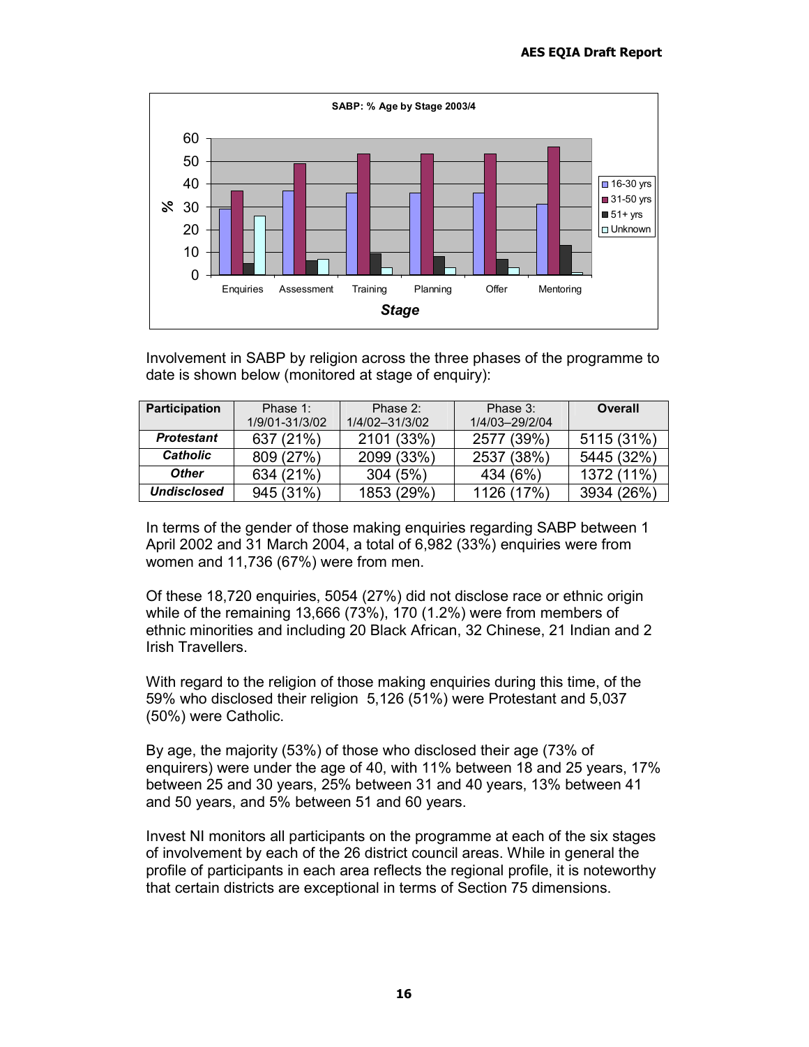Involvement in SABP by religion across the three phases of the programme to date is shown below (monitored at stage of enquiry):

| Participation | Phase 1: 1/9/01-31/3/02 | Phase 2: 1/4/02–31/3/02 | Phase 3: 1/4/03–29/2/04 | Overall |
|---|---|---|---|---|
| ***Protestant*** | 637 (21%) | 2101 (33%) | 2577 (39%) | 5115 (31%) |
| ***Catholic*** | 809 (27%) | 2099 (33%) | 2537 (38%) | 5445 (32%) |
| ***Other*** | 634 (21%) | 304 (5%) | 434 (6%) | 1372 (11%) |
| ***Undisclosed*** | 945 (31%) | 1853 (29%) | 1126 (17%) | 3934 (26%) |

In terms of the gender of those making enquiries regarding SABP between 1 April 2002 and 31 March 2004, a total of 6,982 (33%) enquiries were from women and 11,736 (67%) were from men.

Of these 18,720 enquiries, 5054 (27%) did not disclose race or ethnic origin while of the remaining 13,666 (73%), 170 (1.2%) were from members of ethnic minorities and including 20 Black African, 32 Chinese, 21 Indian and 2 Irish Travellers.

With regard to the religion of those making enquiries during this time, of the 59% who disclosed their religion 5,126 (51%) were Protestant and 5,037 (50%) were Catholic.

By age, the majority (53%) of those who disclosed their age (73% of enquirers) were under the age of 40, with 11% between 18 and 25 years, 17% between 25 and 30 years, 25% between 31 and 40 years, 13% between 41 and 50 years, and 5% between 51 and 60 years.

Invest NI monitors all participants on the programme at each of the six stages of involvement by each of the 26 district council areas. While in general the profile of participants in each area reflects the regional profile, it is noteworthy that certain districts are exceptional in terms of Section 75 dimensions.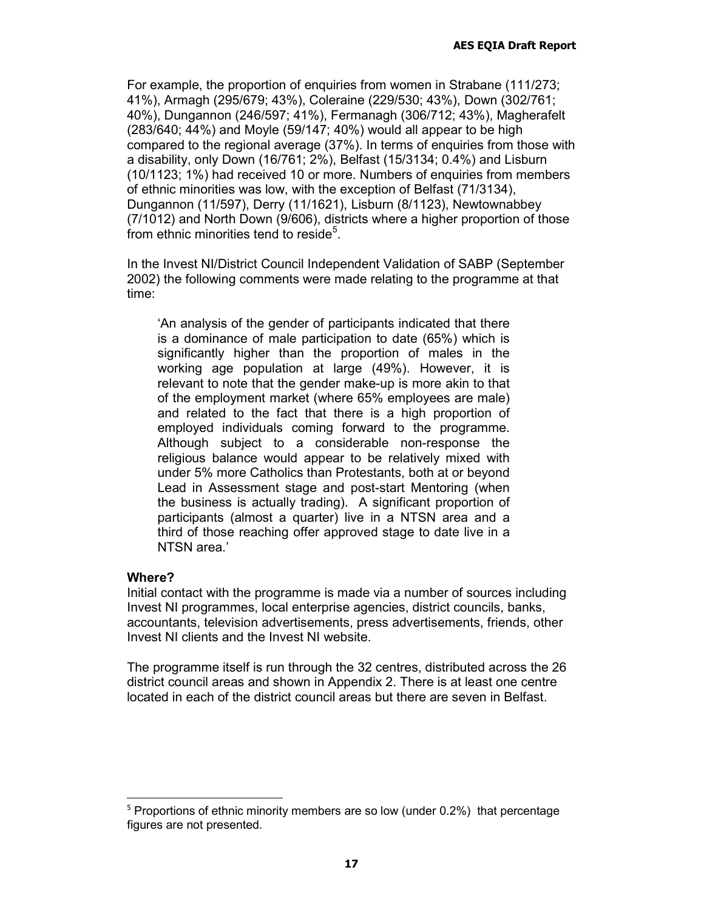For example, the proportion of enquiries from women in Strabane (111/273; 41%), Armagh (295/679; 43%), Coleraine (229/530; 43%), Down (302/761; 40%), Dungannon (246/597; 41%), Fermanagh (306/712; 43%), Magherafelt (283/640; 44%) and Moyle (59/147; 40%) would all appear to be high compared to the regional average (37%). In terms of enquiries from those with a disability, only Down (16/761; 2%), Belfast (15/3134; 0.4%) and Lisburn (10/1123; 1%) had received 10 or more. Numbers of enquiries from members of ethnic minorities was low, with the exception of Belfast (71/3134), Dungannon (11/597), Derry (11/1621), Lisburn (8/1123), Newtownabbey (7/1012) and North Down (9/606), districts where a higher proportion of those from ethnic minorities tend to reside[5].

In the Invest NI/District Council Independent Validation of SABP (September 2002) the following comments were made relating to the programme at that time:

> 'An analysis of the gender of participants indicated that there is a dominance of male participation to date (65%) which is significantly higher than the proportion of males in the working age population at large (49%). However, it is relevant to note that the gender make-up is more akin to that of the employment market (where 65% employees are male) and related to the fact that there is a high proportion of employed individuals coming forward to the programme. Although subject to a considerable non-response the religious balance would appear to be relatively mixed with under 5% more Catholics than Protestants, both at or beyond Lead in Assessment stage and post-start Mentoring (when the business is actually trading). A significant proportion of participants (almost a quarter) live in a NTSN area and a third of those reaching offer approved stage to date live in a NTSN area.'

**Where?**

Initial contact with the programme is made via a number of sources including Invest NI programmes, local enterprise agencies, district councils, banks, accountants, television advertisements, press advertisements, friends, other Invest NI clients and the Invest NI website.

The programme itself is run through the 32 centres, distributed across the 26 district council areas and shown in Appendix 2. There is at least one centre located in each of the district council areas but there are seven in Belfast.

---

[5] Proportions of ethnic minority members are so low (under 0.2%) that percentage figures are not presented.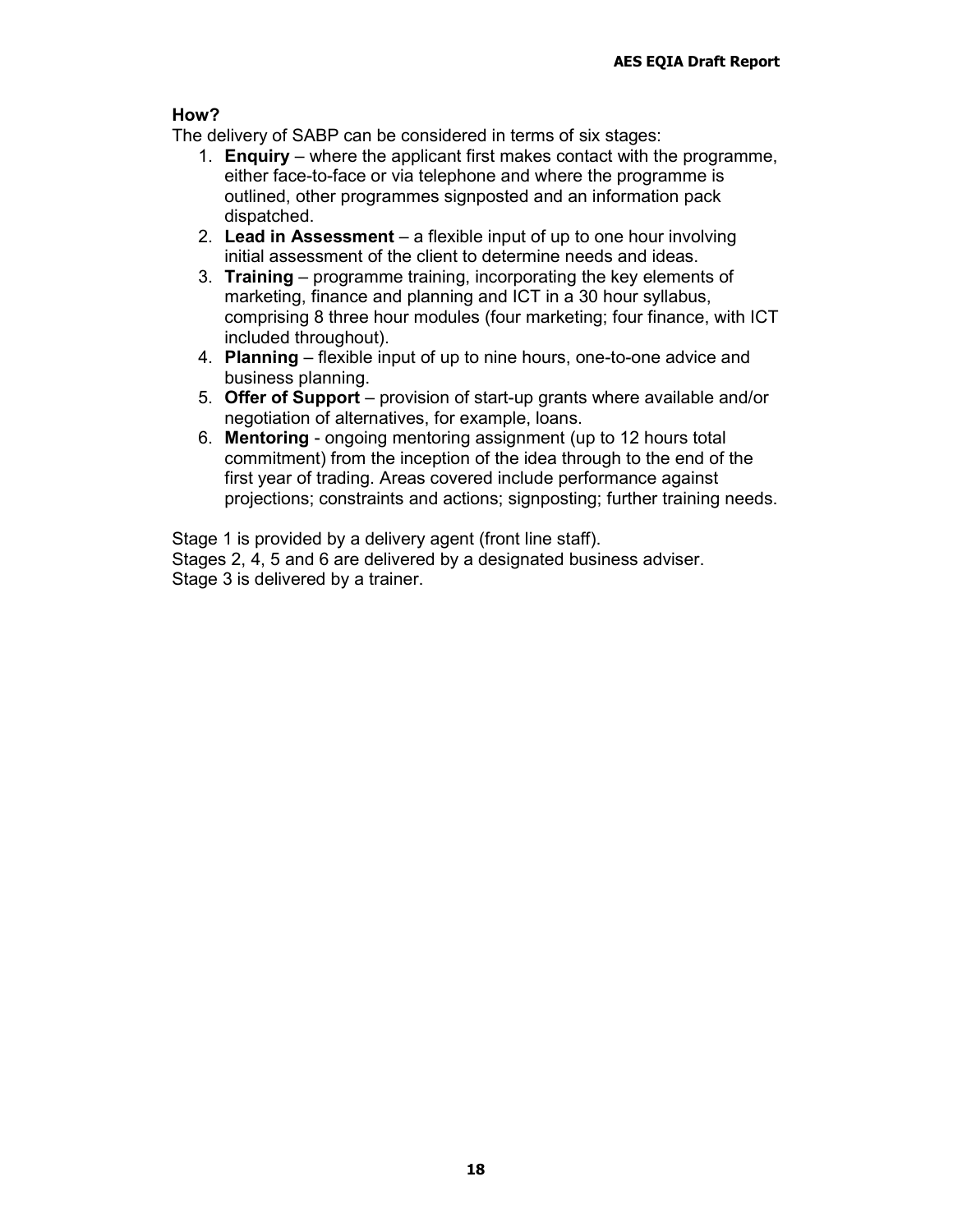### How?

The delivery of SABP can be considered in terms of six stages:

1. **Enquiry** – where the applicant first makes contact with the programme, either face-to-face or via telephone and where the programme is outlined, other programmes signposted and an information pack dispatched.
2. **Lead in Assessment** – a flexible input of up to one hour involving initial assessment of the client to determine needs and ideas.
3. **Training** – programme training, incorporating the key elements of marketing, finance and planning and ICT in a 30 hour syllabus, comprising 8 three hour modules (four marketing; four finance, with ICT included throughout).
4. **Planning** – flexible input of up to nine hours, one-to-one advice and business planning.
5. **Offer of Support** – provision of start-up grants where available and/or negotiation of alternatives, for example, loans.
6. **Mentoring** - ongoing mentoring assignment (up to 12 hours total commitment) from the inception of the idea through to the end of the first year of trading. Areas covered include performance against projections; constraints and actions; signposting; further training needs.

Stage 1 is provided by a delivery agent (front line staff).
Stages 2, 4, 5 and 6 are delivered by a designated business adviser.
Stage 3 is delivered by a trainer.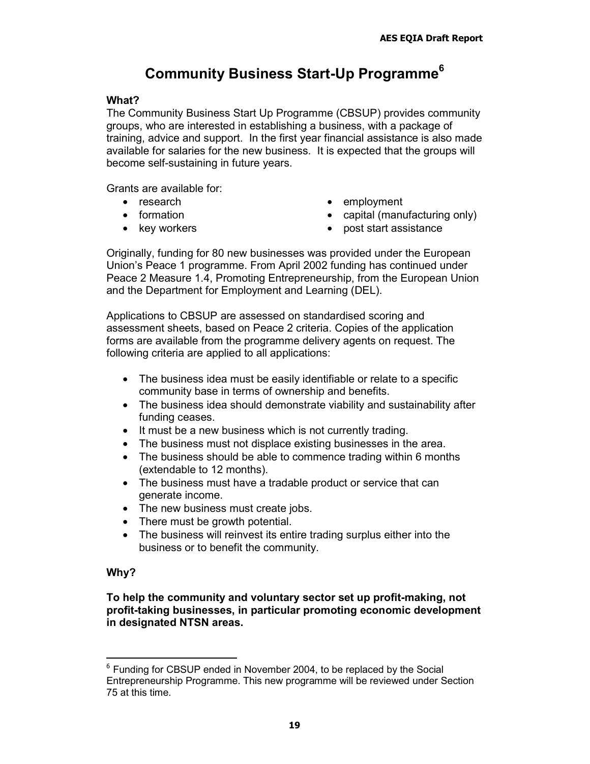# Community Business Start-Up Programme[6]

**What?**

The Community Business Start Up Programme (CBSUP) provides community groups, who are interested in establishing a business, with a package of training, advice and support. In the first year financial assistance is also made available for salaries for the new business. It is expected that the groups will become self-sustaining in future years.

Grants are available for:

- research
- formation
- key workers
- employment
- capital (manufacturing only)
- post start assistance

Originally, funding for 80 new businesses was provided under the European Union's Peace 1 programme. From April 2002 funding has continued under Peace 2 Measure 1.4, Promoting Entrepreneurship, from the European Union and the Department for Employment and Learning (DEL).

Applications to CBSUP are assessed on standardised scoring and assessment sheets, based on Peace 2 criteria. Copies of the application forms are available from the programme delivery agents on request. The following criteria are applied to all applications:

- The business idea must be easily identifiable or relate to a specific community base in terms of ownership and benefits.
- The business idea should demonstrate viability and sustainability after funding ceases.
- It must be a new business which is not currently trading.
- The business must not displace existing businesses in the area.
- The business should be able to commence trading within 6 months (extendable to 12 months).
- The business must have a tradable product or service that can generate income.
- The new business must create jobs.
- There must be growth potential.
- The business will reinvest its entire trading surplus either into the business or to benefit the community.

**Why?**

**To help the community and voluntary sector set up profit-making, not profit-taking businesses, in particular promoting economic development in designated NTSN areas.**

---

[6] Funding for CBSUP ended in November 2004, to be replaced by the Social Entrepreneurship Programme. This new programme will be reviewed under Section 75 at this time.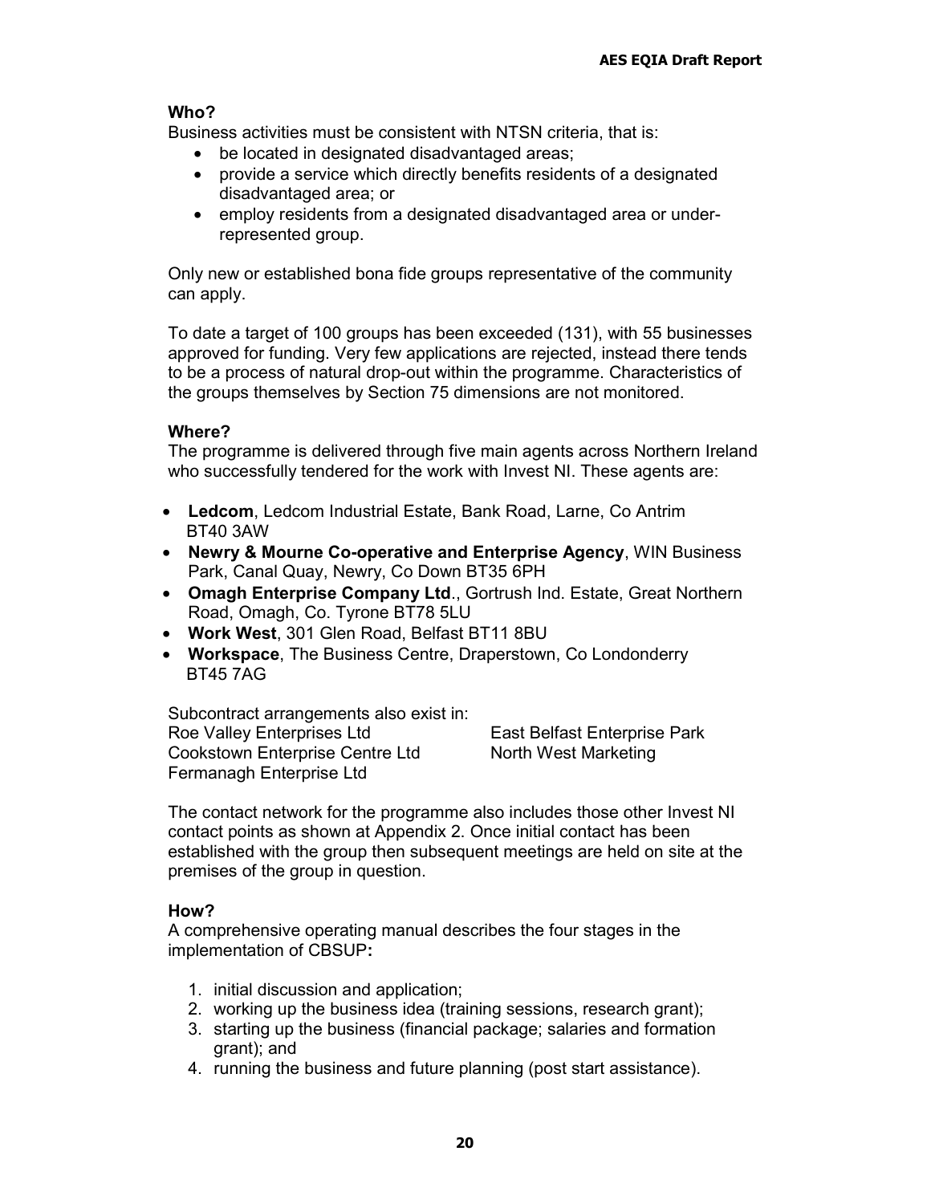**Who?**

Business activities must be consistent with NTSN criteria, that is:

- be located in designated disadvantaged areas;
- provide a service which directly benefits residents of a designated disadvantaged area; or
- employ residents from a designated disadvantaged area or under-represented group.

Only new or established bona fide groups representative of the community can apply.

To date a target of 100 groups has been exceeded (131), with 55 businesses approved for funding. Very few applications are rejected, instead there tends to be a process of natural drop-out within the programme. Characteristics of the groups themselves by Section 75 dimensions are not monitored.

**Where?**

The programme is delivered through five main agents across Northern Ireland who successfully tendered for the work with Invest NI. These agents are:

- **Ledcom**, Ledcom Industrial Estate, Bank Road, Larne, Co Antrim BT40 3AW
- **Newry & Mourne Co-operative and Enterprise Agency**, WIN Business Park, Canal Quay, Newry, Co Down BT35 6PH
- **Omagh Enterprise Company Ltd**., Gortrush Ind. Estate, Great Northern Road, Omagh, Co. Tyrone BT78 5LU
- **Work West**, 301 Glen Road, Belfast BT11 8BU
- **Workspace**, The Business Centre, Draperstown, Co Londonderry BT45 7AG

Subcontract arrangements also exist in:

Roe Valley Enterprises Ltd
Cookstown Enterprise Centre Ltd
Fermanagh Enterprise Ltd
East Belfast Enterprise Park
North West Marketing

The contact network for the programme also includes those other Invest NI contact points as shown at Appendix 2. Once initial contact has been established with the group then subsequent meetings are held on site at the premises of the group in question.

**How?**

A comprehensive operating manual describes the four stages in the implementation of CBSUP**:**

1. initial discussion and application;
2. working up the business idea (training sessions, research grant);
3. starting up the business (financial package; salaries and formation grant); and
4. running the business and future planning (post start assistance).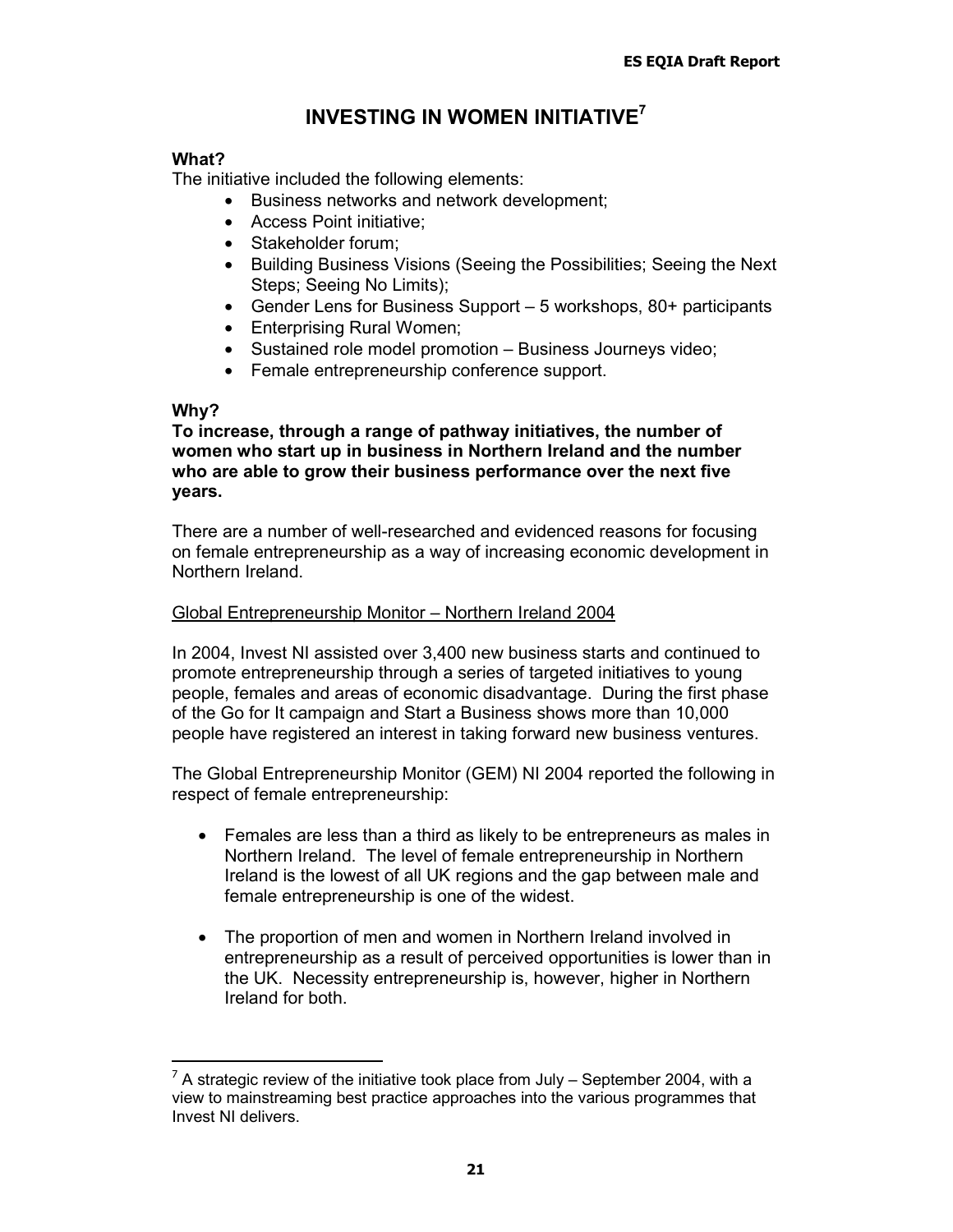# INVESTING IN WOMEN INITIATIVE[7]

**What?**
The initiative included the following elements:

- Business networks and network development;
- Access Point initiative;
- Stakeholder forum;
- Building Business Visions (Seeing the Possibilities; Seeing the Next Steps; Seeing No Limits);
- Gender Lens for Business Support – 5 workshops, 80+ participants
- Enterprising Rural Women;
- Sustained role model promotion – Business Journeys video;
- Female entrepreneurship conference support.

**Why?**

**To increase, through a range of pathway initiatives, the number of women who start up in business in Northern Ireland and the number who are able to grow their business performance over the next five years.**

There are a number of well-researched and evidenced reasons for focusing on female entrepreneurship as a way of increasing economic development in Northern Ireland.

<u>Global Entrepreneurship Monitor – Northern Ireland 2004</u>

In 2004, Invest NI assisted over 3,400 new business starts and continued to promote entrepreneurship through a series of targeted initiatives to young people, females and areas of economic disadvantage. During the first phase of the Go for It campaign and Start a Business shows more than 10,000 people have registered an interest in taking forward new business ventures.

The Global Entrepreneurship Monitor (GEM) NI 2004 reported the following in respect of female entrepreneurship:

- Females are less than a third as likely to be entrepreneurs as males in Northern Ireland. The level of female entrepreneurship in Northern Ireland is the lowest of all UK regions and the gap between male and female entrepreneurship is one of the widest.

- The proportion of men and women in Northern Ireland involved in entrepreneurship as a result of perceived opportunities is lower than in the UK. Necessity entrepreneurship is, however, higher in Northern Ireland for both.

---

[7] A strategic review of the initiative took place from July – September 2004, with a view to mainstreaming best practice approaches into the various programmes that Invest NI delivers.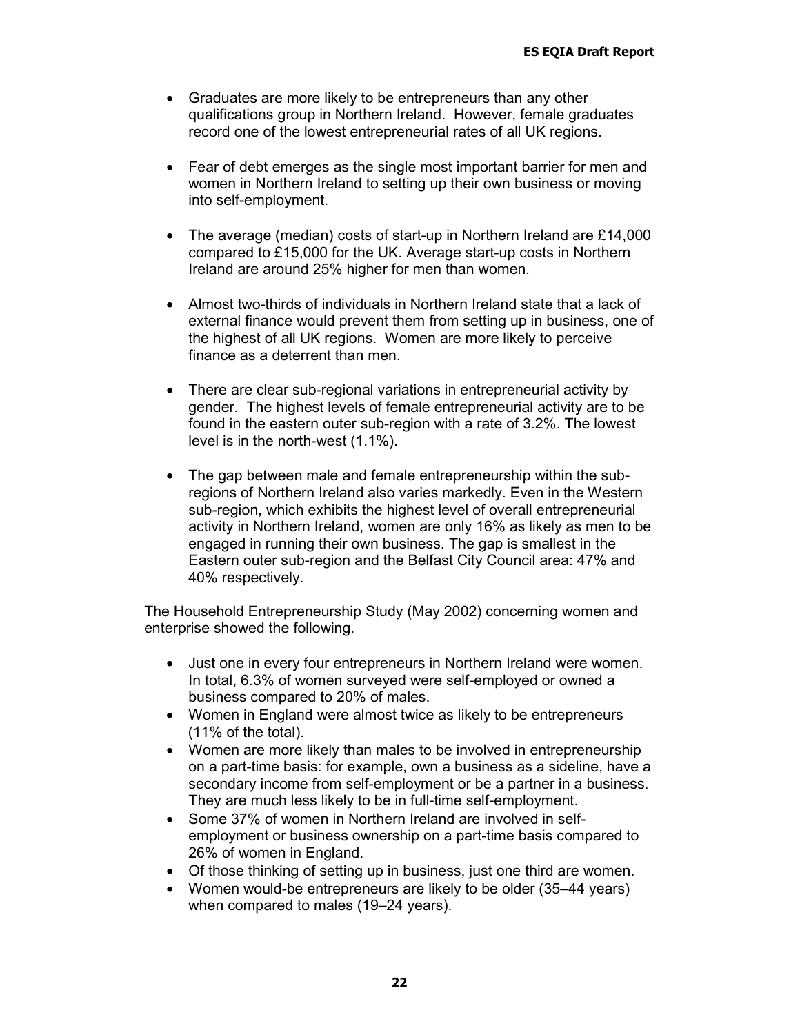- Graduates are more likely to be entrepreneurs than any other qualifications group in Northern Ireland. However, female graduates record one of the lowest entrepreneurial rates of all UK regions.

- Fear of debt emerges as the single most important barrier for men and women in Northern Ireland to setting up their own business or moving into self-employment.

- The average (median) costs of start-up in Northern Ireland are £14,000 compared to £15,000 for the UK. Average start-up costs in Northern Ireland are around 25% higher for men than women.

- Almost two-thirds of individuals in Northern Ireland state that a lack of external finance would prevent them from setting up in business, one of the highest of all UK regions. Women are more likely to perceive finance as a deterrent than men.

- There are clear sub-regional variations in entrepreneurial activity by gender. The highest levels of female entrepreneurial activity are to be found in the eastern outer sub-region with a rate of 3.2%. The lowest level is in the north-west (1.1%).

- The gap between male and female entrepreneurship within the sub-regions of Northern Ireland also varies markedly. Even in the Western sub-region, which exhibits the highest level of overall entrepreneurial activity in Northern Ireland, women are only 16% as likely as men to be engaged in running their own business. The gap is smallest in the Eastern outer sub-region and the Belfast City Council area: 47% and 40% respectively.

The Household Entrepreneurship Study (May 2002) concerning women and enterprise showed the following.

- Just one in every four entrepreneurs in Northern Ireland were women. In total, 6.3% of women surveyed were self-employed or owned a business compared to 20% of males.
- Women in England were almost twice as likely to be entrepreneurs (11% of the total).
- Women are more likely than males to be involved in entrepreneurship on a part-time basis: for example, own a business as a sideline, have a secondary income from self-employment or be a partner in a business. They are much less likely to be in full-time self-employment.
- Some 37% of women in Northern Ireland are involved in self-employment or business ownership on a part-time basis compared to 26% of women in England.
- Of those thinking of setting up in business, just one third are women.
- Women would-be entrepreneurs are likely to be older (35–44 years) when compared to males (19–24 years).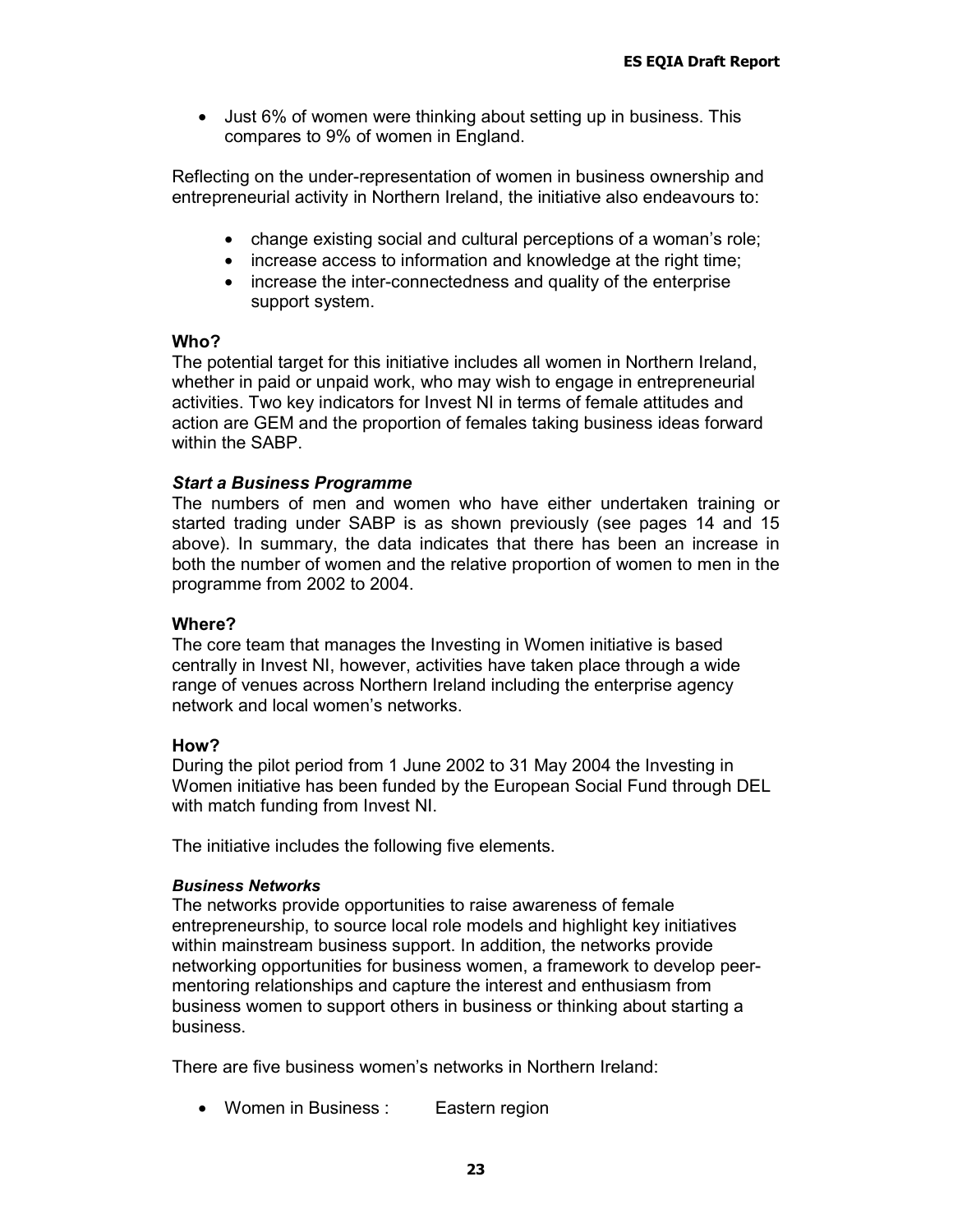- Just 6% of women were thinking about setting up in business. This compares to 9% of women in England.

Reflecting on the under-representation of women in business ownership and entrepreneurial activity in Northern Ireland, the initiative also endeavours to:

- change existing social and cultural perceptions of a woman's role;
- increase access to information and knowledge at the right time;
- increase the inter-connectedness and quality of the enterprise support system.

**Who?**

The potential target for this initiative includes all women in Northern Ireland, whether in paid or unpaid work, who may wish to engage in entrepreneurial activities. Two key indicators for Invest NI in terms of female attitudes and action are GEM and the proportion of females taking business ideas forward within the SABP.

***Start a Business Programme***

The numbers of men and women who have either undertaken training or started trading under SABP is as shown previously (see pages 14 and 15 above). In summary, the data indicates that there has been an increase in both the number of women and the relative proportion of women to men in the programme from 2002 to 2004.

**Where?**

The core team that manages the Investing in Women initiative is based centrally in Invest NI, however, activities have taken place through a wide range of venues across Northern Ireland including the enterprise agency network and local women's networks.

**How?**

During the pilot period from 1 June 2002 to 31 May 2004 the Investing in Women initiative has been funded by the European Social Fund through DEL with match funding from Invest NI.

The initiative includes the following five elements.

***Business Networks***

The networks provide opportunities to raise awareness of female entrepreneurship, to source local role models and highlight key initiatives within mainstream business support. In addition, the networks provide networking opportunities for business women, a framework to develop peer-mentoring relationships and capture the interest and enthusiasm from business women to support others in business or thinking about starting a business.

There are five business women's networks in Northern Ireland:

- Women in Business : Eastern region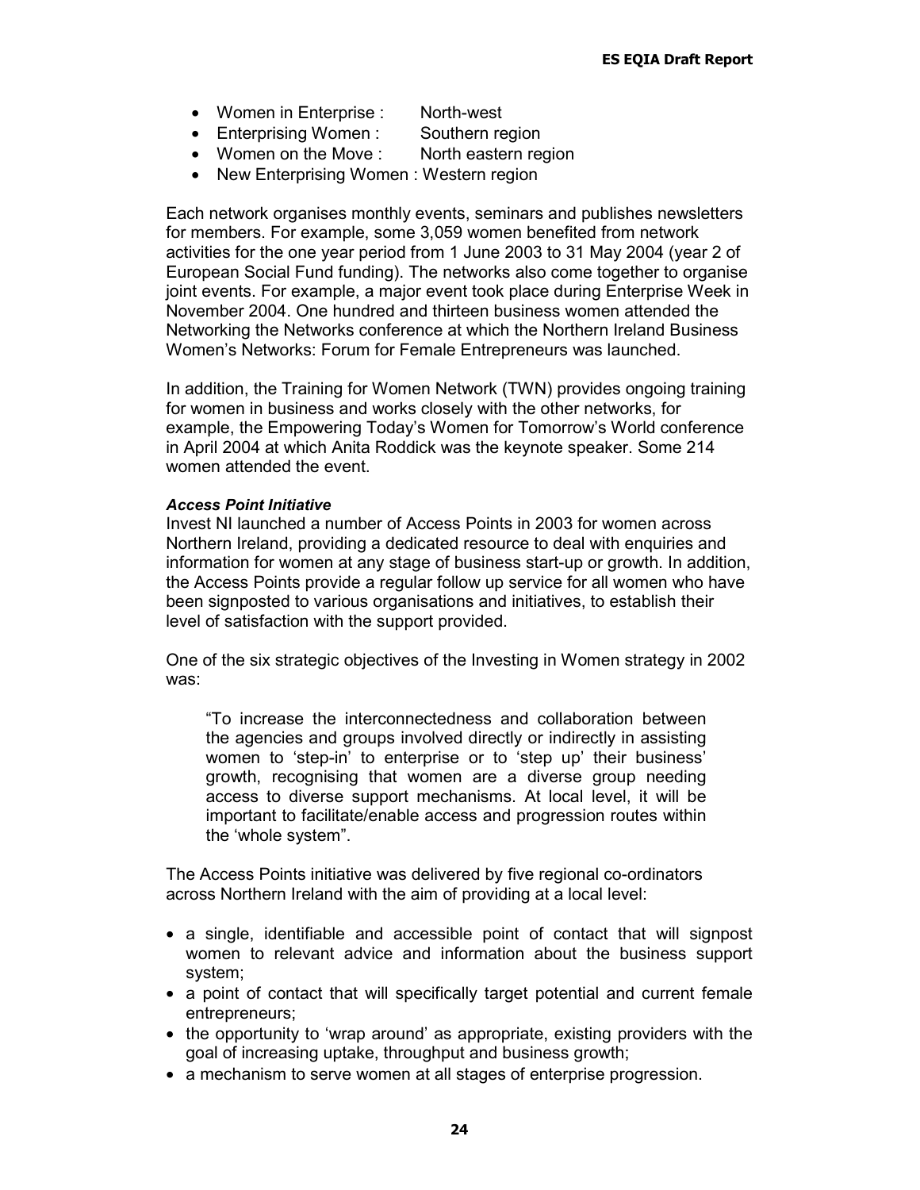- Women in Enterprise : North-west
- Enterprising Women : Southern region
- Women on the Move : North eastern region
- New Enterprising Women : Western region

Each network organises monthly events, seminars and publishes newsletters for members. For example, some 3,059 women benefited from network activities for the one year period from 1 June 2003 to 31 May 2004 (year 2 of European Social Fund funding). The networks also come together to organise joint events. For example, a major event took place during Enterprise Week in November 2004. One hundred and thirteen business women attended the Networking the Networks conference at which the Northern Ireland Business Women's Networks: Forum for Female Entrepreneurs was launched.

In addition, the Training for Women Network (TWN) provides ongoing training for women in business and works closely with the other networks, for example, the Empowering Today's Women for Tomorrow's World conference in April 2004 at which Anita Roddick was the keynote speaker. Some 214 women attended the event.

***Access Point Initiative***

Invest NI launched a number of Access Points in 2003 for women across Northern Ireland, providing a dedicated resource to deal with enquiries and information for women at any stage of business start-up or growth. In addition, the Access Points provide a regular follow up service for all women who have been signposted to various organisations and initiatives, to establish their level of satisfaction with the support provided.

One of the six strategic objectives of the Investing in Women strategy in 2002 was:

> "To increase the interconnectedness and collaboration between the agencies and groups involved directly or indirectly in assisting women to 'step-in' to enterprise or to 'step up' their business' growth, recognising that women are a diverse group needing access to diverse support mechanisms. At local level, it will be important to facilitate/enable access and progression routes within the 'whole system".

The Access Points initiative was delivered by five regional co-ordinators across Northern Ireland with the aim of providing at a local level:

- a single, identifiable and accessible point of contact that will signpost women to relevant advice and information about the business support system;
- a point of contact that will specifically target potential and current female entrepreneurs;
- the opportunity to 'wrap around' as appropriate, existing providers with the goal of increasing uptake, throughput and business growth;
- a mechanism to serve women at all stages of enterprise progression.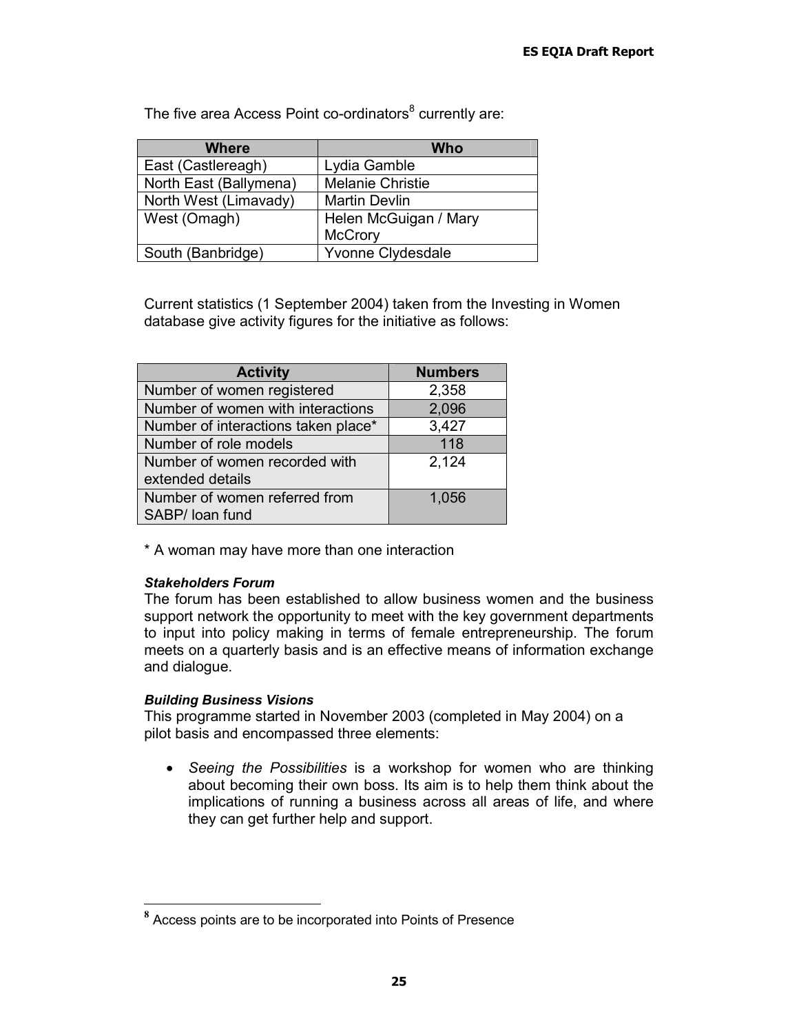The five area Access Point co-ordinators[8] currently are:

| Where | Who |
|---|---|
| East (Castlereagh) | Lydia Gamble |
| North East (Ballymena) | Melanie Christie |
| North West (Limavady) | Martin Devlin |
| West (Omagh) | Helen McGuigan / Mary McCrory |
| South (Banbridge) | Yvonne Clydesdale |

Current statistics (1 September 2004) taken from the Investing in Women database give activity figures for the initiative as follows:

| Activity | Numbers |
|---|---|
| Number of women registered | 2,358 |
| Number of women with interactions | 2,096 |
| Number of interactions taken place* | 3,427 |
| Number of role models | 118 |
| Number of women recorded with extended details | 2,124 |
| Number of women referred from SABP/ loan fund | 1,056 |

\* A woman may have more than one interaction

***Stakeholders Forum***

The forum has been established to allow business women and the business support network the opportunity to meet with the key government departments to input into policy making in terms of female entrepreneurship. The forum meets on a quarterly basis and is an effective means of information exchange and dialogue.

***Building Business Visions***

This programme started in November 2003 (completed in May 2004) on a pilot basis and encompassed three elements:

- *Seeing the Possibilities* is a workshop for women who are thinking about becoming their own boss. Its aim is to help them think about the implications of running a business across all areas of life, and where they can get further help and support.

[8] Access points are to be incorporated into Points of Presence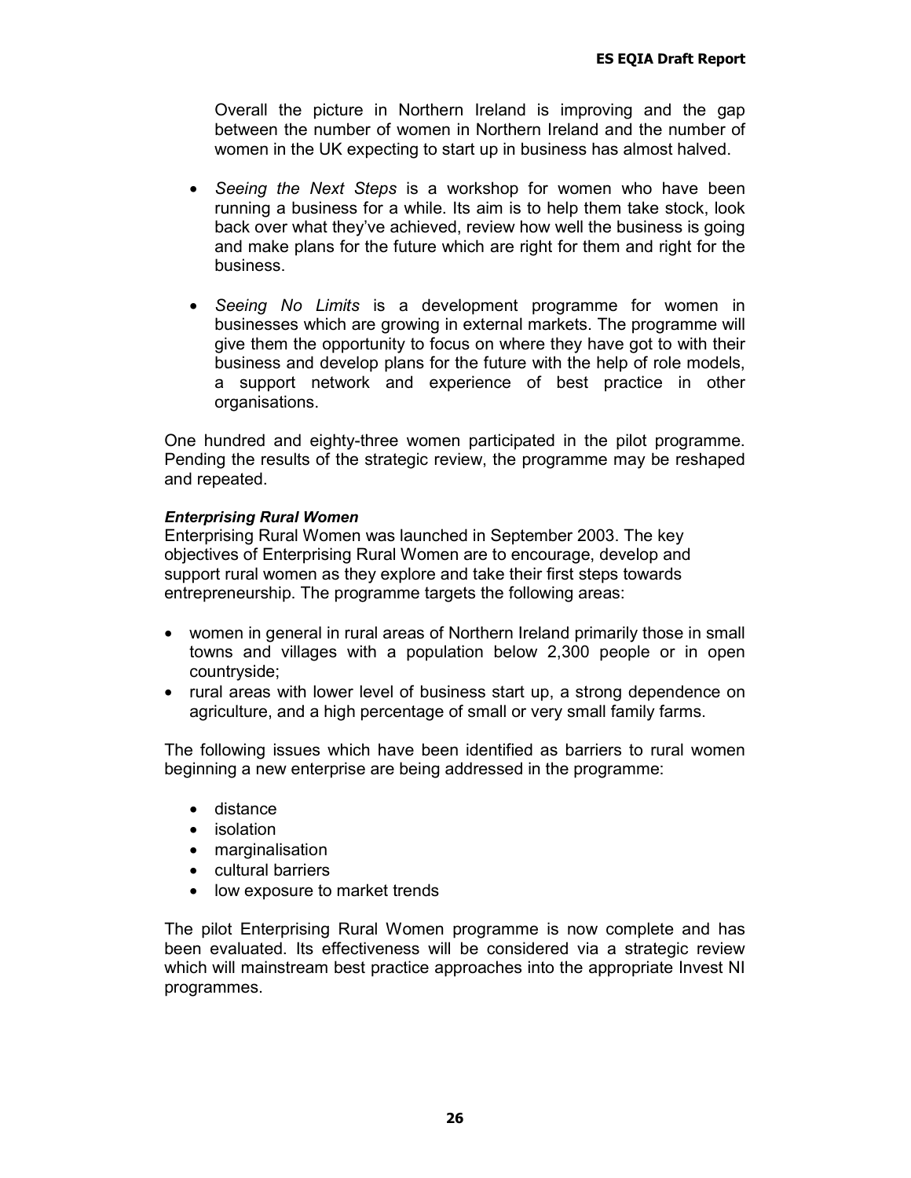Overall the picture in Northern Ireland is improving and the gap between the number of women in Northern Ireland and the number of women in the UK expecting to start up in business has almost halved.

- *Seeing the Next Steps* is a workshop for women who have been running a business for a while. Its aim is to help them take stock, look back over what they've achieved, review how well the business is going and make plans for the future which are right for them and right for the business.

- *Seeing No Limits* is a development programme for women in businesses which are growing in external markets. The programme will give them the opportunity to focus on where they have got to with their business and develop plans for the future with the help of role models, a support network and experience of best practice in other organisations.

One hundred and eighty-three women participated in the pilot programme. Pending the results of the strategic review, the programme may be reshaped and repeated.

***Enterprising Rural Women***

Enterprising Rural Women was launched in September 2003. The key objectives of Enterprising Rural Women are to encourage, develop and support rural women as they explore and take their first steps towards entrepreneurship. The programme targets the following areas:

- women in general in rural areas of Northern Ireland primarily those in small towns and villages with a population below 2,300 people or in open countryside;
- rural areas with lower level of business start up, a strong dependence on agriculture, and a high percentage of small or very small family farms.

The following issues which have been identified as barriers to rural women beginning a new enterprise are being addressed in the programme:

- distance
- isolation
- marginalisation
- cultural barriers
- low exposure to market trends

The pilot Enterprising Rural Women programme is now complete and has been evaluated. Its effectiveness will be considered via a strategic review which will mainstream best practice approaches into the appropriate Invest NI programmes.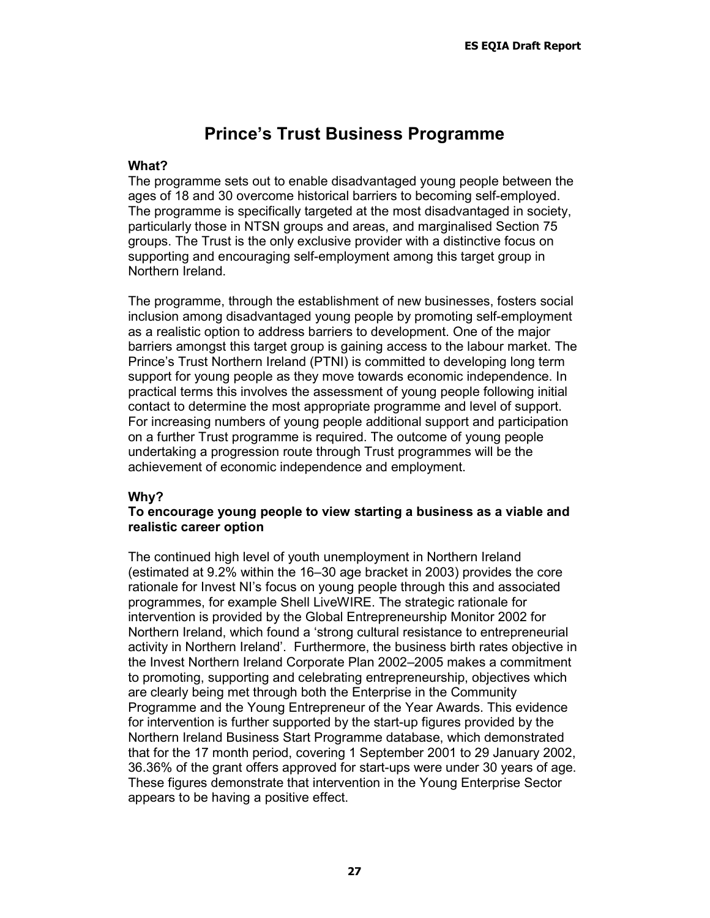# Prince's Trust Business Programme

**What?**

The programme sets out to enable disadvantaged young people between the ages of 18 and 30 overcome historical barriers to becoming self-employed. The programme is specifically targeted at the most disadvantaged in society, particularly those in NTSN groups and areas, and marginalised Section 75 groups. The Trust is the only exclusive provider with a distinctive focus on supporting and encouraging self-employment among this target group in Northern Ireland.

The programme, through the establishment of new businesses, fosters social inclusion among disadvantaged young people by promoting self-employment as a realistic option to address barriers to development. One of the major barriers amongst this target group is gaining access to the labour market. The Prince's Trust Northern Ireland (PTNI) is committed to developing long term support for young people as they move towards economic independence. In practical terms this involves the assessment of young people following initial contact to determine the most appropriate programme and level of support. For increasing numbers of young people additional support and participation on a further Trust programme is required. The outcome of young people undertaking a progression route through Trust programmes will be the achievement of economic independence and employment.

**Why?**

**To encourage young people to view starting a business as a viable and realistic career option**

The continued high level of youth unemployment in Northern Ireland (estimated at 9.2% within the 16–30 age bracket in 2003) provides the core rationale for Invest NI's focus on young people through this and associated programmes, for example Shell LiveWIRE. The strategic rationale for intervention is provided by the Global Entrepreneurship Monitor 2002 for Northern Ireland, which found a 'strong cultural resistance to entrepreneurial activity in Northern Ireland'. Furthermore, the business birth rates objective in the Invest Northern Ireland Corporate Plan 2002–2005 makes a commitment to promoting, supporting and celebrating entrepreneurship, objectives which are clearly being met through both the Enterprise in the Community Programme and the Young Entrepreneur of the Year Awards. This evidence for intervention is further supported by the start-up figures provided by the Northern Ireland Business Start Programme database, which demonstrated that for the 17 month period, covering 1 September 2001 to 29 January 2002, 36.36% of the grant offers approved for start-ups were under 30 years of age. These figures demonstrate that intervention in the Young Enterprise Sector appears to be having a positive effect.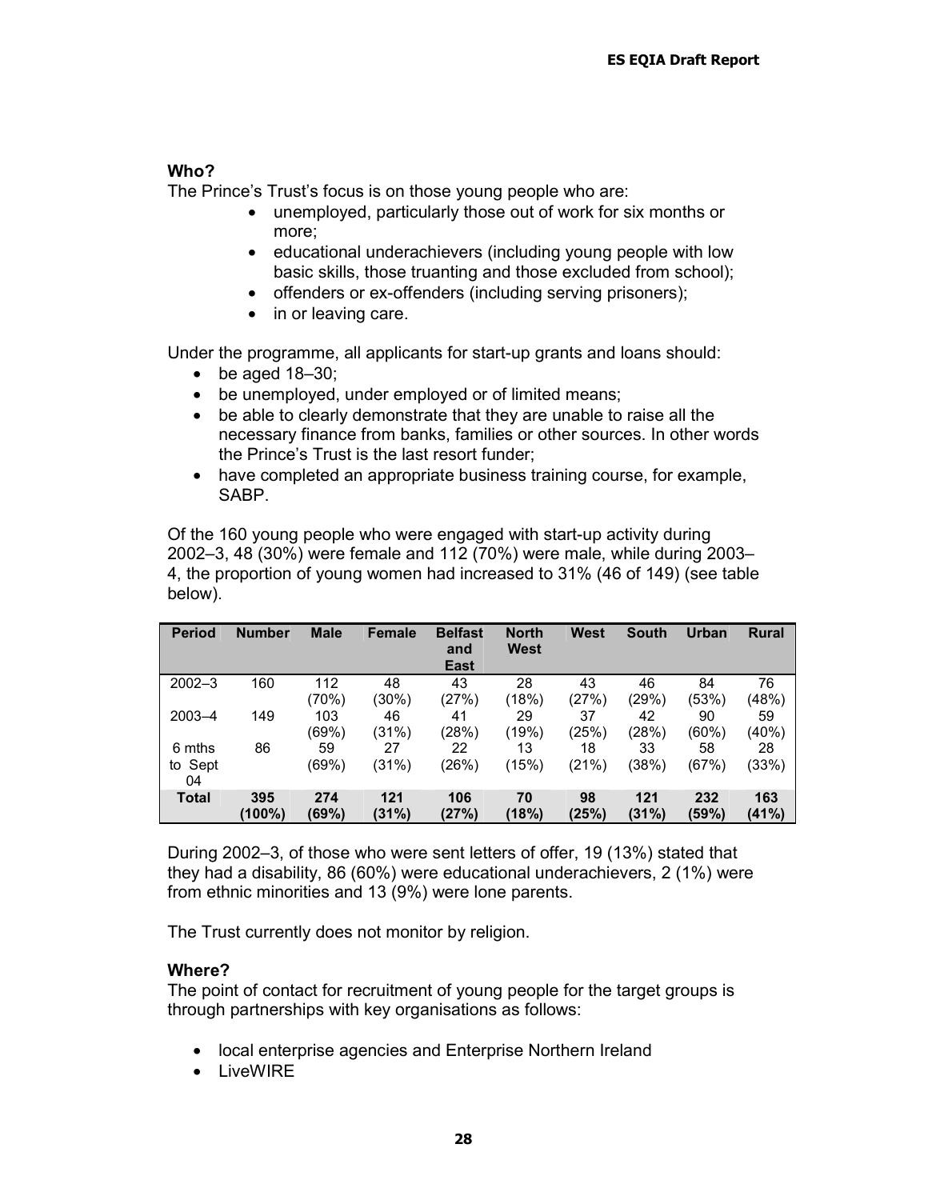**Who?**

The Prince's Trust's focus is on those young people who are:

- unemployed, particularly those out of work for six months or more;
- educational underachievers (including young people with low basic skills, those truanting and those excluded from school);
- offenders or ex-offenders (including serving prisoners);
- in or leaving care.

Under the programme, all applicants for start-up grants and loans should:

- be aged 18–30;
- be unemployed, under employed or of limited means;
- be able to clearly demonstrate that they are unable to raise all the necessary finance from banks, families or other sources. In other words the Prince's Trust is the last resort funder;
- have completed an appropriate business training course, for example, SABP.

Of the 160 young people who were engaged with start-up activity during 2002–3, 48 (30%) were female and 112 (70%) were male, while during 2003–4, the proportion of young women had increased to 31% (46 of 149) (see table below).

| Period | Number | Male | Female | Belfast and East | North West | West | South | Urban | Rural |
|---|---|---|---|---|---|---|---|---|---|
| 2002–3 | 160 | 112 (70%) | 48 (30%) | 43 (27%) | 28 (18%) | 43 (27%) | 46 (29%) | 84 (53%) | 76 (48%) |
| 2003–4 | 149 | 103 (69%) | 46 (31%) | 41 (28%) | 29 (19%) | 37 (25%) | 42 (28%) | 90 (60%) | 59 (40%) |
| 6 mths to Sept 04 | 86 | 59 (69%) | 27 (31%) | 22 (26%) | 13 (15%) | 18 (21%) | 33 (38%) | 58 (67%) | 28 (33%) |
| **Total** | **395 (100%)** | **274 (69%)** | **121 (31%)** | **106 (27%)** | **70 (18%)** | **98 (25%)** | **121 (31%)** | **232 (59%)** | **163 (41%)** |

During 2002–3, of those who were sent letters of offer, 19 (13%) stated that they had a disability, 86 (60%) were educational underachievers, 2 (1%) were from ethnic minorities and 13 (9%) were lone parents.

The Trust currently does not monitor by religion.

**Where?**

The point of contact for recruitment of young people for the target groups is through partnerships with key organisations as follows:

- local enterprise agencies and Enterprise Northern Ireland
- LiveWIRE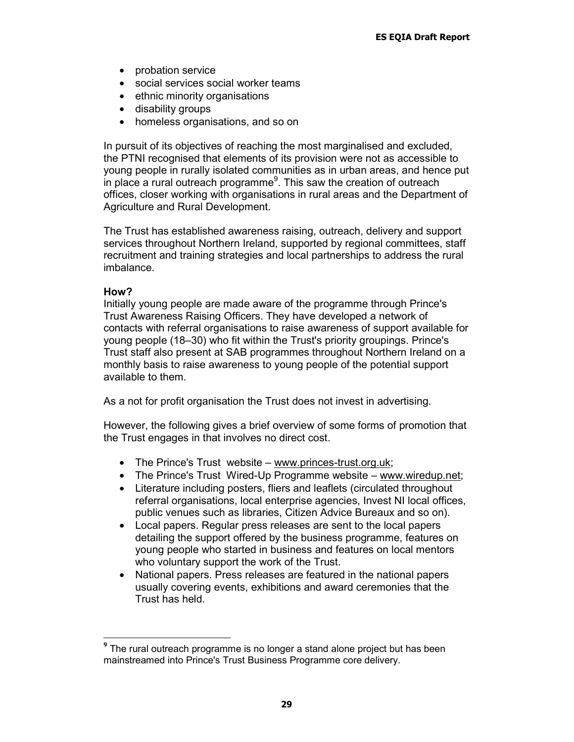- probation service
- social services social worker teams
- ethnic minority organisations
- disability groups
- homeless organisations, and so on

In pursuit of its objectives of reaching the most marginalised and excluded, the PTNI recognised that elements of its provision were not as accessible to young people in rurally isolated communities as in urban areas, and hence put in place a rural outreach programme[9]. This saw the creation of outreach offices, closer working with organisations in rural areas and the Department of Agriculture and Rural Development.

The Trust has established awareness raising, outreach, delivery and support services throughout Northern Ireland, supported by regional committees, staff recruitment and training strategies and local partnerships to address the rural imbalance.

**How?**

Initially young people are made aware of the programme through Prince's Trust Awareness Raising Officers. They have developed a network of contacts with referral organisations to raise awareness of support available for young people (18–30) who fit within the Trust's priority groupings. Prince's Trust staff also present at SAB programmes throughout Northern Ireland on a monthly basis to raise awareness to young people of the potential support available to them.

As a not for profit organisation the Trust does not invest in advertising.

However, the following gives a brief overview of some forms of promotion that the Trust engages in that involves no direct cost.

- The Prince's Trust website – www.princes-trust.org.uk;
- The Prince's Trust Wired-Up Programme website – www.wiredup.net;
- Literature including posters, fliers and leaflets (circulated throughout referral organisations, local enterprise agencies, Invest NI local offices, public venues such as libraries, Citizen Advice Bureaux and so on).
- Local papers. Regular press releases are sent to the local papers detailing the support offered by the business programme, features on young people who started in business and features on local mentors who voluntary support the work of the Trust.
- National papers. Press releases are featured in the national papers usually covering events, exhibitions and award ceremonies that the Trust has held.

[9] The rural outreach programme is no longer a stand alone project but has been mainstreamed into Prince's Trust Business Programme core delivery.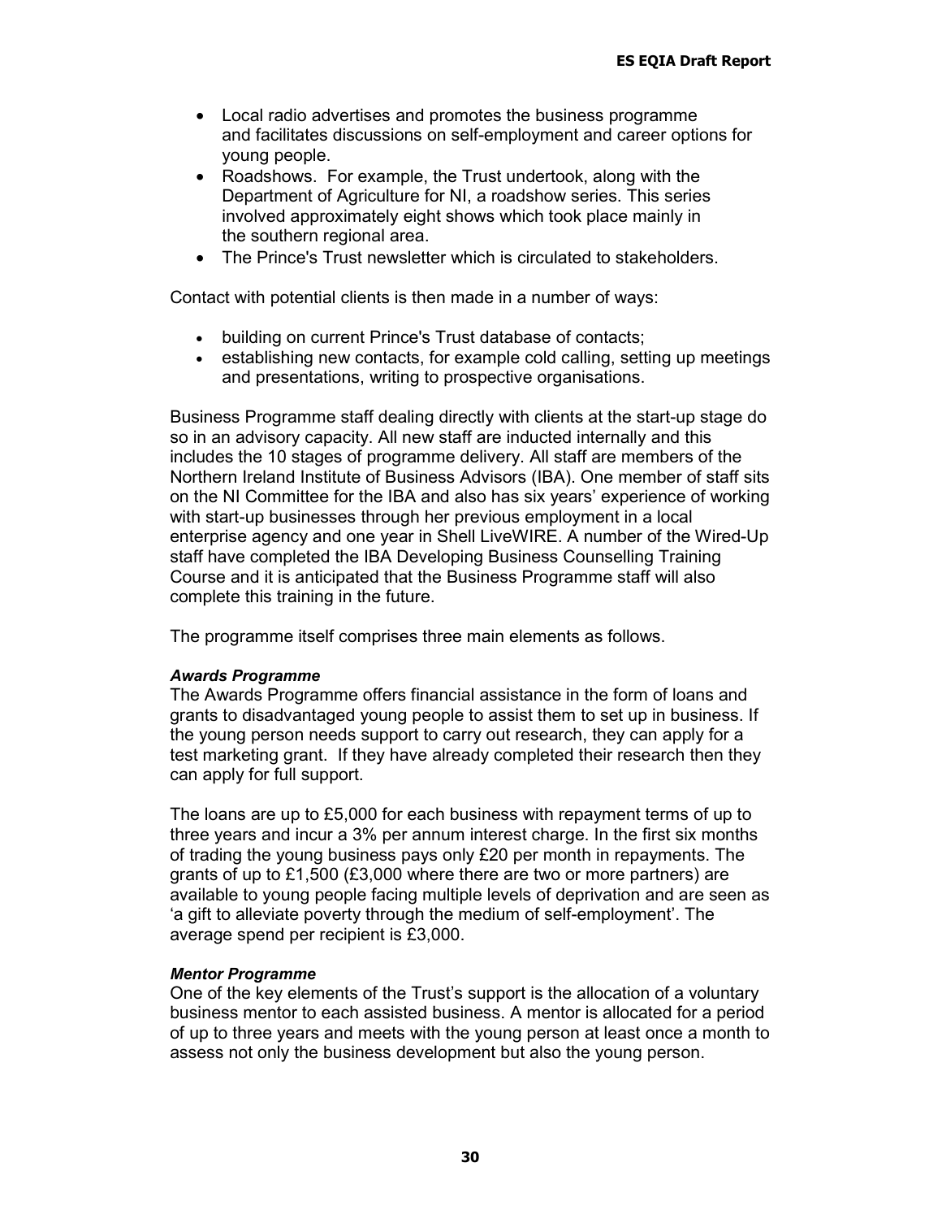- Local radio advertises and promotes the business programme and facilitates discussions on self-employment and career options for young people.
- Roadshows. For example, the Trust undertook, along with the Department of Agriculture for NI, a roadshow series. This series involved approximately eight shows which took place mainly in the southern regional area.
- The Prince's Trust newsletter which is circulated to stakeholders.

Contact with potential clients is then made in a number of ways:

- building on current Prince's Trust database of contacts;
- establishing new contacts, for example cold calling, setting up meetings and presentations, writing to prospective organisations.

Business Programme staff dealing directly with clients at the start-up stage do so in an advisory capacity. All new staff are inducted internally and this includes the 10 stages of programme delivery. All staff are members of the Northern Ireland Institute of Business Advisors (IBA). One member of staff sits on the NI Committee for the IBA and also has six years' experience of working with start-up businesses through her previous employment in a local enterprise agency and one year in Shell LiveWIRE. A number of the Wired-Up staff have completed the IBA Developing Business Counselling Training Course and it is anticipated that the Business Programme staff will also complete this training in the future.

The programme itself comprises three main elements as follows.

***Awards Programme***

The Awards Programme offers financial assistance in the form of loans and grants to disadvantaged young people to assist them to set up in business. If the young person needs support to carry out research, they can apply for a test marketing grant. If they have already completed their research then they can apply for full support.

The loans are up to £5,000 for each business with repayment terms of up to three years and incur a 3% per annum interest charge. In the first six months of trading the young business pays only £20 per month in repayments. The grants of up to £1,500 (£3,000 where there are two or more partners) are available to young people facing multiple levels of deprivation and are seen as 'a gift to alleviate poverty through the medium of self-employment'. The average spend per recipient is £3,000.

***Mentor Programme***

One of the key elements of the Trust's support is the allocation of a voluntary business mentor to each assisted business. A mentor is allocated for a period of up to three years and meets with the young person at least once a month to assess not only the business development but also the young person.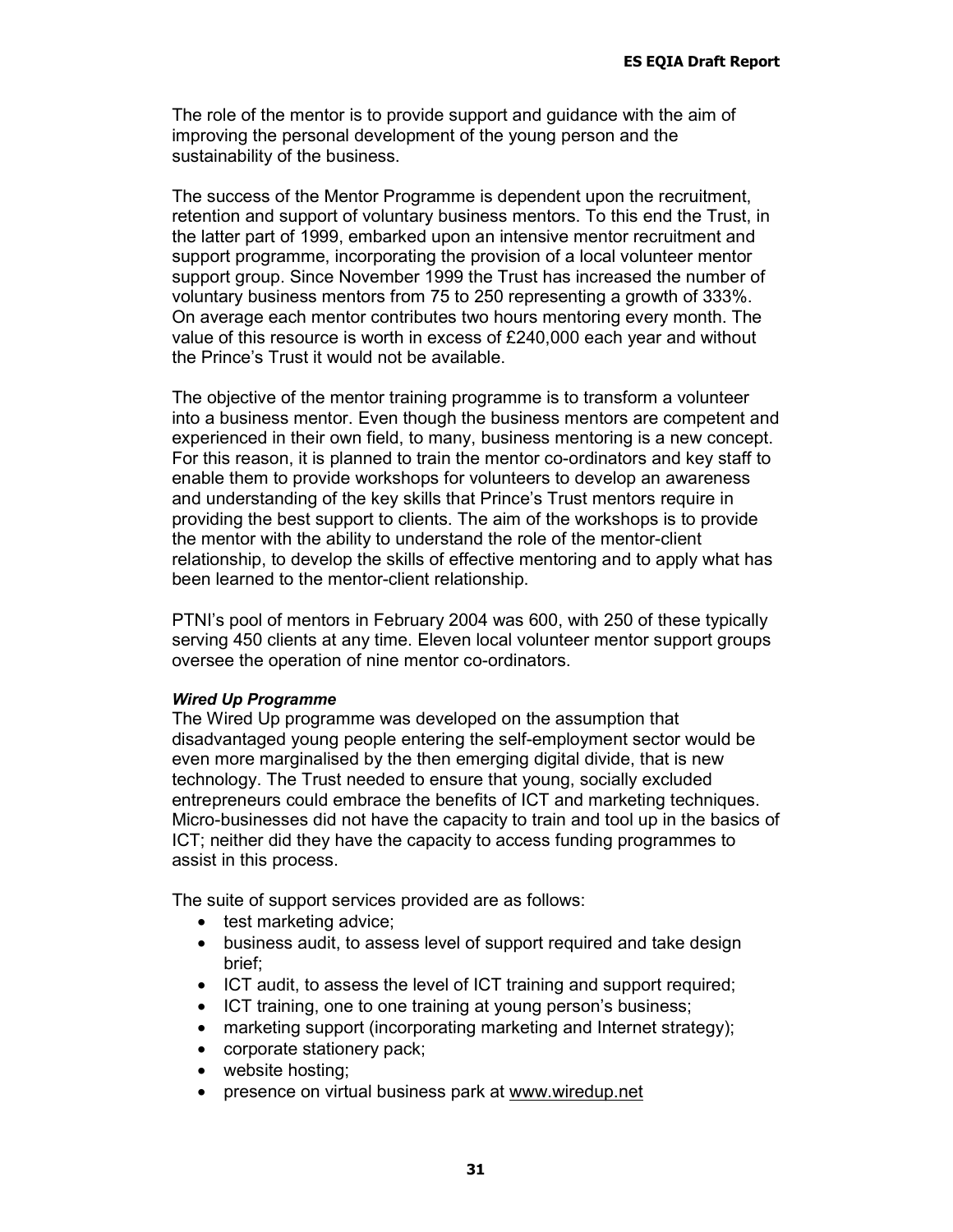The role of the mentor is to provide support and guidance with the aim of improving the personal development of the young person and the sustainability of the business.

The success of the Mentor Programme is dependent upon the recruitment, retention and support of voluntary business mentors. To this end the Trust, in the latter part of 1999, embarked upon an intensive mentor recruitment and support programme, incorporating the provision of a local volunteer mentor support group. Since November 1999 the Trust has increased the number of voluntary business mentors from 75 to 250 representing a growth of 333%. On average each mentor contributes two hours mentoring every month. The value of this resource is worth in excess of £240,000 each year and without the Prince's Trust it would not be available.

The objective of the mentor training programme is to transform a volunteer into a business mentor. Even though the business mentors are competent and experienced in their own field, to many, business mentoring is a new concept. For this reason, it is planned to train the mentor co-ordinators and key staff to enable them to provide workshops for volunteers to develop an awareness and understanding of the key skills that Prince's Trust mentors require in providing the best support to clients. The aim of the workshops is to provide the mentor with the ability to understand the role of the mentor-client relationship, to develop the skills of effective mentoring and to apply what has been learned to the mentor-client relationship.

PTNI's pool of mentors in February 2004 was 600, with 250 of these typically serving 450 clients at any time. Eleven local volunteer mentor support groups oversee the operation of nine mentor co-ordinators.

***Wired Up Programme***

The Wired Up programme was developed on the assumption that disadvantaged young people entering the self-employment sector would be even more marginalised by the then emerging digital divide, that is new technology. The Trust needed to ensure that young, socially excluded entrepreneurs could embrace the benefits of ICT and marketing techniques. Micro-businesses did not have the capacity to train and tool up in the basics of ICT; neither did they have the capacity to access funding programmes to assist in this process.

The suite of support services provided are as follows:

- test marketing advice;
- business audit, to assess level of support required and take design brief;
- ICT audit, to assess the level of ICT training and support required;
- ICT training, one to one training at young person's business;
- marketing support (incorporating marketing and Internet strategy);
- corporate stationery pack;
- website hosting;
- presence on virtual business park at www.wiredup.net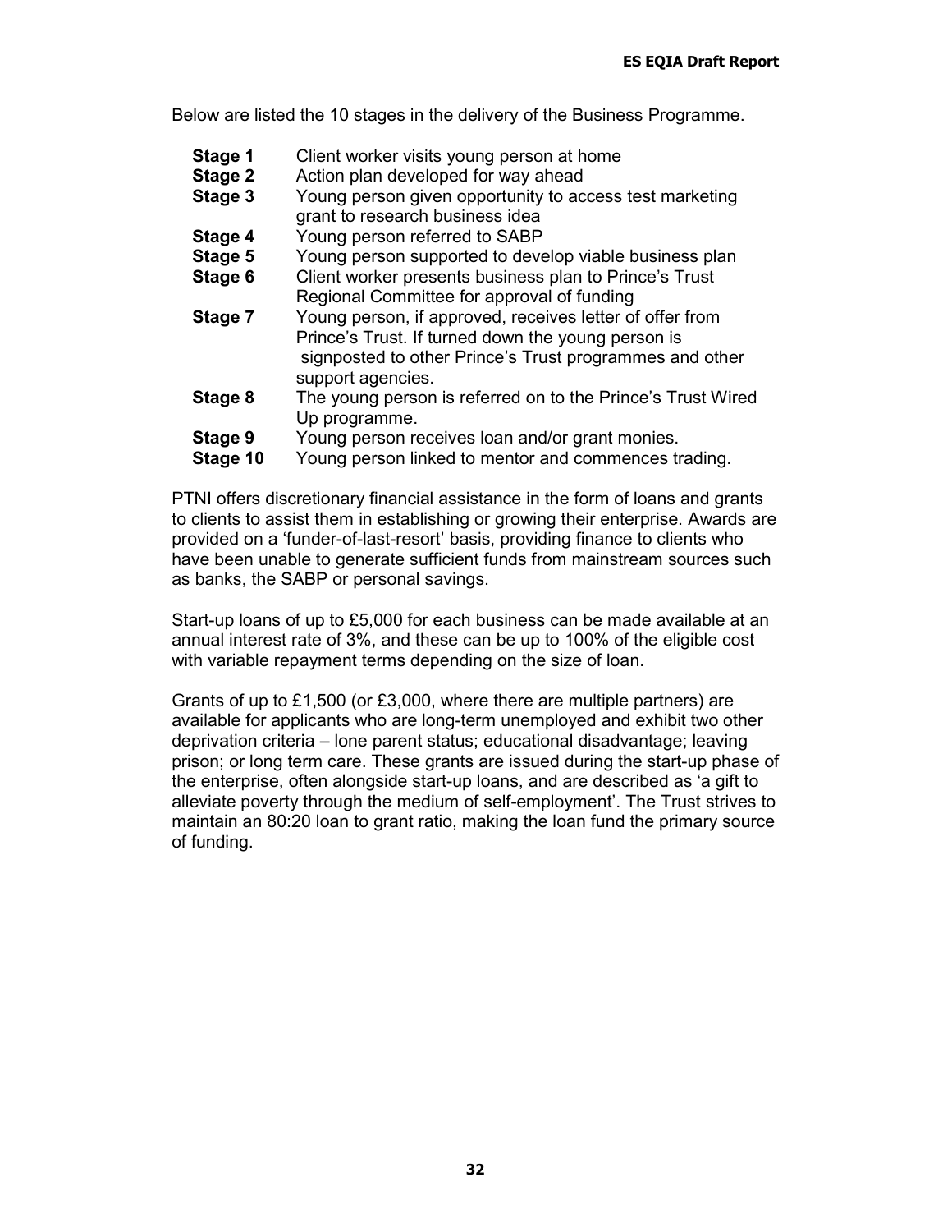Below are listed the 10 stages in the delivery of the Business Programme.

| | |
|---|---|
| **Stage 1** | Client worker visits young person at home |
| **Stage 2** | Action plan developed for way ahead |
| **Stage 3** | Young person given opportunity to access test marketing grant to research business idea |
| **Stage 4** | Young person referred to SABP |
| **Stage 5** | Young person supported to develop viable business plan |
| **Stage 6** | Client worker presents business plan to Prince's Trust Regional Committee for approval of funding |
| **Stage 7** | Young person, if approved, receives letter of offer from Prince's Trust. If turned down the young person is signposted to other Prince's Trust programmes and other support agencies. |
| **Stage 8** | The young person is referred on to the Prince's Trust Wired Up programme. |
| **Stage 9** | Young person receives loan and/or grant monies. |
| **Stage 10** | Young person linked to mentor and commences trading. |

PTNI offers discretionary financial assistance in the form of loans and grants to clients to assist them in establishing or growing their enterprise. Awards are provided on a 'funder-of-last-resort' basis, providing finance to clients who have been unable to generate sufficient funds from mainstream sources such as banks, the SABP or personal savings.

Start-up loans of up to £5,000 for each business can be made available at an annual interest rate of 3%, and these can be up to 100% of the eligible cost with variable repayment terms depending on the size of loan.

Grants of up to £1,500 (or £3,000, where there are multiple partners) are available for applicants who are long-term unemployed and exhibit two other deprivation criteria – lone parent status; educational disadvantage; leaving prison; or long term care. These grants are issued during the start-up phase of the enterprise, often alongside start-up loans, and are described as 'a gift to alleviate poverty through the medium of self-employment'. The Trust strives to maintain an 80:20 loan to grant ratio, making the loan fund the primary source of funding.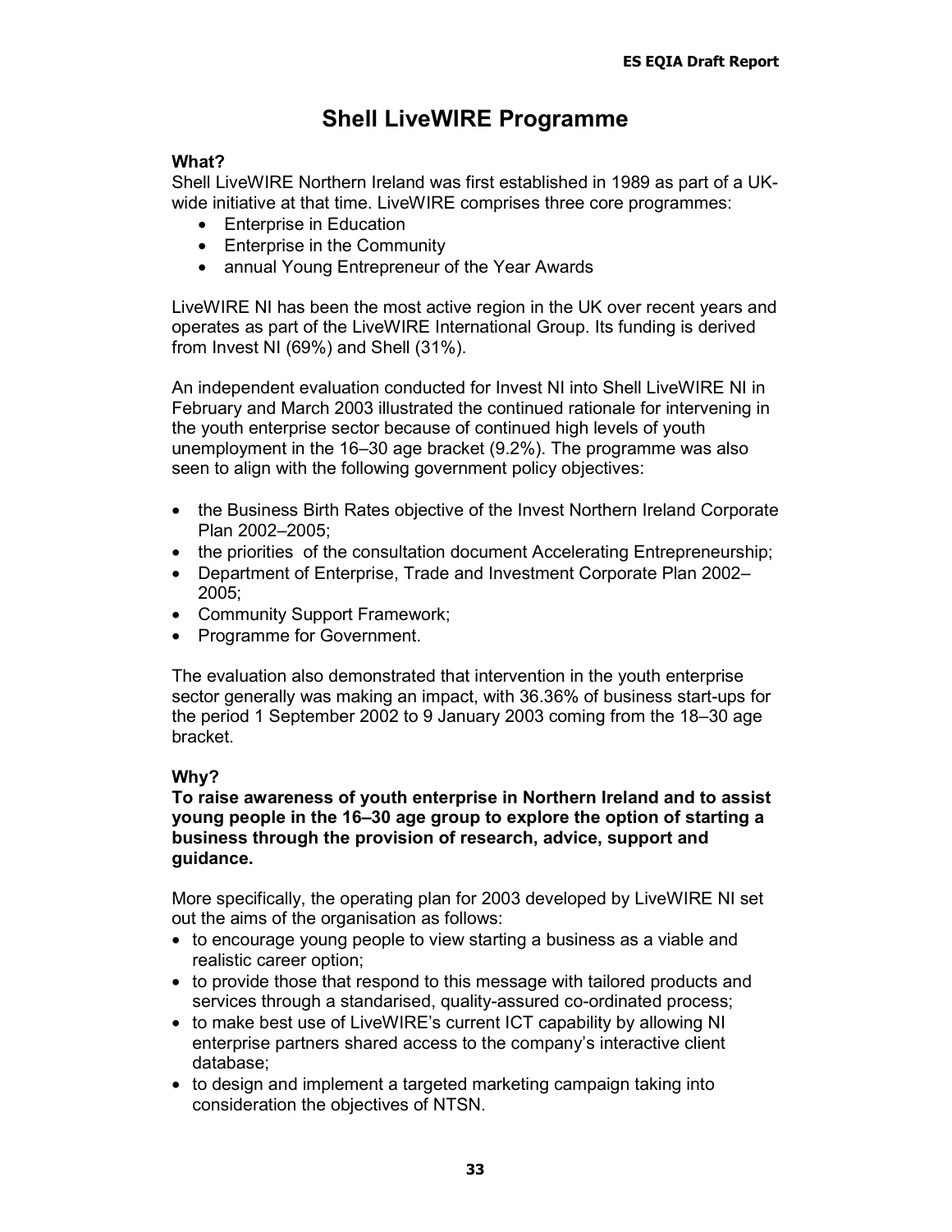# Shell LiveWIRE Programme

**What?**

Shell LiveWIRE Northern Ireland was first established in 1989 as part of a UK-wide initiative at that time. LiveWIRE comprises three core programmes:

- Enterprise in Education
- Enterprise in the Community
- annual Young Entrepreneur of the Year Awards

LiveWIRE NI has been the most active region in the UK over recent years and operates as part of the LiveWIRE International Group. Its funding is derived from Invest NI (69%) and Shell (31%).

An independent evaluation conducted for Invest NI into Shell LiveWIRE NI in February and March 2003 illustrated the continued rationale for intervening in the youth enterprise sector because of continued high levels of youth unemployment in the 16–30 age bracket (9.2%). The programme was also seen to align with the following government policy objectives:

- the Business Birth Rates objective of the Invest Northern Ireland Corporate Plan 2002–2005;
- the priorities of the consultation document Accelerating Entrepreneurship;
- Department of Enterprise, Trade and Investment Corporate Plan 2002–2005;
- Community Support Framework;
- Programme for Government.

The evaluation also demonstrated that intervention in the youth enterprise sector generally was making an impact, with 36.36% of business start-ups for the period 1 September 2002 to 9 January 2003 coming from the 18–30 age bracket.

**Why?**

**To raise awareness of youth enterprise in Northern Ireland and to assist young people in the 16–30 age group to explore the option of starting a business through the provision of research, advice, support and guidance.**

More specifically, the operating plan for 2003 developed by LiveWIRE NI set out the aims of the organisation as follows:

- to encourage young people to view starting a business as a viable and realistic career option;
- to provide those that respond to this message with tailored products and services through a standarised, quality-assured co-ordinated process;
- to make best use of LiveWIRE's current ICT capability by allowing NI enterprise partners shared access to the company's interactive client database;
- to design and implement a targeted marketing campaign taking into consideration the objectives of NTSN.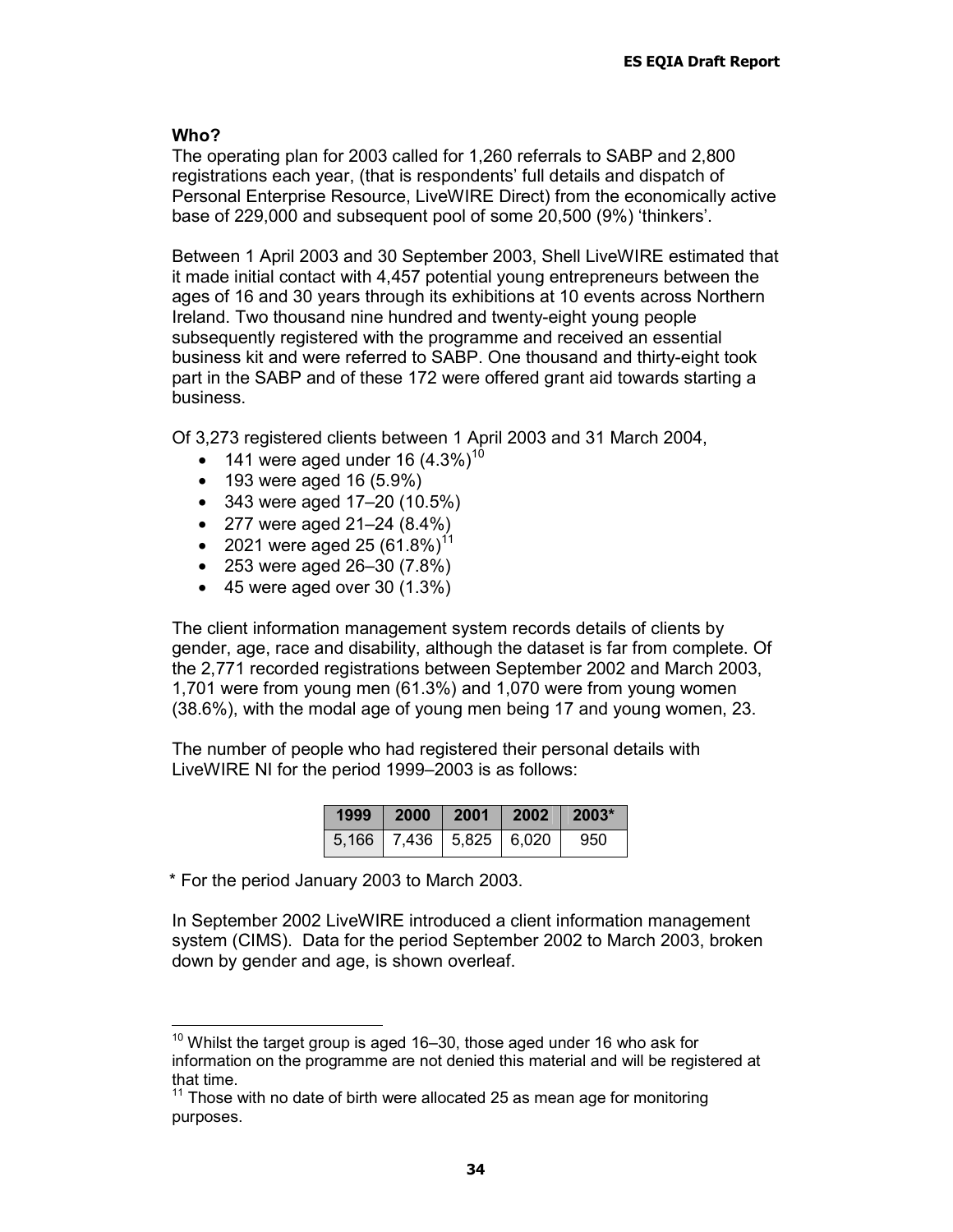**Who?**

The operating plan for 2003 called for 1,260 referrals to SABP and 2,800 registrations each year, (that is respondents' full details and dispatch of Personal Enterprise Resource, LiveWIRE Direct) from the economically active base of 229,000 and subsequent pool of some 20,500 (9%) 'thinkers'.

Between 1 April 2003 and 30 September 2003, Shell LiveWIRE estimated that it made initial contact with 4,457 potential young entrepreneurs between the ages of 16 and 30 years through its exhibitions at 10 events across Northern Ireland. Two thousand nine hundred and twenty-eight young people subsequently registered with the programme and received an essential business kit and were referred to SABP. One thousand and thirty-eight took part in the SABP and of these 172 were offered grant aid towards starting a business.

Of 3,273 registered clients between 1 April 2003 and 31 March 2004,

- 141 were aged under 16 (4.3%)[10]
- 193 were aged 16 (5.9%)
- 343 were aged 17–20 (10.5%)
- 277 were aged 21–24 (8.4%)
- 2021 were aged 25 (61.8%)[11]
- 253 were aged 26–30 (7.8%)
- 45 were aged over 30 (1.3%)

The client information management system records details of clients by gender, age, race and disability, although the dataset is far from complete. Of the 2,771 recorded registrations between September 2002 and March 2003, 1,701 were from young men (61.3%) and 1,070 were from young women (38.6%), with the modal age of young men being 17 and young women, 23.

The number of people who had registered their personal details with LiveWIRE NI for the period 1999–2003 is as follows:

| 1999 | 2000 | 2001 | 2002 | 2003* |
|---|---|---|---|---|
| 5,166 | 7,436 | 5,825 | 6,020 | 950 |

\* For the period January 2003 to March 2003.

In September 2002 LiveWIRE introduced a client information management system (CIMS). Data for the period September 2002 to March 2003, broken down by gender and age, is shown overleaf.

---

[10] Whilst the target group is aged 16–30, those aged under 16 who ask for information on the programme are not denied this material and will be registered at that time.

[11] Those with no date of birth were allocated 25 as mean age for monitoring purposes.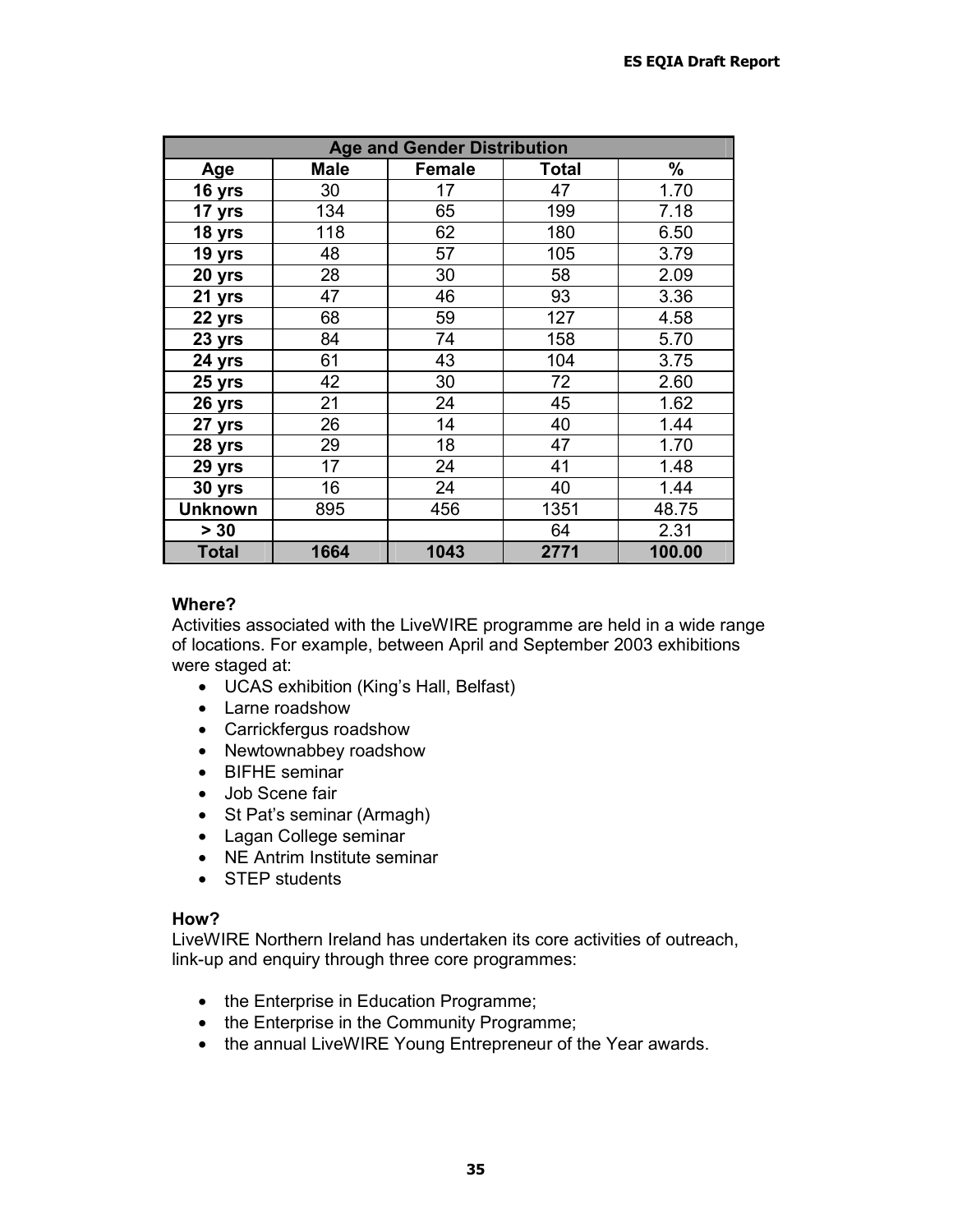| Age and Gender Distribution | | | | |
|---|---|---|---|---|
| **Age** | **Male** | **Female** | **Total** | **%** |
| **16 yrs** | 30 | 17 | 47 | 1.70 |
| **17 yrs** | 134 | 65 | 199 | 7.18 |
| **18 yrs** | 118 | 62 | 180 | 6.50 |
| **19 yrs** | 48 | 57 | 105 | 3.79 |
| **20 yrs** | 28 | 30 | 58 | 2.09 |
| **21 yrs** | 47 | 46 | 93 | 3.36 |
| **22 yrs** | 68 | 59 | 127 | 4.58 |
| **23 yrs** | 84 | 74 | 158 | 5.70 |
| **24 yrs** | 61 | 43 | 104 | 3.75 |
| **25 yrs** | 42 | 30 | 72 | 2.60 |
| **26 yrs** | 21 | 24 | 45 | 1.62 |
| **27 yrs** | 26 | 14 | 40 | 1.44 |
| **28 yrs** | 29 | 18 | 47 | 1.70 |
| **29 yrs** | 17 | 24 | 41 | 1.48 |
| **30 yrs** | 16 | 24 | 40 | 1.44 |
| **Unknown** | 895 | 456 | 1351 | 48.75 |
| **> 30** | | | 64 | 2.31 |
| **Total** | **1664** | **1043** | **2771** | **100.00** |

**Where?**

Activities associated with the LiveWIRE programme are held in a wide range of locations. For example, between April and September 2003 exhibitions were staged at:

- UCAS exhibition (King's Hall, Belfast)
- Larne roadshow
- Carrickfergus roadshow
- Newtownabbey roadshow
- BIFHE seminar
- Job Scene fair
- St Pat's seminar (Armagh)
- Lagan College seminar
- NE Antrim Institute seminar
- STEP students

**How?**

LiveWIRE Northern Ireland has undertaken its core activities of outreach, link-up and enquiry through three core programmes:

- the Enterprise in Education Programme;
- the Enterprise in the Community Programme;
- the annual LiveWIRE Young Entrepreneur of the Year awards.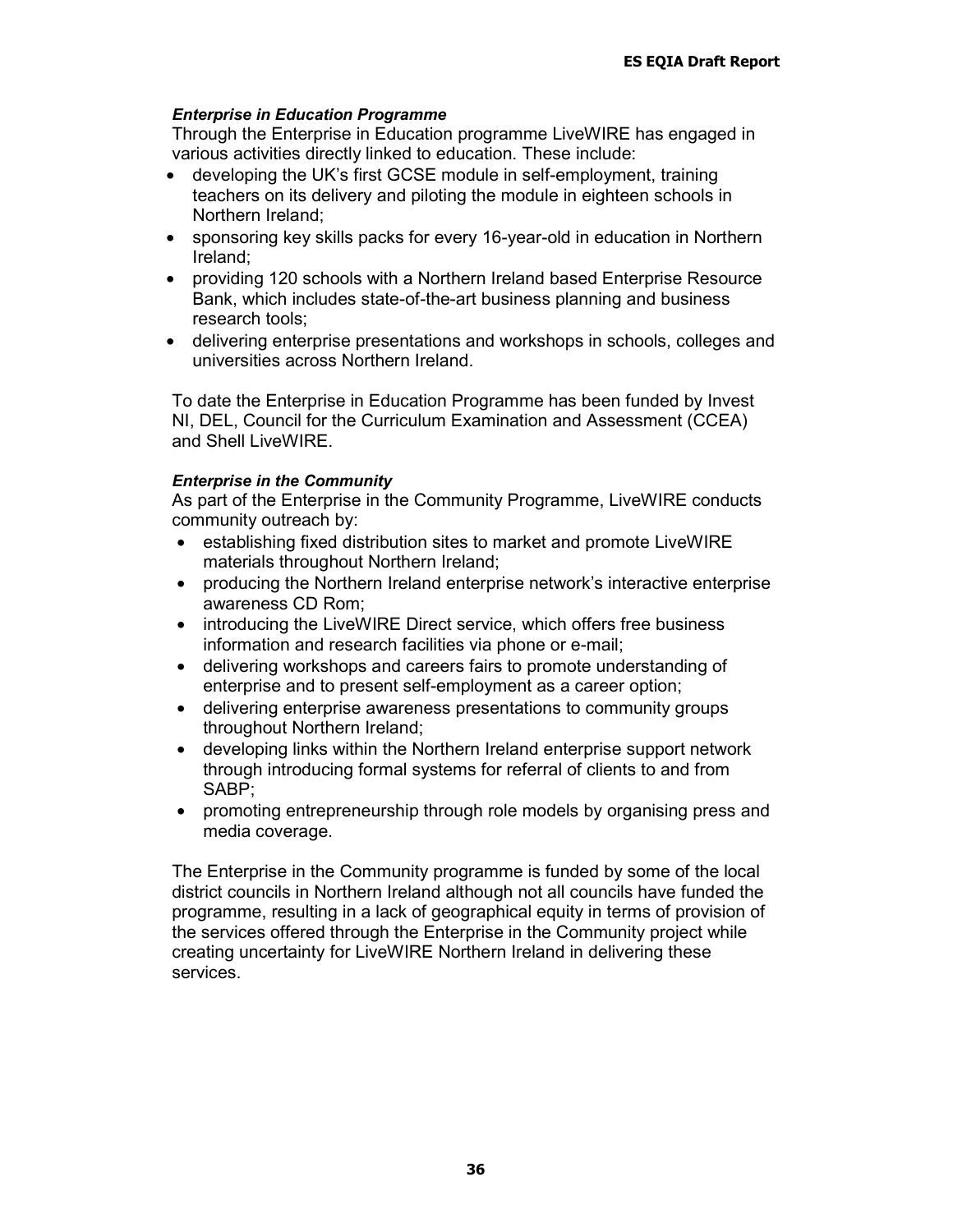***Enterprise in Education Programme***

Through the Enterprise in Education programme LiveWIRE has engaged in various activities directly linked to education. These include:

- developing the UK's first GCSE module in self-employment, training teachers on its delivery and piloting the module in eighteen schools in Northern Ireland;
- sponsoring key skills packs for every 16-year-old in education in Northern Ireland;
- providing 120 schools with a Northern Ireland based Enterprise Resource Bank, which includes state-of-the-art business planning and business research tools;
- delivering enterprise presentations and workshops in schools, colleges and universities across Northern Ireland.

To date the Enterprise in Education Programme has been funded by Invest NI, DEL, Council for the Curriculum Examination and Assessment (CCEA) and Shell LiveWIRE.

***Enterprise in the Community***

As part of the Enterprise in the Community Programme, LiveWIRE conducts community outreach by:

- establishing fixed distribution sites to market and promote LiveWIRE materials throughout Northern Ireland;
- producing the Northern Ireland enterprise network's interactive enterprise awareness CD Rom;
- introducing the LiveWIRE Direct service, which offers free business information and research facilities via phone or e-mail;
- delivering workshops and careers fairs to promote understanding of enterprise and to present self-employment as a career option;
- delivering enterprise awareness presentations to community groups throughout Northern Ireland;
- developing links within the Northern Ireland enterprise support network through introducing formal systems for referral of clients to and from SABP;
- promoting entrepreneurship through role models by organising press and media coverage.

The Enterprise in the Community programme is funded by some of the local district councils in Northern Ireland although not all councils have funded the programme, resulting in a lack of geographical equity in terms of provision of the services offered through the Enterprise in the Community project while creating uncertainty for LiveWIRE Northern Ireland in delivering these services.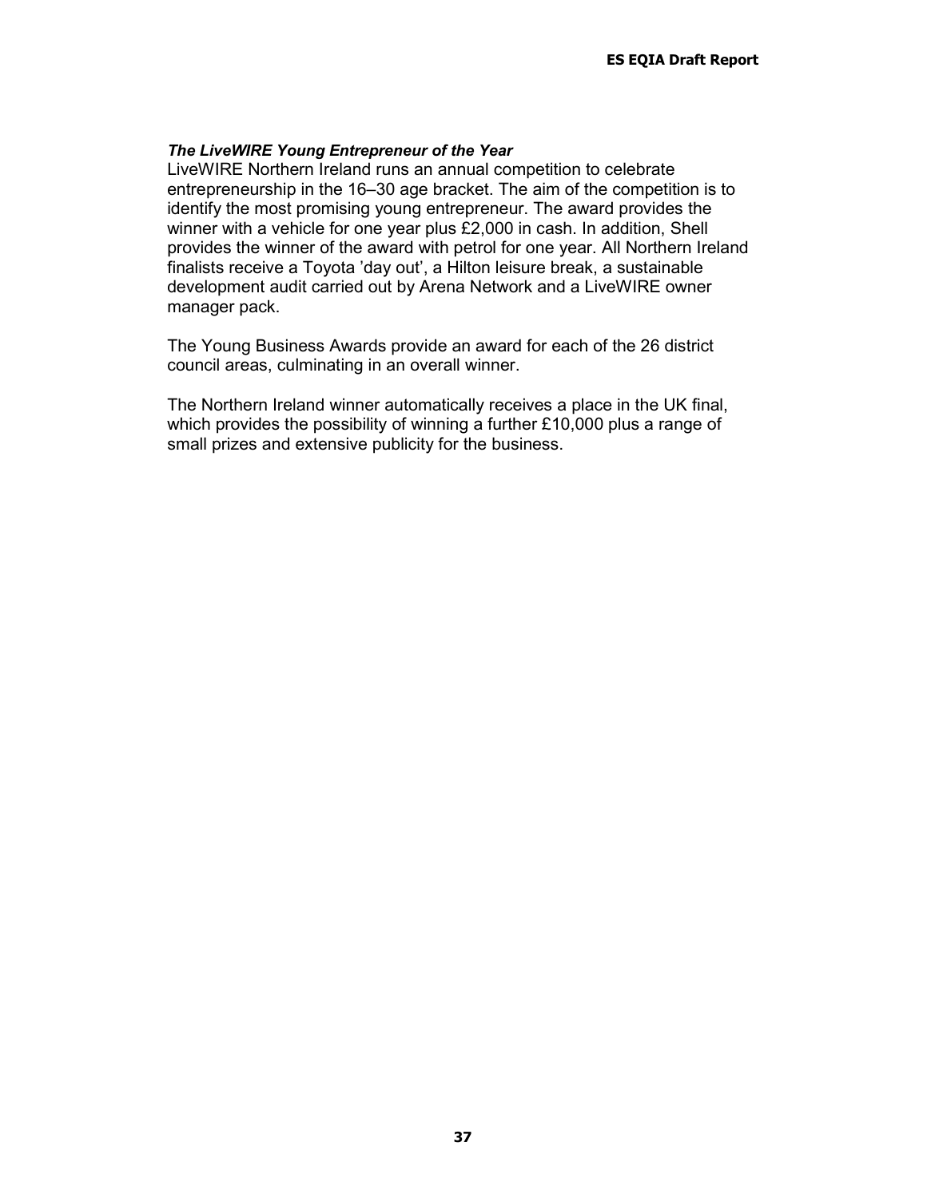***The LiveWIRE Young Entrepreneur of the Year***

LiveWIRE Northern Ireland runs an annual competition to celebrate entrepreneurship in the 16–30 age bracket. The aim of the competition is to identify the most promising young entrepreneur. The award provides the winner with a vehicle for one year plus £2,000 in cash. In addition, Shell provides the winner of the award with petrol for one year. All Northern Ireland finalists receive a Toyota 'day out', a Hilton leisure break, a sustainable development audit carried out by Arena Network and a LiveWIRE owner manager pack.

The Young Business Awards provide an award for each of the 26 district council areas, culminating in an overall winner.

The Northern Ireland winner automatically receives a place in the UK final, which provides the possibility of winning a further £10,000 plus a range of small prizes and extensive publicity for the business.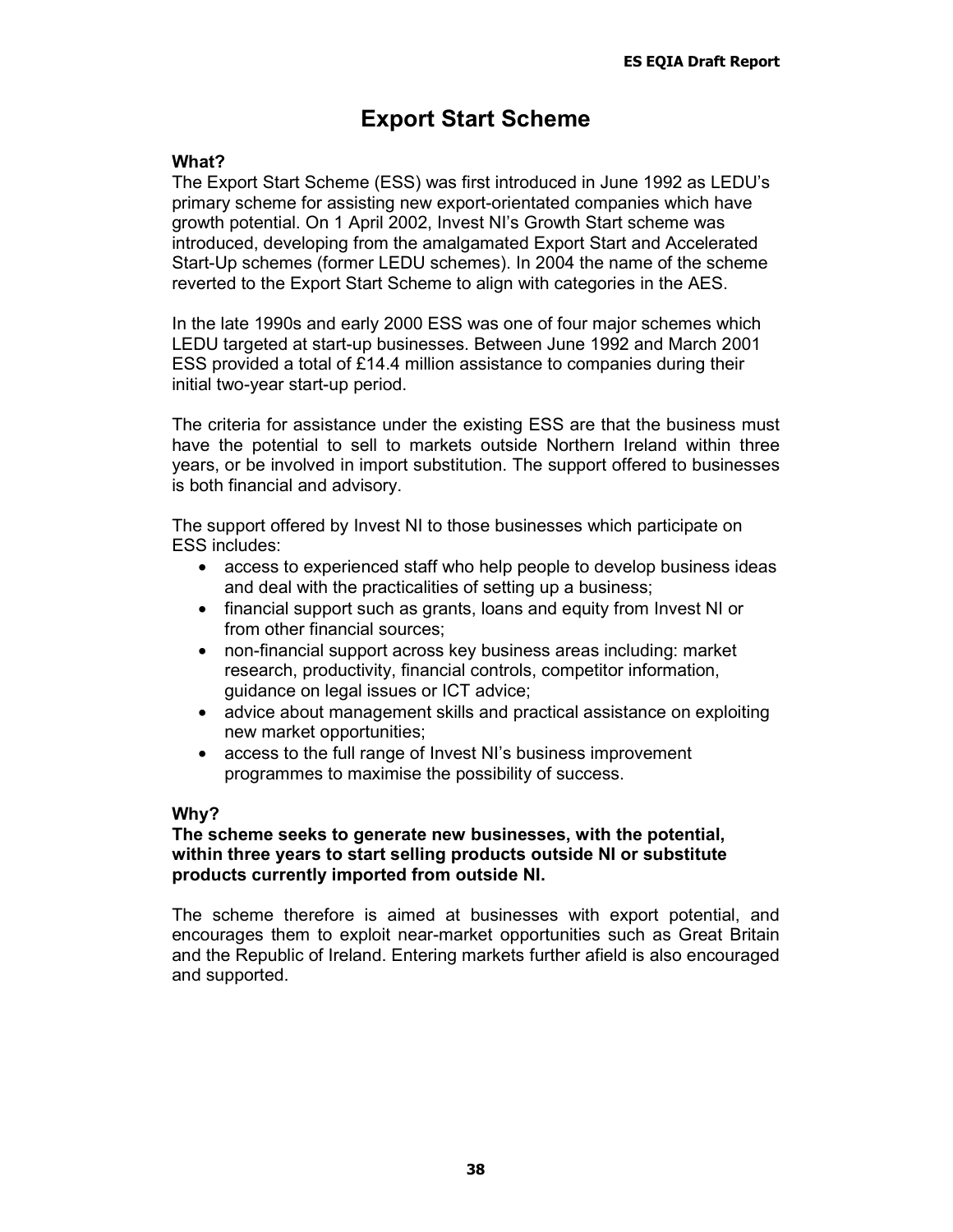# Export Start Scheme

**What?**

The Export Start Scheme (ESS) was first introduced in June 1992 as LEDU's primary scheme for assisting new export-orientated companies which have growth potential. On 1 April 2002, Invest NI's Growth Start scheme was introduced, developing from the amalgamated Export Start and Accelerated Start-Up schemes (former LEDU schemes). In 2004 the name of the scheme reverted to the Export Start Scheme to align with categories in the AES.

In the late 1990s and early 2000 ESS was one of four major schemes which LEDU targeted at start-up businesses. Between June 1992 and March 2001 ESS provided a total of £14.4 million assistance to companies during their initial two-year start-up period.

The criteria for assistance under the existing ESS are that the business must have the potential to sell to markets outside Northern Ireland within three years, or be involved in import substitution. The support offered to businesses is both financial and advisory.

The support offered by Invest NI to those businesses which participate on ESS includes:

- access to experienced staff who help people to develop business ideas and deal with the practicalities of setting up a business;
- financial support such as grants, loans and equity from Invest NI or from other financial sources;
- non-financial support across key business areas including: market research, productivity, financial controls, competitor information, guidance on legal issues or ICT advice;
- advice about management skills and practical assistance on exploiting new market opportunities;
- access to the full range of Invest NI's business improvement programmes to maximise the possibility of success.

**Why?**

**The scheme seeks to generate new businesses, with the potential, within three years to start selling products outside NI or substitute products currently imported from outside NI.**

The scheme therefore is aimed at businesses with export potential, and encourages them to exploit near-market opportunities such as Great Britain and the Republic of Ireland. Entering markets further afield is also encouraged and supported.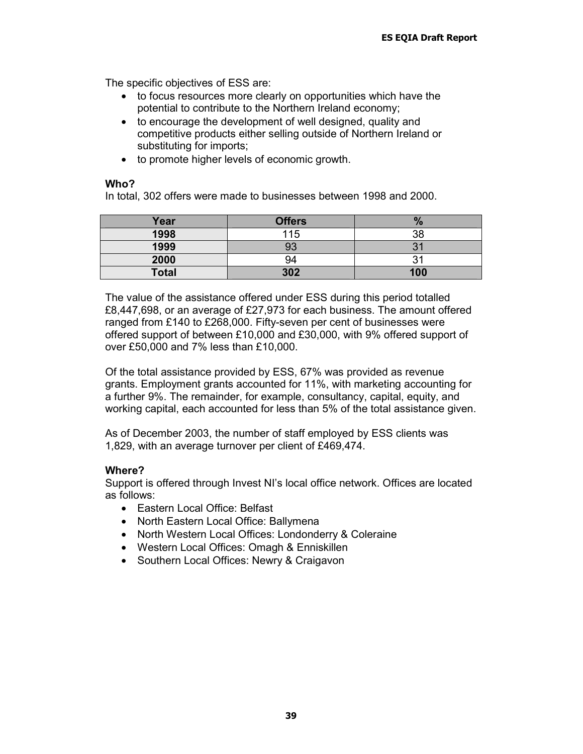The specific objectives of ESS are:

- to focus resources more clearly on opportunities which have the potential to contribute to the Northern Ireland economy;
- to encourage the development of well designed, quality and competitive products either selling outside of Northern Ireland or substituting for imports;
- to promote higher levels of economic growth.

**Who?**

In total, 302 offers were made to businesses between 1998 and 2000.

| Year | Offers | % |
|---|---|---|
| **1998** | 115 | 38 |
| **1999** | 93 | 31 |
| **2000** | 94 | 31 |
| **Total** | **302** | **100** |

The value of the assistance offered under ESS during this period totalled £8,447,698, or an average of £27,973 for each business. The amount offered ranged from £140 to £268,000. Fifty-seven per cent of businesses were offered support of between £10,000 and £30,000, with 9% offered support of over £50,000 and 7% less than £10,000.

Of the total assistance provided by ESS, 67% was provided as revenue grants. Employment grants accounted for 11%, with marketing accounting for a further 9%. The remainder, for example, consultancy, capital, equity, and working capital, each accounted for less than 5% of the total assistance given.

As of December 2003, the number of staff employed by ESS clients was 1,829, with an average turnover per client of £469,474.

**Where?**

Support is offered through Invest NI's local office network. Offices are located as follows:

- Eastern Local Office: Belfast
- North Eastern Local Office: Ballymena
- North Western Local Offices: Londonderry & Coleraine
- Western Local Offices: Omagh & Enniskillen
- Southern Local Offices: Newry & Craigavon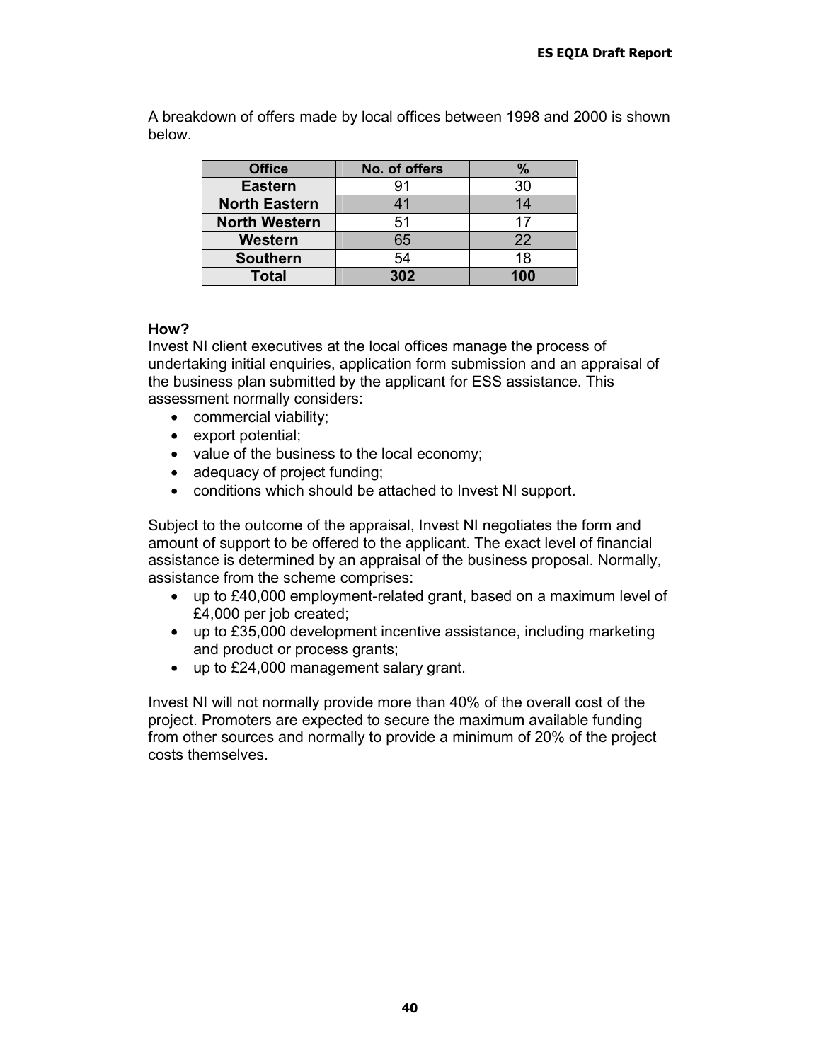A breakdown of offers made by local offices between 1998 and 2000 is shown below.

| Office | No. of offers | % |
|---|---|---|
| **Eastern** | 91 | 30 |
| **North Eastern** | 41 | 14 |
| **North Western** | 51 | 17 |
| **Western** | 65 | 22 |
| **Southern** | 54 | 18 |
| **Total** | **302** | **100** |

**How?**

Invest NI client executives at the local offices manage the process of undertaking initial enquiries, application form submission and an appraisal of the business plan submitted by the applicant for ESS assistance. This assessment normally considers:

- commercial viability;
- export potential;
- value of the business to the local economy;
- adequacy of project funding;
- conditions which should be attached to Invest NI support.

Subject to the outcome of the appraisal, Invest NI negotiates the form and amount of support to be offered to the applicant. The exact level of financial assistance is determined by an appraisal of the business proposal. Normally, assistance from the scheme comprises:

- up to £40,000 employment-related grant, based on a maximum level of £4,000 per job created;
- up to £35,000 development incentive assistance, including marketing and product or process grants;
- up to £24,000 management salary grant.

Invest NI will not normally provide more than 40% of the overall cost of the project. Promoters are expected to secure the maximum available funding from other sources and normally to provide a minimum of 20% of the project costs themselves.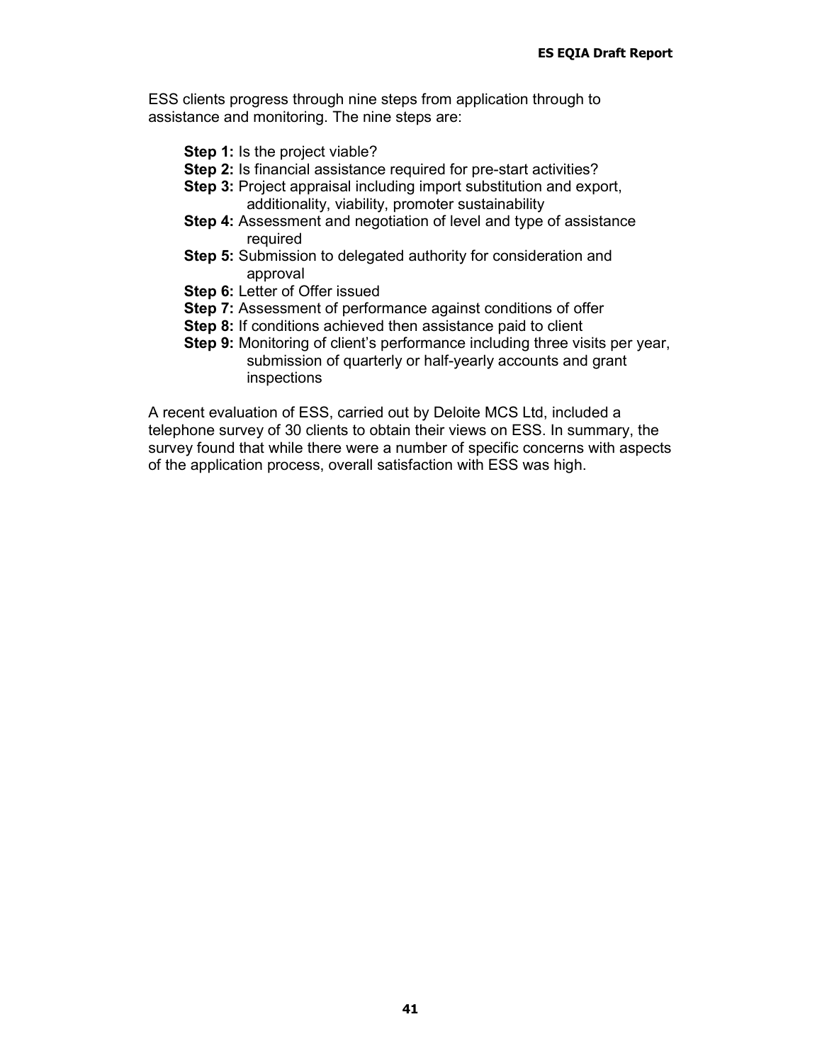ESS clients progress through nine steps from application through to assistance and monitoring. The nine steps are:

- **Step 1:** Is the project viable?
- **Step 2:** Is financial assistance required for pre-start activities?
- **Step 3:** Project appraisal including import substitution and export, additionality, viability, promoter sustainability
- **Step 4:** Assessment and negotiation of level and type of assistance required
- **Step 5:** Submission to delegated authority for consideration and approval
- **Step 6:** Letter of Offer issued
- **Step 7:** Assessment of performance against conditions of offer
- **Step 8:** If conditions achieved then assistance paid to client
- **Step 9:** Monitoring of client's performance including three visits per year, submission of quarterly or half-yearly accounts and grant inspections

A recent evaluation of ESS, carried out by Deloite MCS Ltd, included a telephone survey of 30 clients to obtain their views on ESS. In summary, the survey found that while there were a number of specific concerns with aspects of the application process, overall satisfaction with ESS was high.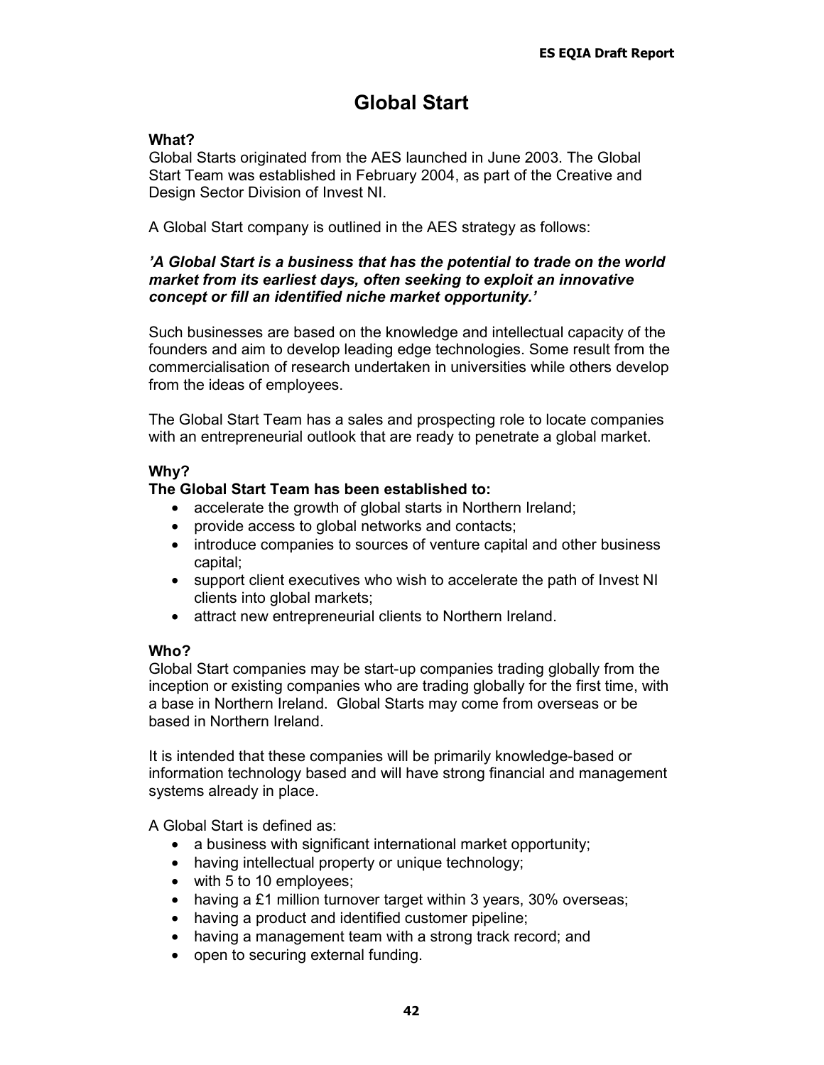# Global Start

**What?**

Global Starts originated from the AES launched in June 2003. The Global Start Team was established in February 2004, as part of the Creative and Design Sector Division of Invest NI.

A Global Start company is outlined in the AES strategy as follows:

***'A Global Start is a business that has the potential to trade on the world market from its earliest days, often seeking to exploit an innovative concept or fill an identified niche market opportunity.'***

Such businesses are based on the knowledge and intellectual capacity of the founders and aim to develop leading edge technologies. Some result from the commercialisation of research undertaken in universities while others develop from the ideas of employees.

The Global Start Team has a sales and prospecting role to locate companies with an entrepreneurial outlook that are ready to penetrate a global market.

**Why?**

**The Global Start Team has been established to:**

- accelerate the growth of global starts in Northern Ireland;
- provide access to global networks and contacts;
- introduce companies to sources of venture capital and other business capital;
- support client executives who wish to accelerate the path of Invest NI clients into global markets;
- attract new entrepreneurial clients to Northern Ireland.

**Who?**

Global Start companies may be start-up companies trading globally from the inception or existing companies who are trading globally for the first time, with a base in Northern Ireland. Global Starts may come from overseas or be based in Northern Ireland.

It is intended that these companies will be primarily knowledge-based or information technology based and will have strong financial and management systems already in place.

A Global Start is defined as:

- a business with significant international market opportunity;
- having intellectual property or unique technology;
- with 5 to 10 employees;
- having a £1 million turnover target within 3 years, 30% overseas;
- having a product and identified customer pipeline;
- having a management team with a strong track record; and
- open to securing external funding.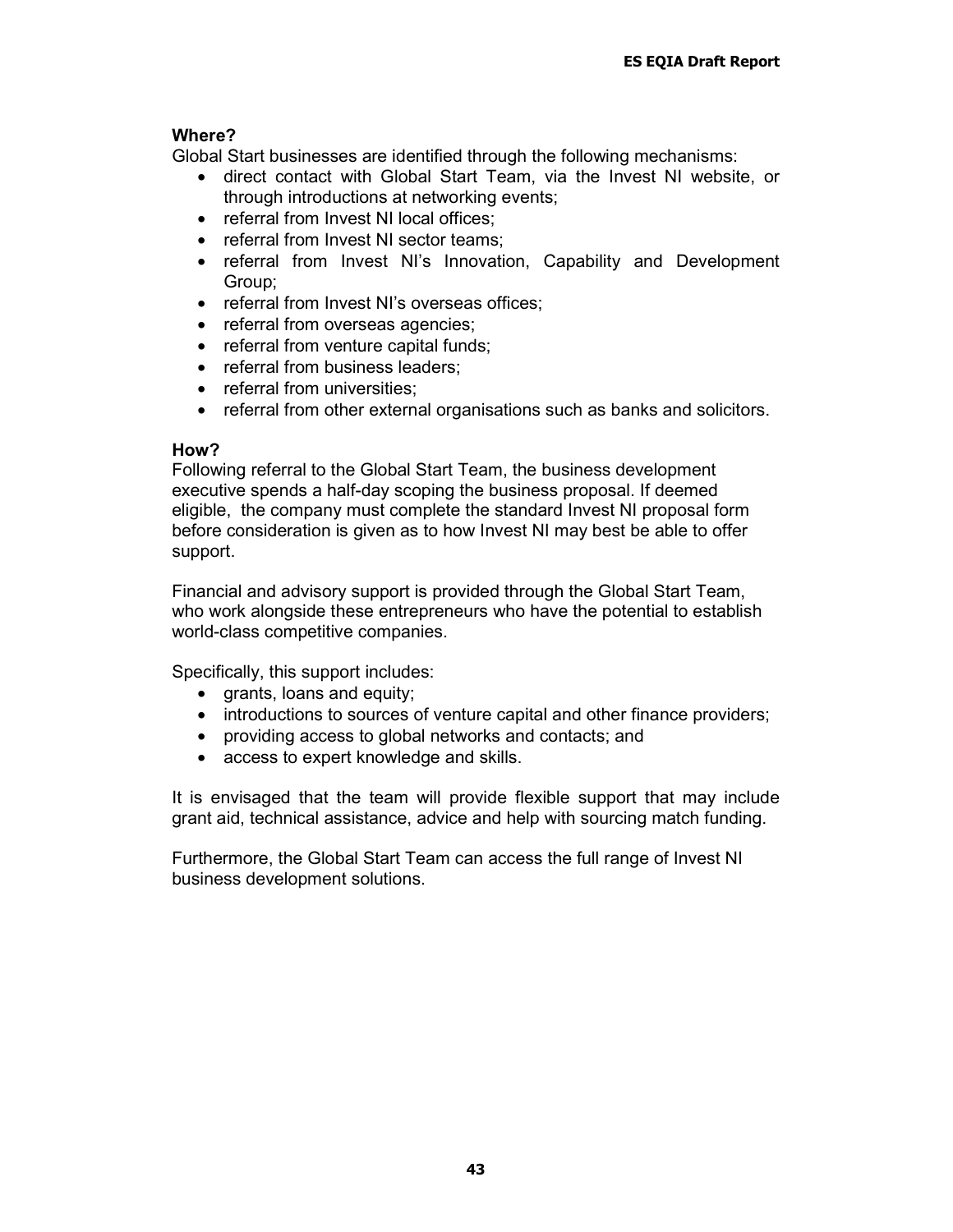**Where?**

Global Start businesses are identified through the following mechanisms:

- direct contact with Global Start Team, via the Invest NI website, or through introductions at networking events;
- referral from Invest NI local offices;
- referral from Invest NI sector teams;
- referral from Invest NI's Innovation, Capability and Development Group;
- referral from Invest NI's overseas offices;
- referral from overseas agencies;
- referral from venture capital funds;
- referral from business leaders;
- referral from universities;
- referral from other external organisations such as banks and solicitors.

**How?**

Following referral to the Global Start Team, the business development executive spends a half-day scoping the business proposal. If deemed eligible, the company must complete the standard Invest NI proposal form before consideration is given as to how Invest NI may best be able to offer support.

Financial and advisory support is provided through the Global Start Team, who work alongside these entrepreneurs who have the potential to establish world-class competitive companies.

Specifically, this support includes:

- grants, loans and equity;
- introductions to sources of venture capital and other finance providers;
- providing access to global networks and contacts; and
- access to expert knowledge and skills.

It is envisaged that the team will provide flexible support that may include grant aid, technical assistance, advice and help with sourcing match funding.

Furthermore, the Global Start Team can access the full range of Invest NI business development solutions.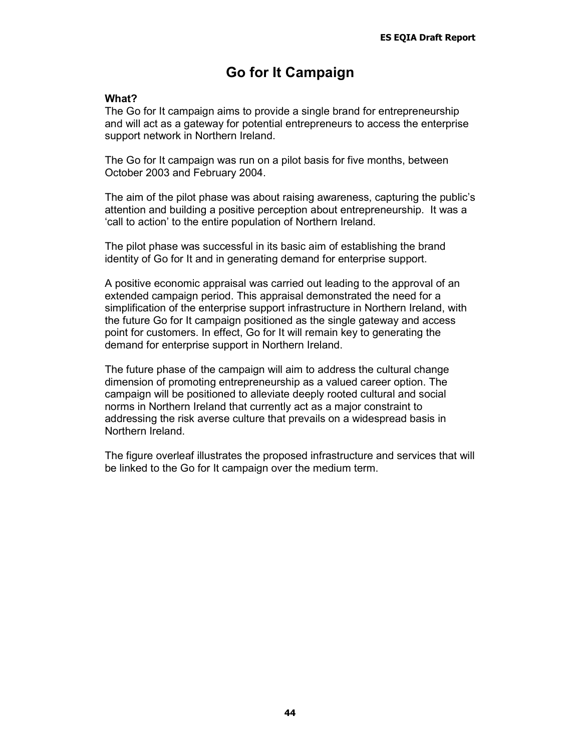# Go for It Campaign

**What?**

The Go for It campaign aims to provide a single brand for entrepreneurship and will act as a gateway for potential entrepreneurs to access the enterprise support network in Northern Ireland.

The Go for It campaign was run on a pilot basis for five months, between October 2003 and February 2004.

The aim of the pilot phase was about raising awareness, capturing the public's attention and building a positive perception about entrepreneurship. It was a 'call to action' to the entire population of Northern Ireland.

The pilot phase was successful in its basic aim of establishing the brand identity of Go for It and in generating demand for enterprise support.

A positive economic appraisal was carried out leading to the approval of an extended campaign period. This appraisal demonstrated the need for a simplification of the enterprise support infrastructure in Northern Ireland, with the future Go for It campaign positioned as the single gateway and access point for customers. In effect, Go for It will remain key to generating the demand for enterprise support in Northern Ireland.

The future phase of the campaign will aim to address the cultural change dimension of promoting entrepreneurship as a valued career option. The campaign will be positioned to alleviate deeply rooted cultural and social norms in Northern Ireland that currently act as a major constraint to addressing the risk averse culture that prevails on a widespread basis in Northern Ireland.

The figure overleaf illustrates the proposed infrastructure and services that will be linked to the Go for It campaign over the medium term.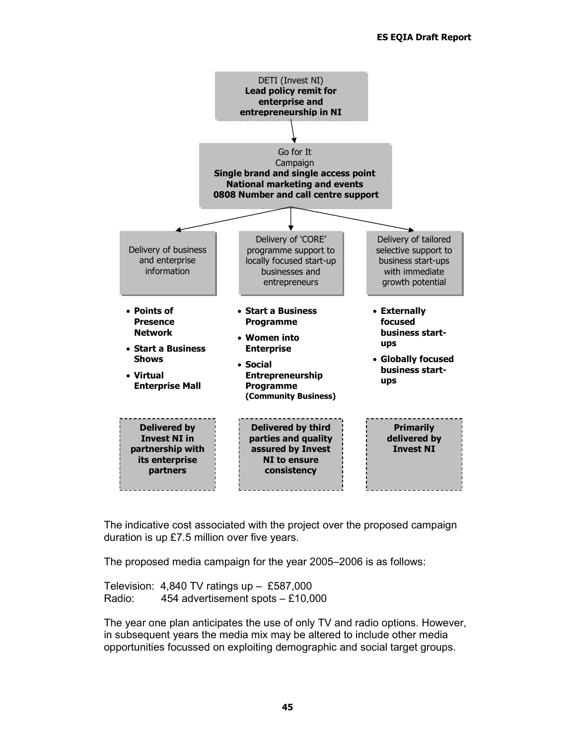DETI (Invest NI)
**Lead policy remit for enterprise and entrepreneurship in NI**

↓

Go for It Campaign
**Single brand and single access point**
**National marketing and events**
**0808 Number and call centre support**

↓

| Delivery of business and enterprise information | Delivery of 'CORE' programme support to locally focused start-up businesses and entrepreneurs | Delivery of tailored selective support to business start-ups with immediate growth potential |
|---|---|---|
| • **Points of Presence Network**<br>• **Start a Business Shows**<br>• **Virtual Enterprise Mall** | • **Start a Business Programme**<br>• **Women into Enterprise**<br>• **Social Entrepreneurship Programme (Community Business)** | • **Externally focused business start-ups**<br>• **Globally focused business start-ups** |
| **Delivered by Invest NI in partnership with its enterprise partners** | **Delivered by third parties and quality assured by Invest NI to ensure consistency** | **Primarily delivered by Invest NI** |

The indicative cost associated with the project over the proposed campaign duration is up £7.5 million over five years.

The proposed media campaign for the year 2005–2006 is as follows:

Television: 4,840 TV ratings up – £587,000
Radio: 454 advertisement spots – £10,000

The year one plan anticipates the use of only TV and radio options. However, in subsequent years the media mix may be altered to include other media opportunities focussed on exploiting demographic and social target groups.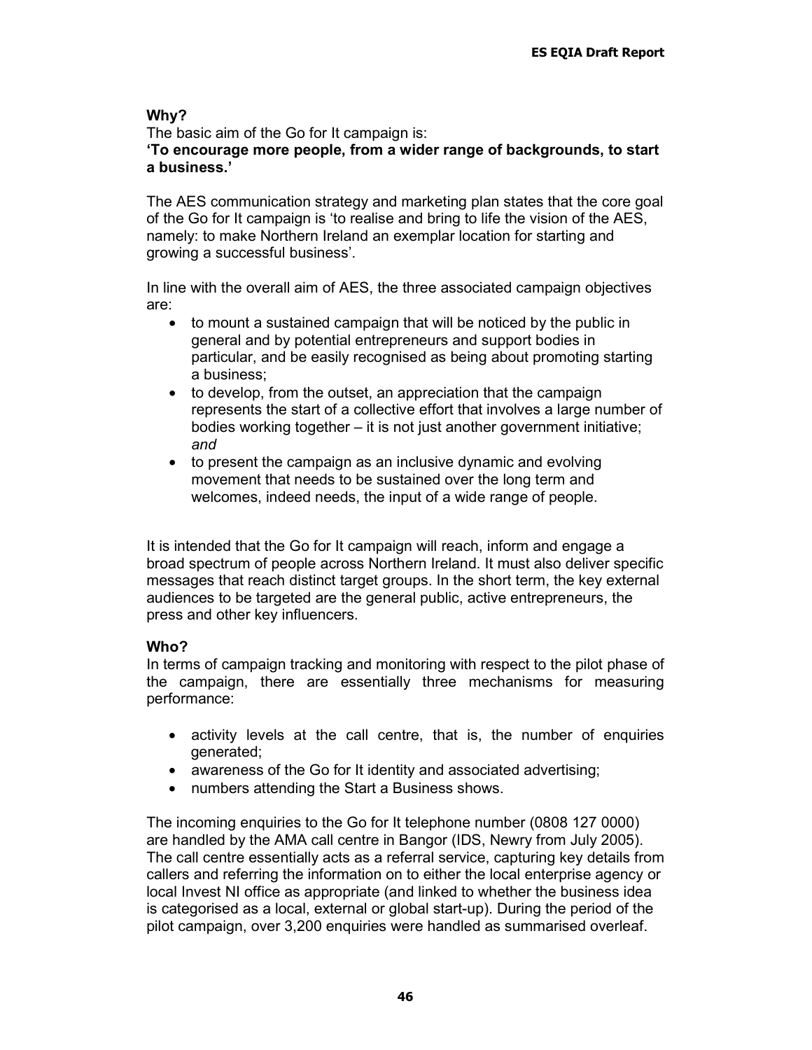**Why?**

The basic aim of the Go for It campaign is:

**'To encourage more people, from a wider range of backgrounds, to start a business.'**

The AES communication strategy and marketing plan states that the core goal of the Go for It campaign is 'to realise and bring to life the vision of the AES, namely: to make Northern Ireland an exemplar location for starting and growing a successful business'.

In line with the overall aim of AES, the three associated campaign objectives are:

- to mount a sustained campaign that will be noticed by the public in general and by potential entrepreneurs and support bodies in particular, and be easily recognised as being about promoting starting a business;
- to develop, from the outset, an appreciation that the campaign represents the start of a collective effort that involves a large number of bodies working together – it is not just another government initiative; *and*
- to present the campaign as an inclusive dynamic and evolving movement that needs to be sustained over the long term and welcomes, indeed needs, the input of a wide range of people.

It is intended that the Go for It campaign will reach, inform and engage a broad spectrum of people across Northern Ireland. It must also deliver specific messages that reach distinct target groups. In the short term, the key external audiences to be targeted are the general public, active entrepreneurs, the press and other key influencers.

**Who?**

In terms of campaign tracking and monitoring with respect to the pilot phase of the campaign, there are essentially three mechanisms for measuring performance:

- activity levels at the call centre, that is, the number of enquiries generated;
- awareness of the Go for It identity and associated advertising;
- numbers attending the Start a Business shows.

The incoming enquiries to the Go for It telephone number (0808 127 0000) are handled by the AMA call centre in Bangor (IDS, Newry from July 2005). The call centre essentially acts as a referral service, capturing key details from callers and referring the information on to either the local enterprise agency or local Invest NI office as appropriate (and linked to whether the business idea is categorised as a local, external or global start-up). During the period of the pilot campaign, over 3,200 enquiries were handled as summarised overleaf.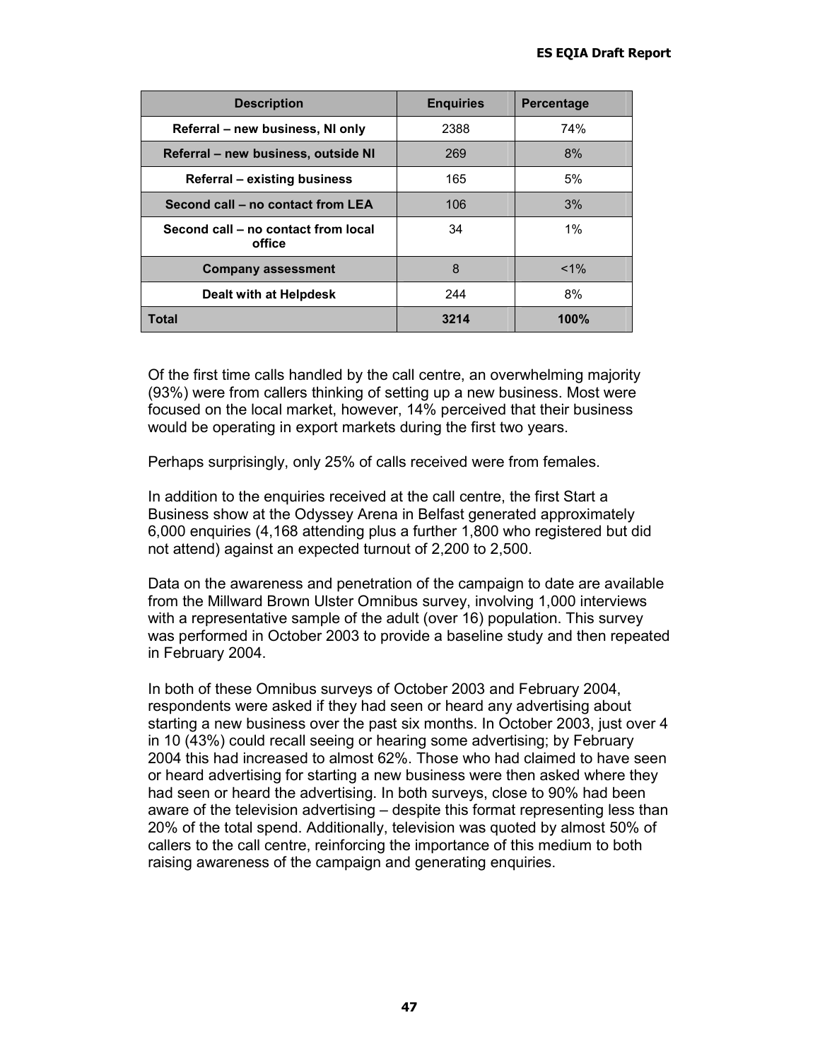| Description | Enquiries | Percentage |
| --- | --- | --- |
| Referral – new business, NI only | 2388 | 74% |
| Referral – new business, outside NI | 269 | 8% |
| Referral – existing business | 165 | 5% |
| Second call – no contact from LEA | 106 | 3% |
| Second call – no contact from local office | 34 | 1% |
| Company assessment | 8 | <1% |
| Dealt with at Helpdesk | 244 | 8% |
| **Total** | **3214** | **100%** |

Of the first time calls handled by the call centre, an overwhelming majority (93%) were from callers thinking of setting up a new business. Most were focused on the local market, however, 14% perceived that their business would be operating in export markets during the first two years.

Perhaps surprisingly, only 25% of calls received were from females.

In addition to the enquiries received at the call centre, the first Start a Business show at the Odyssey Arena in Belfast generated approximately 6,000 enquiries (4,168 attending plus a further 1,800 who registered but did not attend) against an expected turnout of 2,200 to 2,500.

Data on the awareness and penetration of the campaign to date are available from the Millward Brown Ulster Omnibus survey, involving 1,000 interviews with a representative sample of the adult (over 16) population. This survey was performed in October 2003 to provide a baseline study and then repeated in February 2004.

In both of these Omnibus surveys of October 2003 and February 2004, respondents were asked if they had seen or heard any advertising about starting a new business over the past six months. In October 2003, just over 4 in 10 (43%) could recall seeing or hearing some advertising; by February 2004 this had increased to almost 62%. Those who had claimed to have seen or heard advertising for starting a new business were then asked where they had seen or heard the advertising. In both surveys, close to 90% had been aware of the television advertising – despite this format representing less than 20% of the total spend. Additionally, television was quoted by almost 50% of callers to the call centre, reinforcing the importance of this medium to both raising awareness of the campaign and generating enquiries.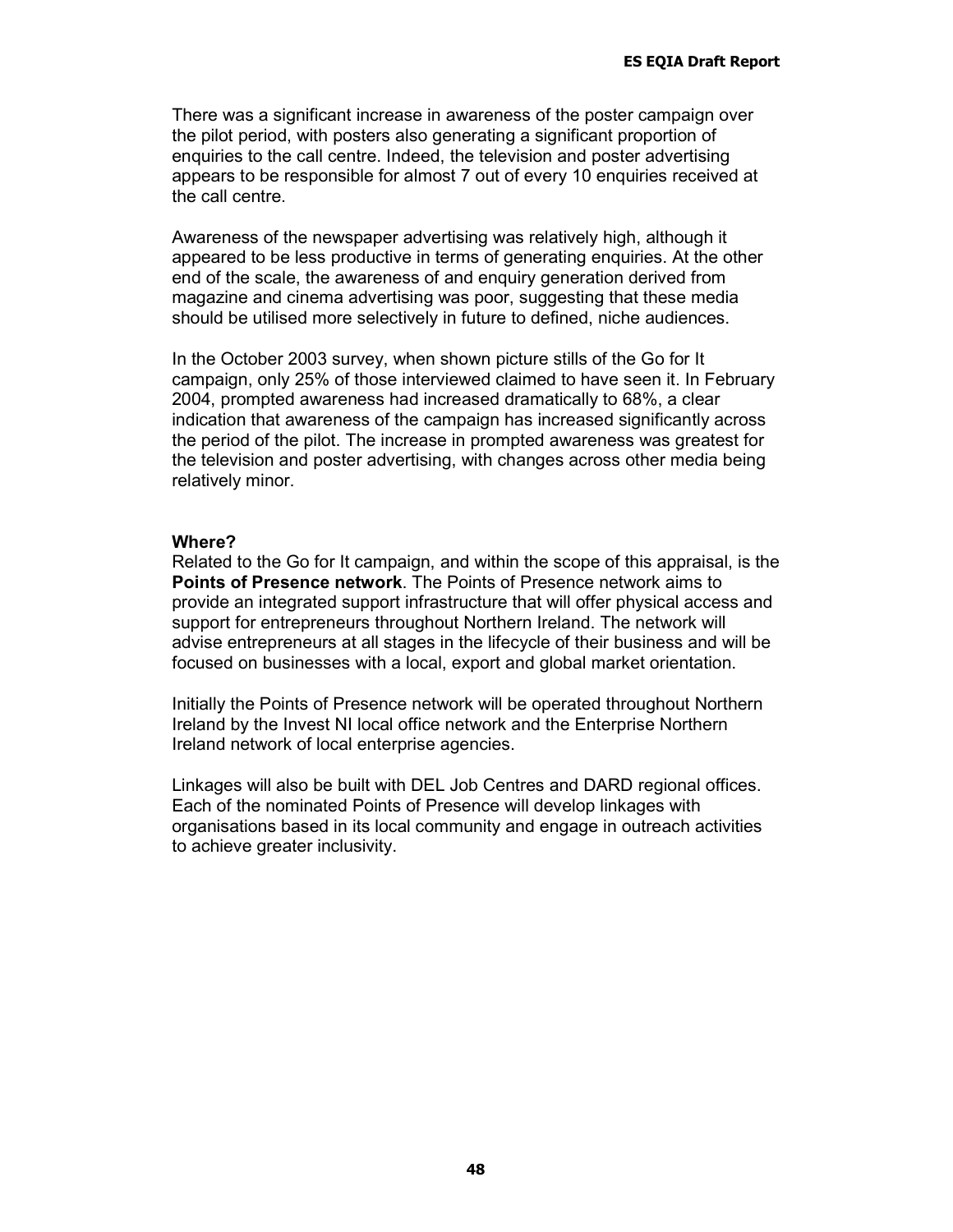There was a significant increase in awareness of the poster campaign over the pilot period, with posters also generating a significant proportion of enquiries to the call centre. Indeed, the television and poster advertising appears to be responsible for almost 7 out of every 10 enquiries received at the call centre.

Awareness of the newspaper advertising was relatively high, although it appeared to be less productive in terms of generating enquiries. At the other end of the scale, the awareness of and enquiry generation derived from magazine and cinema advertising was poor, suggesting that these media should be utilised more selectively in future to defined, niche audiences.

In the October 2003 survey, when shown picture stills of the Go for It campaign, only 25% of those interviewed claimed to have seen it. In February 2004, prompted awareness had increased dramatically to 68%, a clear indication that awareness of the campaign has increased significantly across the period of the pilot. The increase in prompted awareness was greatest for the television and poster advertising, with changes across other media being relatively minor.

**Where?**

Related to the Go for It campaign, and within the scope of this appraisal, is the **Points of Presence network**. The Points of Presence network aims to provide an integrated support infrastructure that will offer physical access and support for entrepreneurs throughout Northern Ireland. The network will advise entrepreneurs at all stages in the lifecycle of their business and will be focused on businesses with a local, export and global market orientation.

Initially the Points of Presence network will be operated throughout Northern Ireland by the Invest NI local office network and the Enterprise Northern Ireland network of local enterprise agencies.

Linkages will also be built with DEL Job Centres and DARD regional offices. Each of the nominated Points of Presence will develop linkages with organisations based in its local community and engage in outreach activities to achieve greater inclusivity.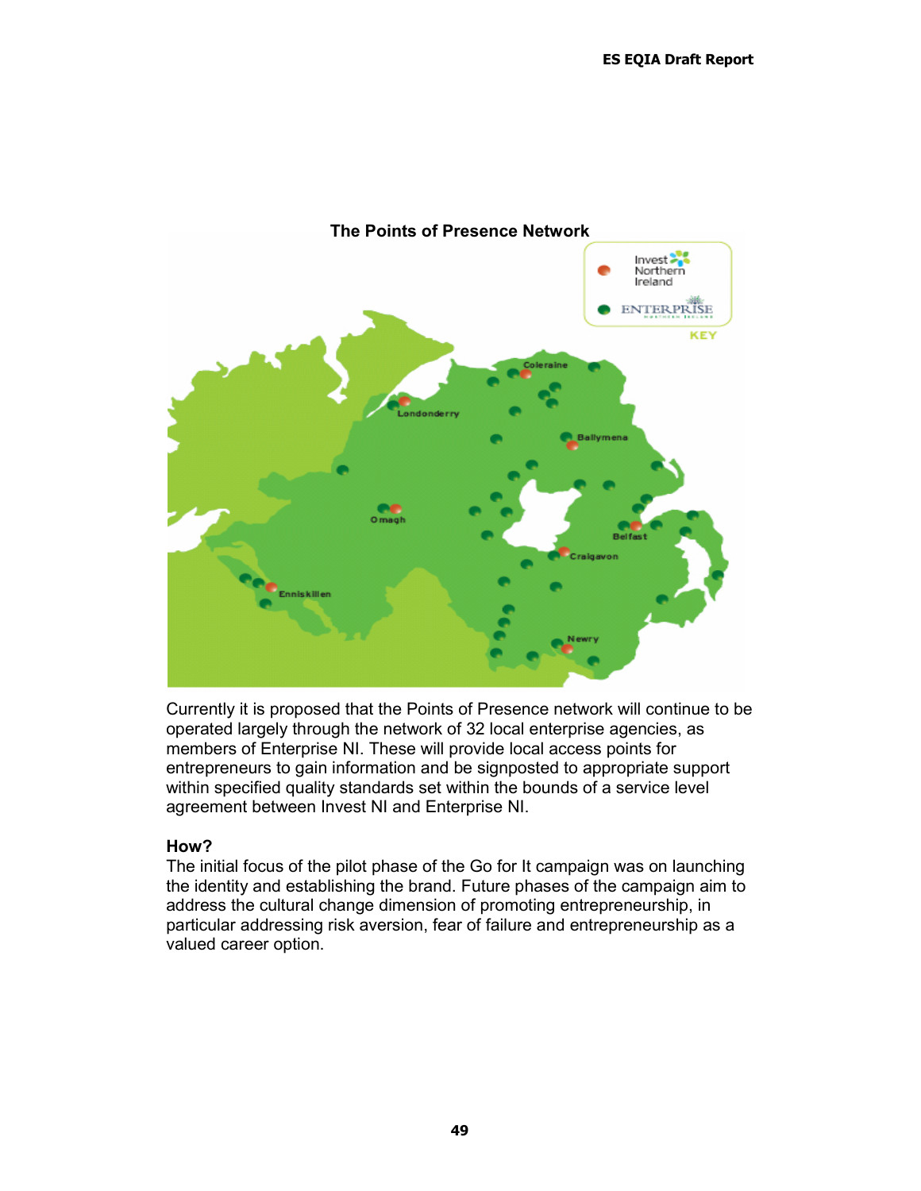**The Points of Presence Network**

Currently it is proposed that the Points of Presence network will continue to be operated largely through the network of 32 local enterprise agencies, as members of Enterprise NI. These will provide local access points for entrepreneurs to gain information and be signposted to appropriate support within specified quality standards set within the bounds of a service level agreement between Invest NI and Enterprise NI.

**How?**

The initial focus of the pilot phase of the Go for It campaign was on launching the identity and establishing the brand. Future phases of the campaign aim to address the cultural change dimension of promoting entrepreneurship, in particular addressing risk aversion, fear of failure and entrepreneurship as a valued career option.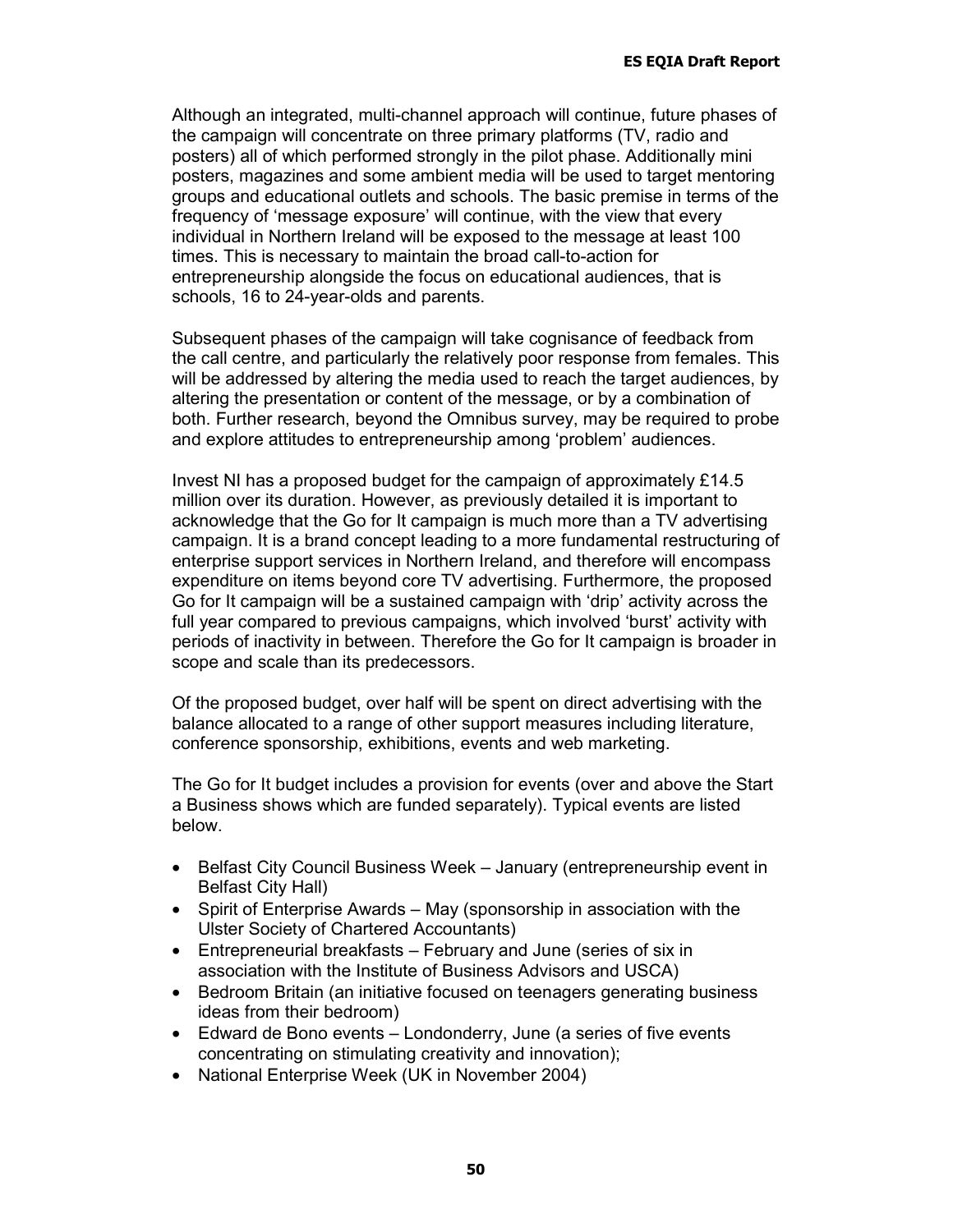Although an integrated, multi-channel approach will continue, future phases of the campaign will concentrate on three primary platforms (TV, radio and posters) all of which performed strongly in the pilot phase. Additionally mini posters, magazines and some ambient media will be used to target mentoring groups and educational outlets and schools. The basic premise in terms of the frequency of 'message exposure' will continue, with the view that every individual in Northern Ireland will be exposed to the message at least 100 times. This is necessary to maintain the broad call-to-action for entrepreneurship alongside the focus on educational audiences, that is schools, 16 to 24-year-olds and parents.

Subsequent phases of the campaign will take cognisance of feedback from the call centre, and particularly the relatively poor response from females. This will be addressed by altering the media used to reach the target audiences, by altering the presentation or content of the message, or by a combination of both. Further research, beyond the Omnibus survey, may be required to probe and explore attitudes to entrepreneurship among 'problem' audiences.

Invest NI has a proposed budget for the campaign of approximately £14.5 million over its duration. However, as previously detailed it is important to acknowledge that the Go for It campaign is much more than a TV advertising campaign. It is a brand concept leading to a more fundamental restructuring of enterprise support services in Northern Ireland, and therefore will encompass expenditure on items beyond core TV advertising. Furthermore, the proposed Go for It campaign will be a sustained campaign with 'drip' activity across the full year compared to previous campaigns, which involved 'burst' activity with periods of inactivity in between. Therefore the Go for It campaign is broader in scope and scale than its predecessors.

Of the proposed budget, over half will be spent on direct advertising with the balance allocated to a range of other support measures including literature, conference sponsorship, exhibitions, events and web marketing.

The Go for It budget includes a provision for events (over and above the Start a Business shows which are funded separately). Typical events are listed below.

- Belfast City Council Business Week – January (entrepreneurship event in Belfast City Hall)
- Spirit of Enterprise Awards – May (sponsorship in association with the Ulster Society of Chartered Accountants)
- Entrepreneurial breakfasts – February and June (series of six in association with the Institute of Business Advisors and USCA)
- Bedroom Britain (an initiative focused on teenagers generating business ideas from their bedroom)
- Edward de Bono events – Londonderry, June (a series of five events concentrating on stimulating creativity and innovation);
- National Enterprise Week (UK in November 2004)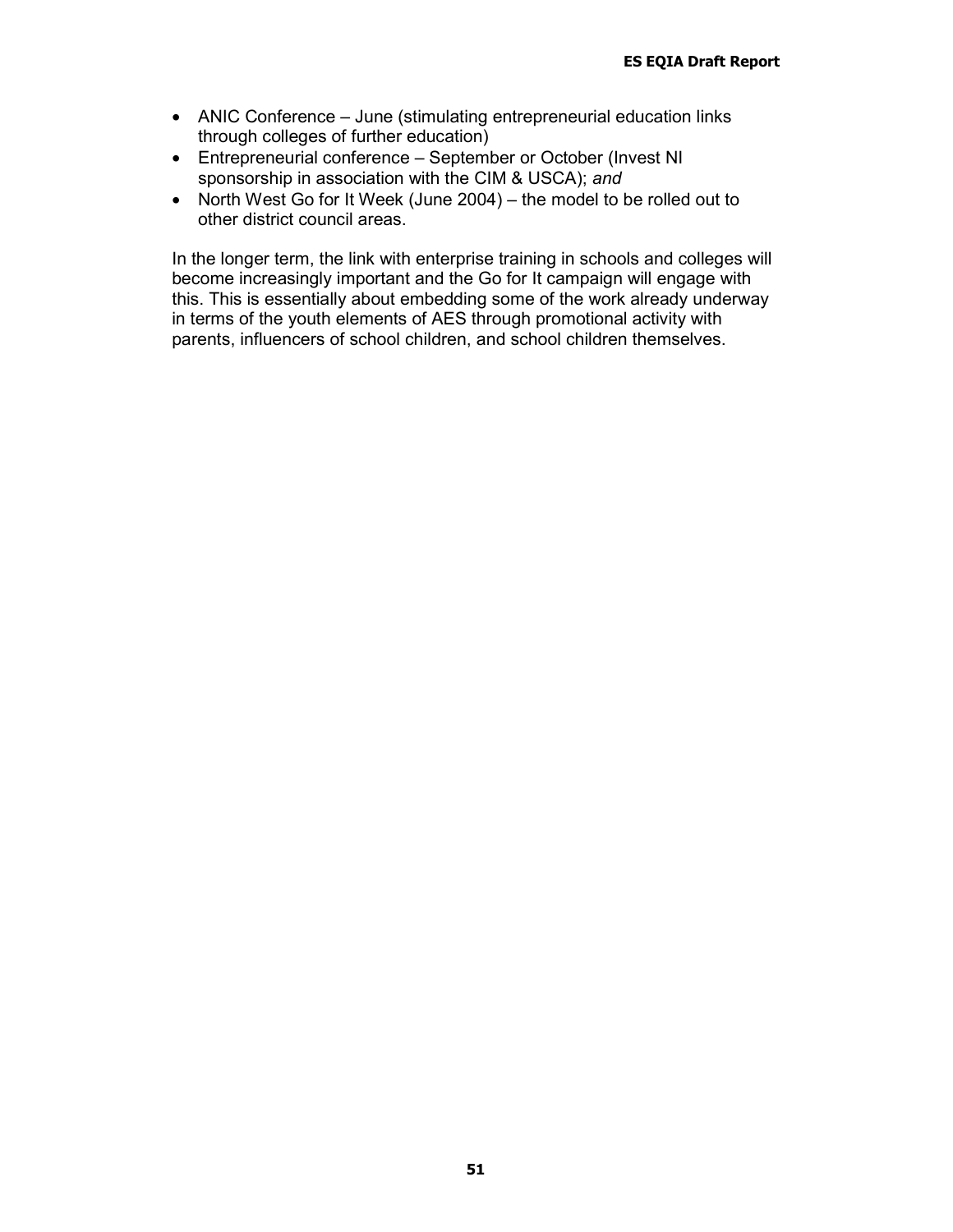- ANIC Conference – June (stimulating entrepreneurial education links through colleges of further education)
- Entrepreneurial conference – September or October (Invest NI sponsorship in association with the CIM & USCA); *and*
- North West Go for It Week (June 2004) – the model to be rolled out to other district council areas.

In the longer term, the link with enterprise training in schools and colleges will become increasingly important and the Go for It campaign will engage with this. This is essentially about embedding some of the work already underway in terms of the youth elements of AES through promotional activity with parents, influencers of school children, and school children themselves.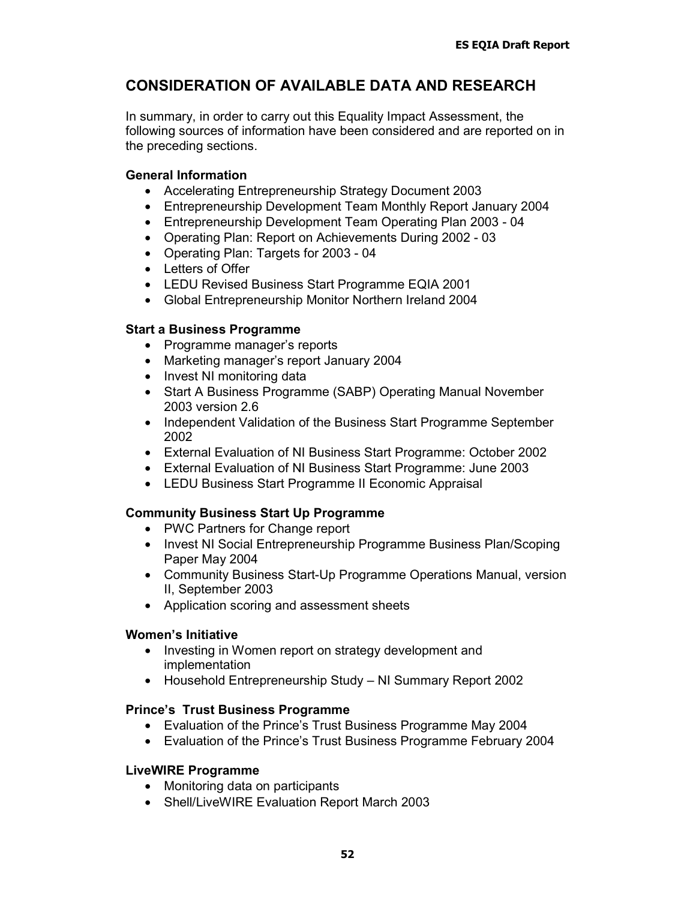## CONSIDERATION OF AVAILABLE DATA AND RESEARCH

In summary, in order to carry out this Equality Impact Assessment, the following sources of information have been considered and are reported on in the preceding sections.

**General Information**

- Accelerating Entrepreneurship Strategy Document 2003
- Entrepreneurship Development Team Monthly Report January 2004
- Entrepreneurship Development Team Operating Plan 2003 - 04
- Operating Plan: Report on Achievements During 2002 - 03
- Operating Plan: Targets for 2003 - 04
- Letters of Offer
- LEDU Revised Business Start Programme EQIA 2001
- Global Entrepreneurship Monitor Northern Ireland 2004

**Start a Business Programme**

- Programme manager's reports
- Marketing manager's report January 2004
- Invest NI monitoring data
- Start A Business Programme (SABP) Operating Manual November 2003 version 2.6
- Independent Validation of the Business Start Programme September 2002
- External Evaluation of NI Business Start Programme: October 2002
- External Evaluation of NI Business Start Programme: June 2003
- LEDU Business Start Programme II Economic Appraisal

**Community Business Start Up Programme**

- PWC Partners for Change report
- Invest NI Social Entrepreneurship Programme Business Plan/Scoping Paper May 2004
- Community Business Start-Up Programme Operations Manual, version II, September 2003
- Application scoring and assessment sheets

**Women's Initiative**

- Investing in Women report on strategy development and implementation
- Household Entrepreneurship Study – NI Summary Report 2002

**Prince's Trust Business Programme**

- Evaluation of the Prince's Trust Business Programme May 2004
- Evaluation of the Prince's Trust Business Programme February 2004

**LiveWIRE Programme**

- Monitoring data on participants
- Shell/LiveWIRE Evaluation Report March 2003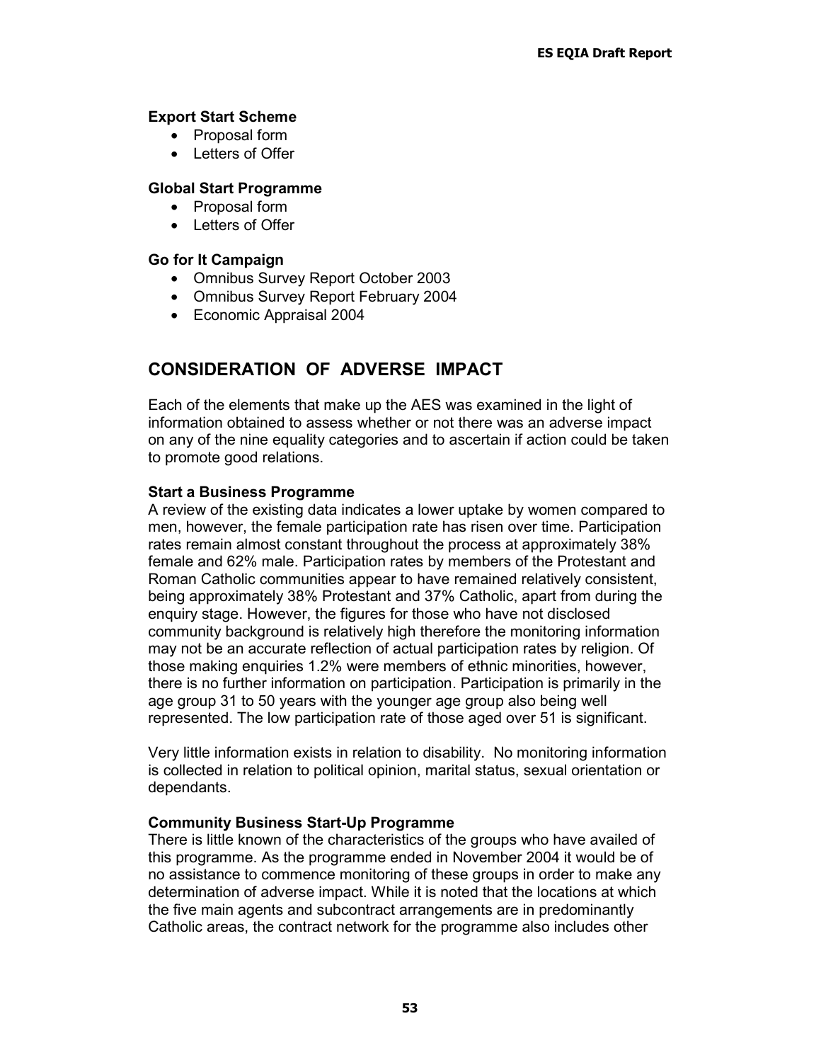**Export Start Scheme**

- Proposal form
- Letters of Offer

**Global Start Programme**

- Proposal form
- Letters of Offer

**Go for It Campaign**

- Omnibus Survey Report October 2003
- Omnibus Survey Report February 2004
- Economic Appraisal 2004

## CONSIDERATION OF ADVERSE IMPACT

Each of the elements that make up the AES was examined in the light of information obtained to assess whether or not there was an adverse impact on any of the nine equality categories and to ascertain if action could be taken to promote good relations.

**Start a Business Programme**

A review of the existing data indicates a lower uptake by women compared to men, however, the female participation rate has risen over time. Participation rates remain almost constant throughout the process at approximately 38% female and 62% male. Participation rates by members of the Protestant and Roman Catholic communities appear to have remained relatively consistent, being approximately 38% Protestant and 37% Catholic, apart from during the enquiry stage. However, the figures for those who have not disclosed community background is relatively high therefore the monitoring information may not be an accurate reflection of actual participation rates by religion. Of those making enquiries 1.2% were members of ethnic minorities, however, there is no further information on participation. Participation is primarily in the age group 31 to 50 years with the younger age group also being well represented. The low participation rate of those aged over 51 is significant.

Very little information exists in relation to disability. No monitoring information is collected in relation to political opinion, marital status, sexual orientation or dependants.

**Community Business Start-Up Programme**

There is little known of the characteristics of the groups who have availed of this programme. As the programme ended in November 2004 it would be of no assistance to commence monitoring of these groups in order to make any determination of adverse impact. While it is noted that the locations at which the five main agents and subcontract arrangements are in predominantly Catholic areas, the contract network for the programme also includes other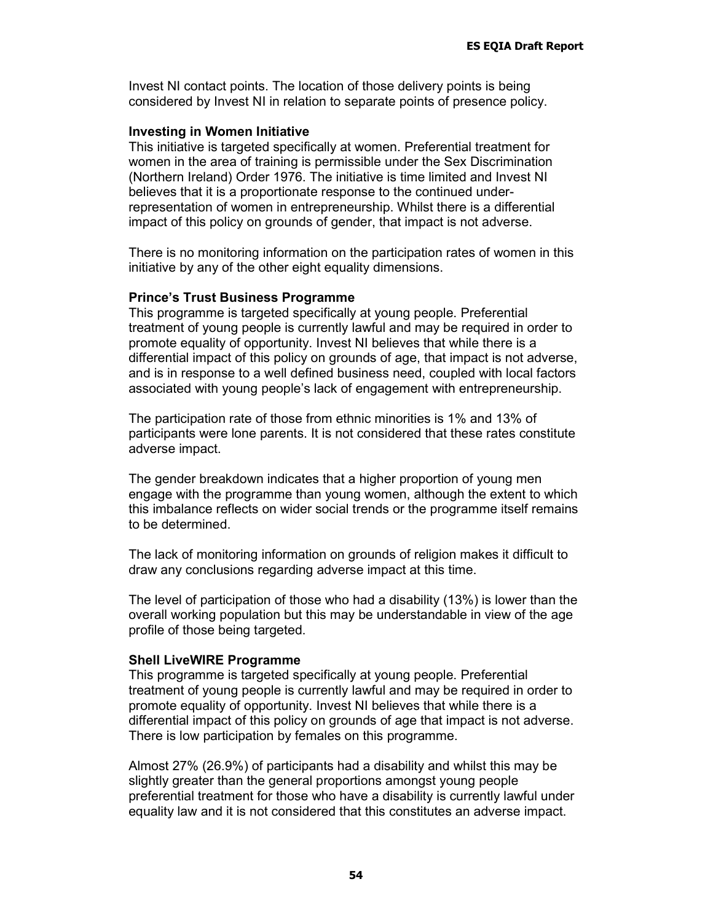Invest NI contact points. The location of those delivery points is being considered by Invest NI in relation to separate points of presence policy.

**Investing in Women Initiative**

This initiative is targeted specifically at women. Preferential treatment for women in the area of training is permissible under the Sex Discrimination (Northern Ireland) Order 1976. The initiative is time limited and Invest NI believes that it is a proportionate response to the continued under-representation of women in entrepreneurship. Whilst there is a differential impact of this policy on grounds of gender, that impact is not adverse.

There is no monitoring information on the participation rates of women in this initiative by any of the other eight equality dimensions.

**Prince's Trust Business Programme**

This programme is targeted specifically at young people. Preferential treatment of young people is currently lawful and may be required in order to promote equality of opportunity. Invest NI believes that while there is a differential impact of this policy on grounds of age, that impact is not adverse, and is in response to a well defined business need, coupled with local factors associated with young people's lack of engagement with entrepreneurship.

The participation rate of those from ethnic minorities is 1% and 13% of participants were lone parents. It is not considered that these rates constitute adverse impact.

The gender breakdown indicates that a higher proportion of young men engage with the programme than young women, although the extent to which this imbalance reflects on wider social trends or the programme itself remains to be determined.

The lack of monitoring information on grounds of religion makes it difficult to draw any conclusions regarding adverse impact at this time.

The level of participation of those who had a disability (13%) is lower than the overall working population but this may be understandable in view of the age profile of those being targeted.

**Shell LiveWIRE Programme**

This programme is targeted specifically at young people. Preferential treatment of young people is currently lawful and may be required in order to promote equality of opportunity. Invest NI believes that while there is a differential impact of this policy on grounds of age that impact is not adverse. There is low participation by females on this programme.

Almost 27% (26.9%) of participants had a disability and whilst this may be slightly greater than the general proportions amongst young people preferential treatment for those who have a disability is currently lawful under equality law and it is not considered that this constitutes an adverse impact.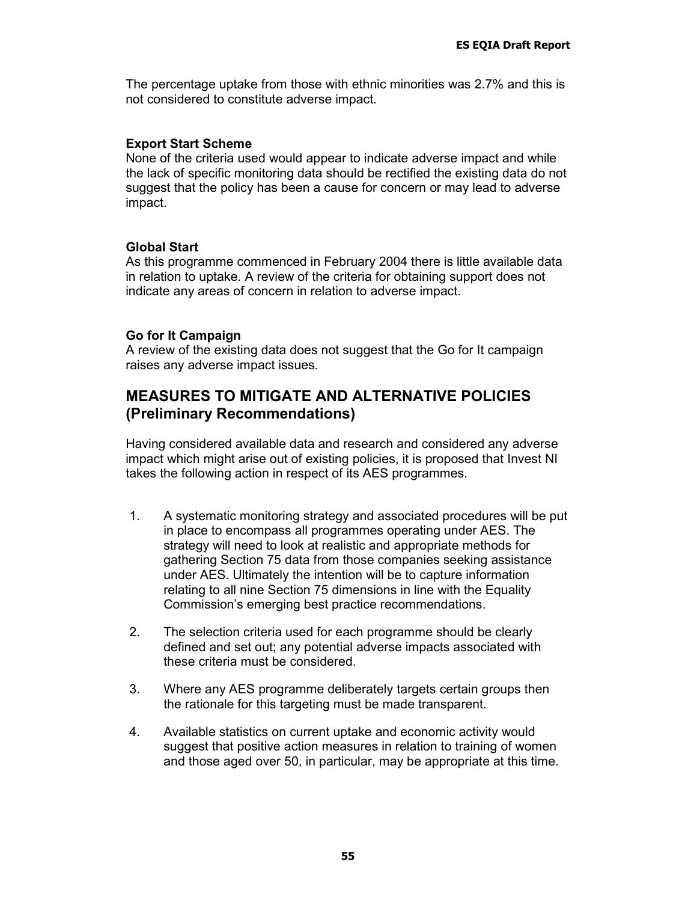The percentage uptake from those with ethnic minorities was 2.7% and this is not considered to constitute adverse impact.

**Export Start Scheme**

None of the criteria used would appear to indicate adverse impact and while the lack of specific monitoring data should be rectified the existing data do not suggest that the policy has been a cause for concern or may lead to adverse impact.

**Global Start**

As this programme commenced in February 2004 there is little available data in relation to uptake. A review of the criteria for obtaining support does not indicate any areas of concern in relation to adverse impact.

**Go for It Campaign**

A review of the existing data does not suggest that the Go for It campaign raises any adverse impact issues.

## MEASURES TO MITIGATE AND ALTERNATIVE POLICIES (Preliminary Recommendations)

Having considered available data and research and considered any adverse impact which might arise out of existing policies, it is proposed that Invest NI takes the following action in respect of its AES programmes.

1. A systematic monitoring strategy and associated procedures will be put in place to encompass all programmes operating under AES. The strategy will need to look at realistic and appropriate methods for gathering Section 75 data from those companies seeking assistance under AES. Ultimately the intention will be to capture information relating to all nine Section 75 dimensions in line with the Equality Commission's emerging best practice recommendations.

2. The selection criteria used for each programme should be clearly defined and set out; any potential adverse impacts associated with these criteria must be considered.

3. Where any AES programme deliberately targets certain groups then the rationale for this targeting must be made transparent.

4. Available statistics on current uptake and economic activity would suggest that positive action measures in relation to training of women and those aged over 50, in particular, may be appropriate at this time.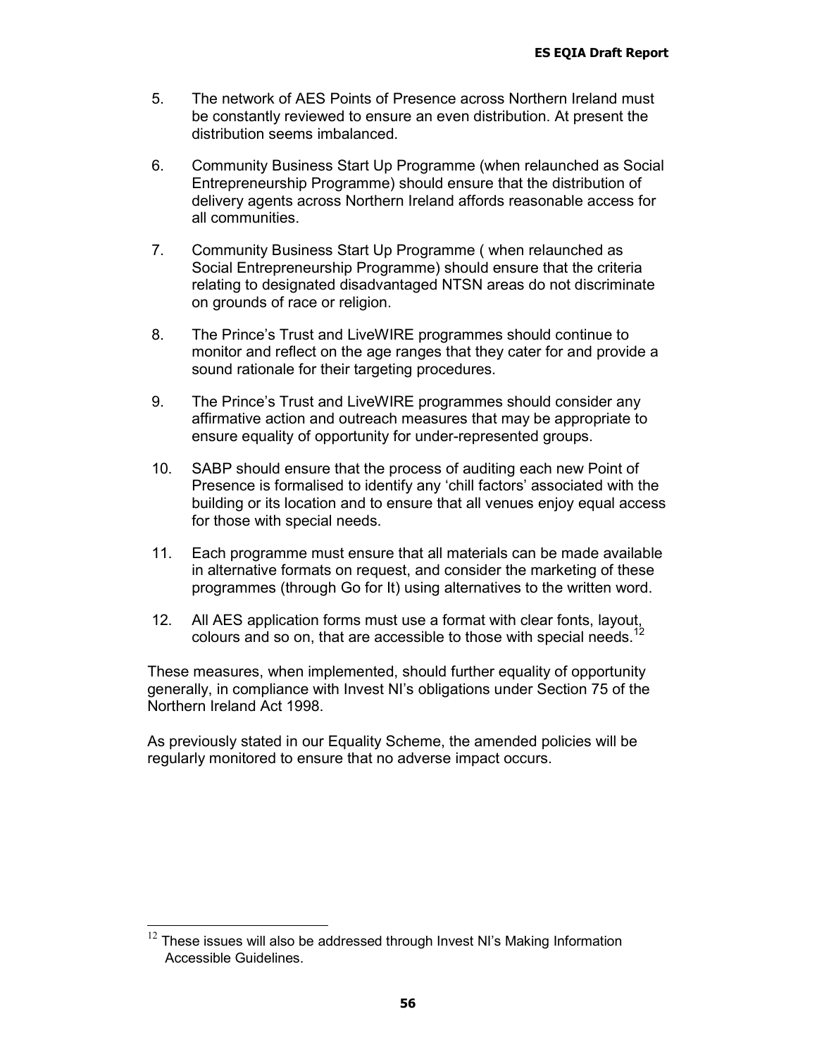5. The network of AES Points of Presence across Northern Ireland must be constantly reviewed to ensure an even distribution. At present the distribution seems imbalanced.

6. Community Business Start Up Programme (when relaunched as Social Entrepreneurship Programme) should ensure that the distribution of delivery agents across Northern Ireland affords reasonable access for all communities.

7. Community Business Start Up Programme ( when relaunched as Social Entrepreneurship Programme) should ensure that the criteria relating to designated disadvantaged NTSN areas do not discriminate on grounds of race or religion.

8. The Prince's Trust and LiveWIRE programmes should continue to monitor and reflect on the age ranges that they cater for and provide a sound rationale for their targeting procedures.

9. The Prince's Trust and LiveWIRE programmes should consider any affirmative action and outreach measures that may be appropriate to ensure equality of opportunity for under-represented groups.

10. SABP should ensure that the process of auditing each new Point of Presence is formalised to identify any 'chill factors' associated with the building or its location and to ensure that all venues enjoy equal access for those with special needs.

11. Each programme must ensure that all materials can be made available in alternative formats on request, and consider the marketing of these programmes (through Go for It) using alternatives to the written word.

12. All AES application forms must use a format with clear fonts, layout, colours and so on, that are accessible to those with special needs.[12]

These measures, when implemented, should further equality of opportunity generally, in compliance with Invest NI's obligations under Section 75 of the Northern Ireland Act 1998.

As previously stated in our Equality Scheme, the amended policies will be regularly monitored to ensure that no adverse impact occurs.

[12] These issues will also be addressed through Invest NI's Making Information Accessible Guidelines.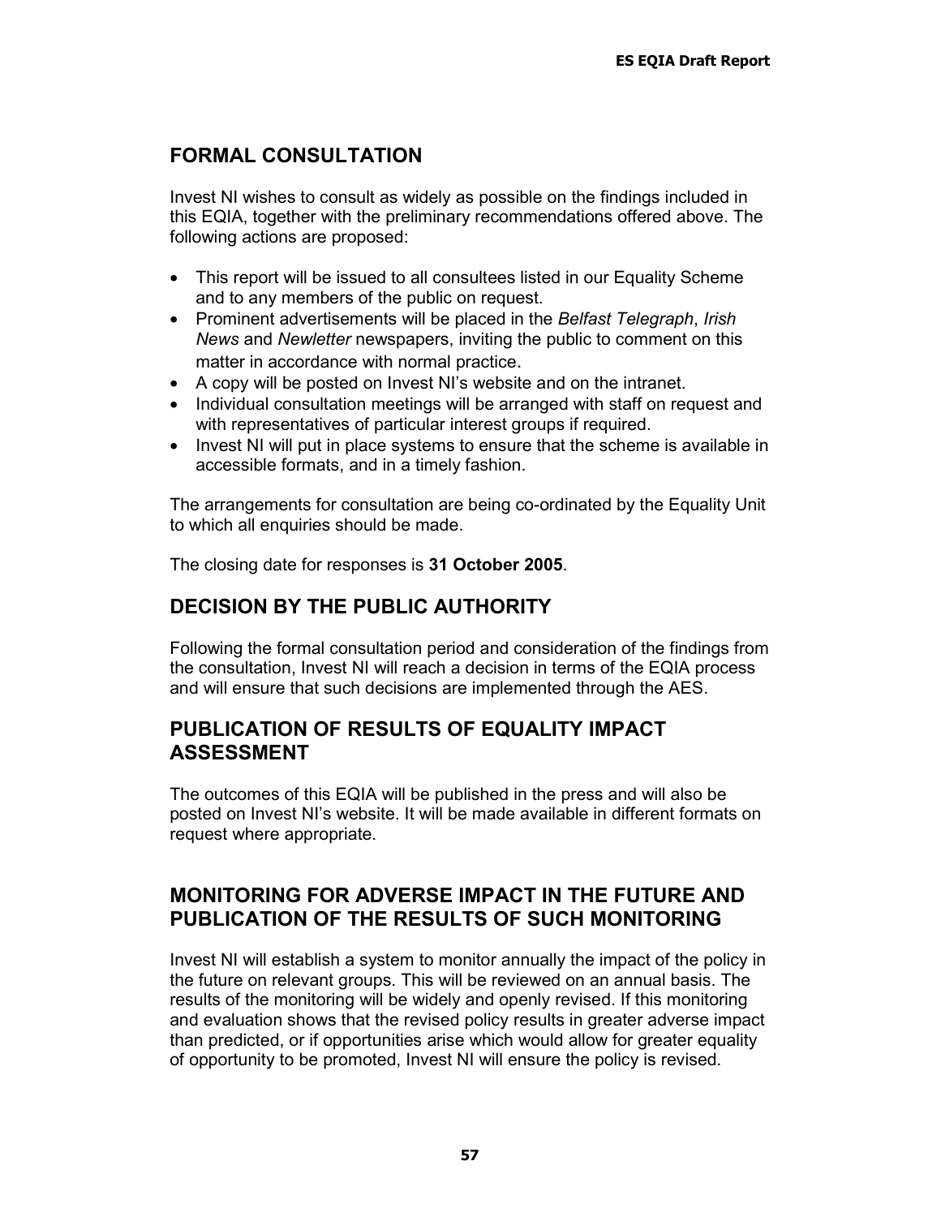## FORMAL CONSULTATION

Invest NI wishes to consult as widely as possible on the findings included in this EQIA, together with the preliminary recommendations offered above. The following actions are proposed:

- This report will be issued to all consultees listed in our Equality Scheme and to any members of the public on request.
- Prominent advertisements will be placed in the *Belfast Telegraph*, *Irish News* and *Newletter* newspapers, inviting the public to comment on this matter in accordance with normal practice.
- A copy will be posted on Invest NI's website and on the intranet.
- Individual consultation meetings will be arranged with staff on request and with representatives of particular interest groups if required.
- Invest NI will put in place systems to ensure that the scheme is available in accessible formats, and in a timely fashion.

The arrangements for consultation are being co-ordinated by the Equality Unit to which all enquiries should be made.

The closing date for responses is **31 October 2005**.

## DECISION BY THE PUBLIC AUTHORITY

Following the formal consultation period and consideration of the findings from the consultation, Invest NI will reach a decision in terms of the EQIA process and will ensure that such decisions are implemented through the AES.

## PUBLICATION OF RESULTS OF EQUALITY IMPACT ASSESSMENT

The outcomes of this EQIA will be published in the press and will also be posted on Invest NI's website. It will be made available in different formats on request where appropriate.

## MONITORING FOR ADVERSE IMPACT IN THE FUTURE AND PUBLICATION OF THE RESULTS OF SUCH MONITORING

Invest NI will establish a system to monitor annually the impact of the policy in the future on relevant groups. This will be reviewed on an annual basis. The results of the monitoring will be widely and openly revised. If this monitoring and evaluation shows that the revised policy results in greater adverse impact than predicted, or if opportunities arise which would allow for greater equality of opportunity to be promoted, Invest NI will ensure the policy is revised.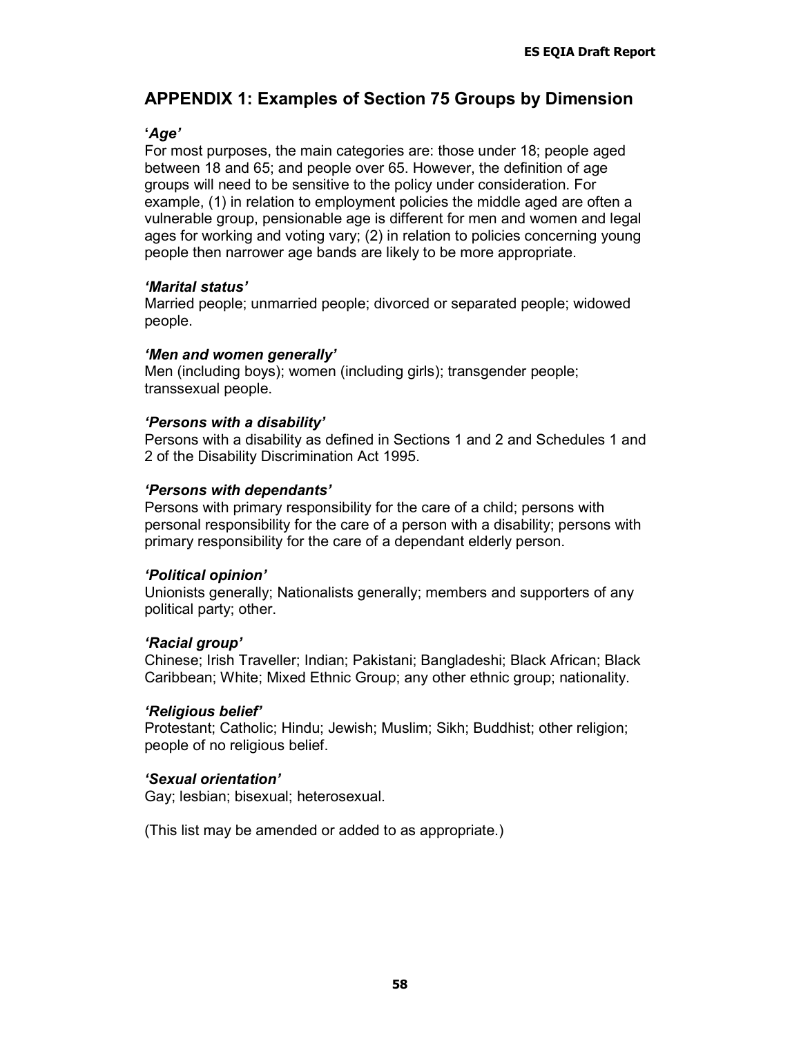## APPENDIX 1: Examples of Section 75 Groups by Dimension

**'*Age*'**

For most purposes, the main categories are: those under 18; people aged between 18 and 65; and people over 65. However, the definition of age groups will need to be sensitive to the policy under consideration. For example, (1) in relation to employment policies the middle aged are often a vulnerable group, pensionable age is different for men and women and legal ages for working and voting vary; (2) in relation to policies concerning young people then narrower age bands are likely to be more appropriate.

***'Marital status'***

Married people; unmarried people; divorced or separated people; widowed people.

***'Men and women generally'***

Men (including boys); women (including girls); transgender people; transsexual people.

***'Persons with a disability'***

Persons with a disability as defined in Sections 1 and 2 and Schedules 1 and 2 of the Disability Discrimination Act 1995.

***'Persons with dependants'***

Persons with primary responsibility for the care of a child; persons with personal responsibility for the care of a person with a disability; persons with primary responsibility for the care of a dependant elderly person.

***'Political opinion'***

Unionists generally; Nationalists generally; members and supporters of any political party; other.

***'Racial group'***

Chinese; Irish Traveller; Indian; Pakistani; Bangladeshi; Black African; Black Caribbean; White; Mixed Ethnic Group; any other ethnic group; nationality.

***'Religious belief'***

Protestant; Catholic; Hindu; Jewish; Muslim; Sikh; Buddhist; other religion; people of no religious belief.

***'Sexual orientation'***

Gay; lesbian; bisexual; heterosexual.

(This list may be amended or added to as appropriate.)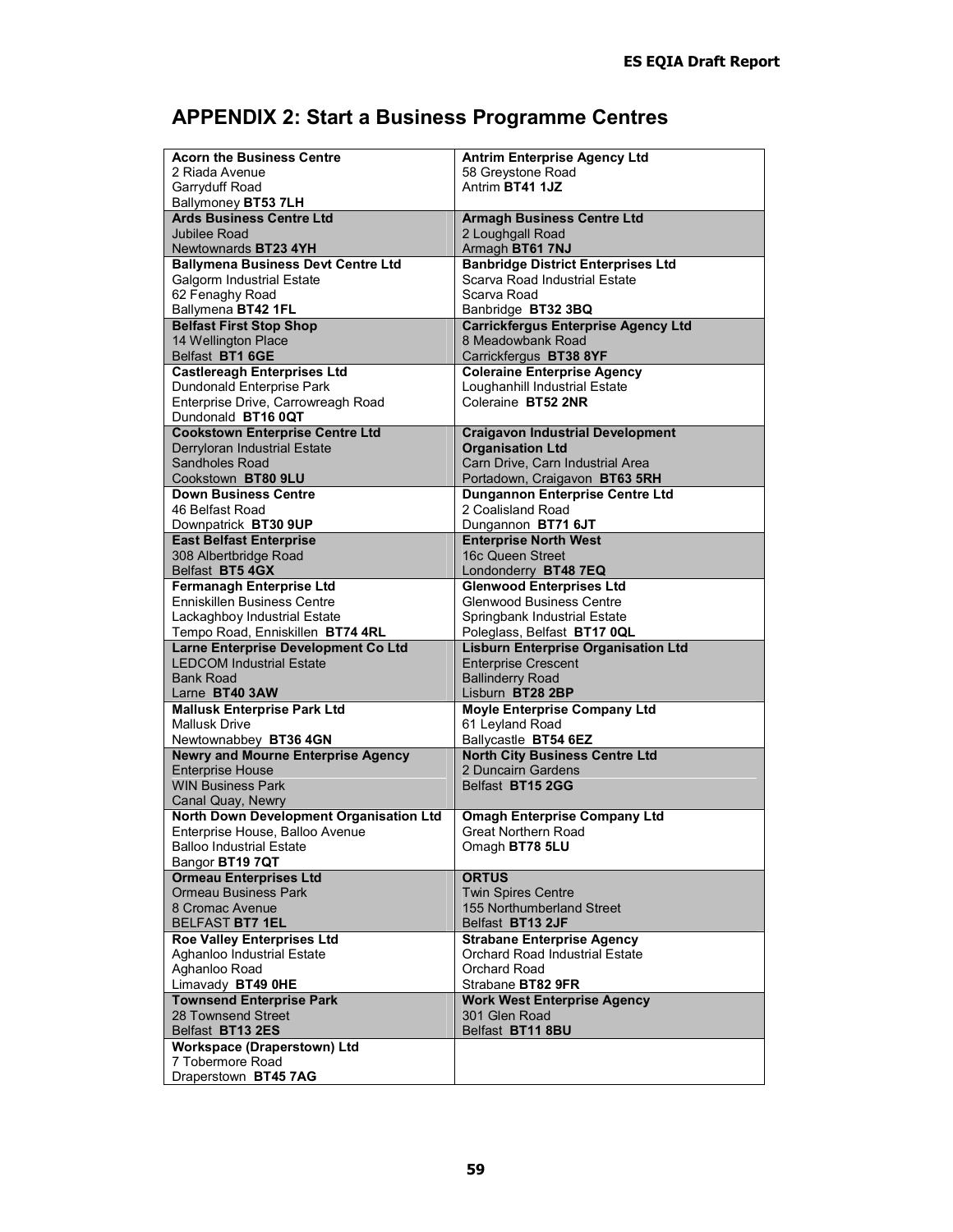## APPENDIX 2: Start a Business Programme Centres

| | |
|---|---|
| **Acorn the Business Centre**<br>2 Riada Avenue<br>Garryduff Road<br>Ballymoney **BT53 7LH** | **Antrim Enterprise Agency Ltd**<br>58 Greystone Road<br>Antrim **BT41 1JZ** |
| **Ards Business Centre Ltd**<br>Jubilee Road<br>Newtownards **BT23 4YH** | **Armagh Business Centre Ltd**<br>2 Loughgall Road<br>Armagh **BT61 7NJ** |
| **Ballymena Business Devt Centre Ltd**<br>Galgorm Industrial Estate<br>62 Fenaghy Road<br>Ballymena **BT42 1FL** | **Banbridge District Enterprises Ltd**<br>Scarva Road Industrial Estate<br>Scarva Road<br>Banbridge **BT32 3BQ** |
| **Belfast First Stop Shop**<br>14 Wellington Place<br>Belfast **BT1 6GE** | **Carrickfergus Enterprise Agency Ltd**<br>8 Meadowbank Road<br>Carrickfergus **BT38 8YF** |
| **Castlereagh Enterprises Ltd**<br>Dundonald Enterprise Park<br>Enterprise Drive, Carrowreagh Road<br>Dundonald **BT16 0QT** | **Coleraine Enterprise Agency**<br>Loughanhill Industrial Estate<br>Coleraine **BT52 2NR** |
| **Cookstown Enterprise Centre Ltd**<br>Derryloran Industrial Estate<br>Sandholes Road<br>Cookstown **BT80 9LU** | **Craigavon Industrial Development Organisation Ltd**<br>Carn Drive, Carn Industrial Area<br>Portadown, Craigavon **BT63 5RH** |
| **Down Business Centre**<br>46 Belfast Road<br>Downpatrick **BT30 9UP** | **Dungannon Enterprise Centre Ltd**<br>2 Coalisland Road<br>Dungannon **BT71 6JT** |
| **East Belfast Enterprise**<br>308 Albertbridge Road<br>Belfast **BT5 4GX** | **Enterprise North West**<br>16c Queen Street<br>Londonderry **BT48 7EQ** |
| **Fermanagh Enterprise Ltd**<br>Enniskillen Business Centre<br>Lackaghboy Industrial Estate<br>Tempo Road, Enniskillen **BT74 4RL** | **Glenwood Enterprises Ltd**<br>Glenwood Business Centre<br>Springbank Industrial Estate<br>Poleglass, Belfast **BT17 0QL** |
| **Larne Enterprise Development Co Ltd**<br>LEDCOM Industrial Estate<br>Bank Road<br>Larne **BT40 3AW** | **Lisburn Enterprise Organisation Ltd**<br>Enterprise Crescent<br>Ballinderry Road<br>Lisburn **BT28 2BP** |
| **Mallusk Enterprise Park Ltd**<br>Mallusk Drive<br>Newtownabbey **BT36 4GN** | **Moyle Enterprise Company Ltd**<br>61 Leyland Road<br>Ballycastle **BT54 6EZ** |
| **Newry and Mourne Enterprise Agency**<br>Enterprise House<br>WIN Business Park<br>Canal Quay, Newry | **North City Business Centre Ltd**<br>2 Duncairn Gardens<br>Belfast **BT15 2GG** |
| **North Down Development Organisation Ltd**<br>Enterprise House, Balloo Avenue<br>Balloo Industrial Estate<br>Bangor **BT19 7QT** | **Omagh Enterprise Company Ltd**<br>Great Northern Road<br>Omagh **BT78 5LU** |
| **Ormeau Enterprises Ltd**<br>Ormeau Business Park<br>8 Cromac Avenue<br>BELFAST **BT7 1EL** | **ORTUS**<br>Twin Spires Centre<br>155 Northumberland Street<br>Belfast **BT13 2JF** |
| **Roe Valley Enterprises Ltd**<br>Aghanloo Industrial Estate<br>Aghanloo Road<br>Limavady **BT49 0HE** | **Strabane Enterprise Agency**<br>Orchard Road Industrial Estate<br>Orchard Road<br>Strabane **BT82 9FR** |
| **Townsend Enterprise Park**<br>28 Townsend Street<br>Belfast **BT13 2ES** | **Work West Enterprise Agency**<br>301 Glen Road<br>Belfast **BT11 8BU** |
| **Workspace (Draperstown) Ltd**<br>7 Tobermore Road<br>Draperstown **BT45 7AG** | |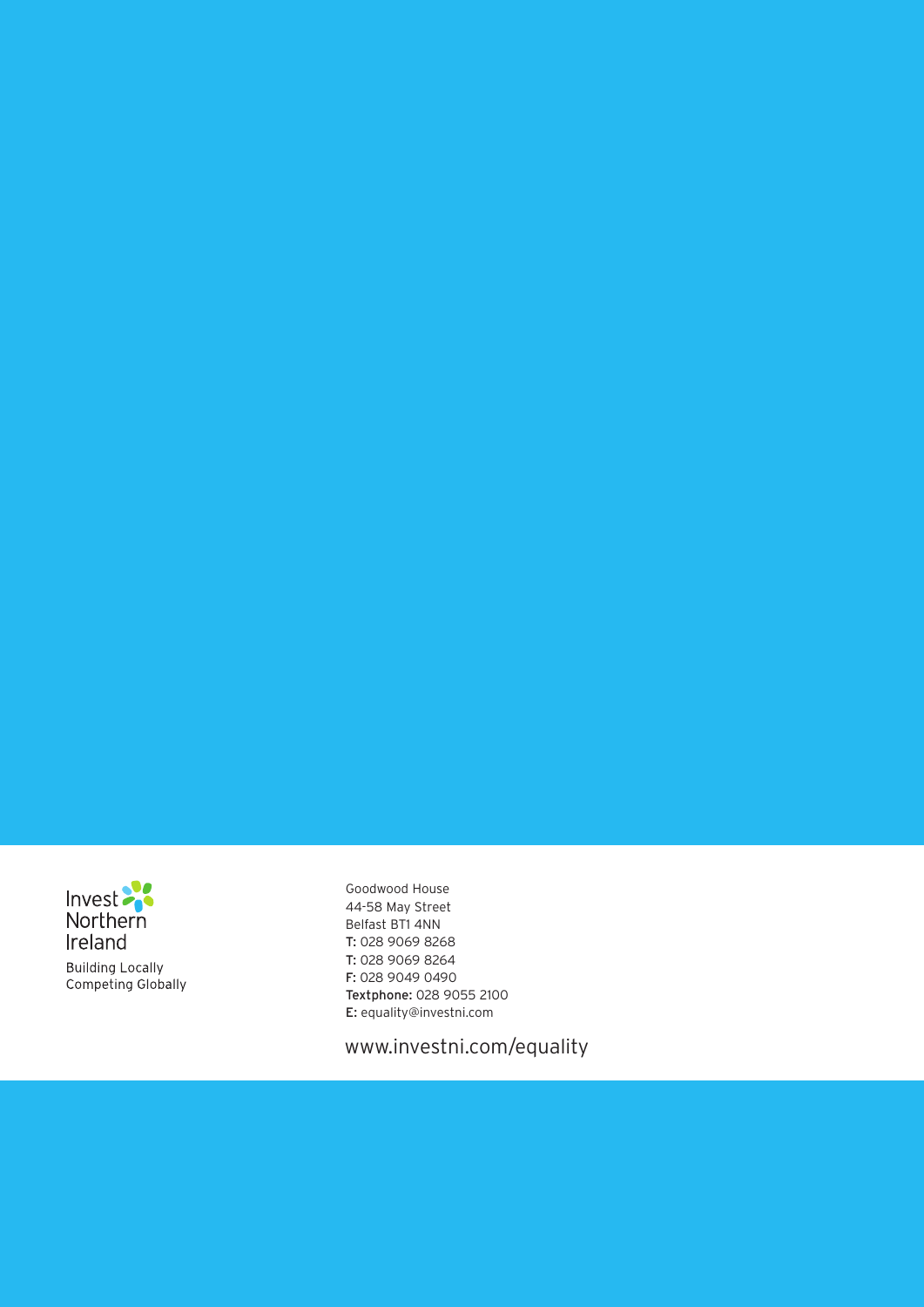Invest Northern Ireland

Building Locally
Competing Globally

Goodwood House
44-58 May Street
Belfast BT1 4NN
**T:** 028 9069 8268
**T:** 028 9069 8264
**F:** 028 9049 0490
**Textphone:** 028 9055 2100
**E:** equality@investni.com

www.investni.com/equality